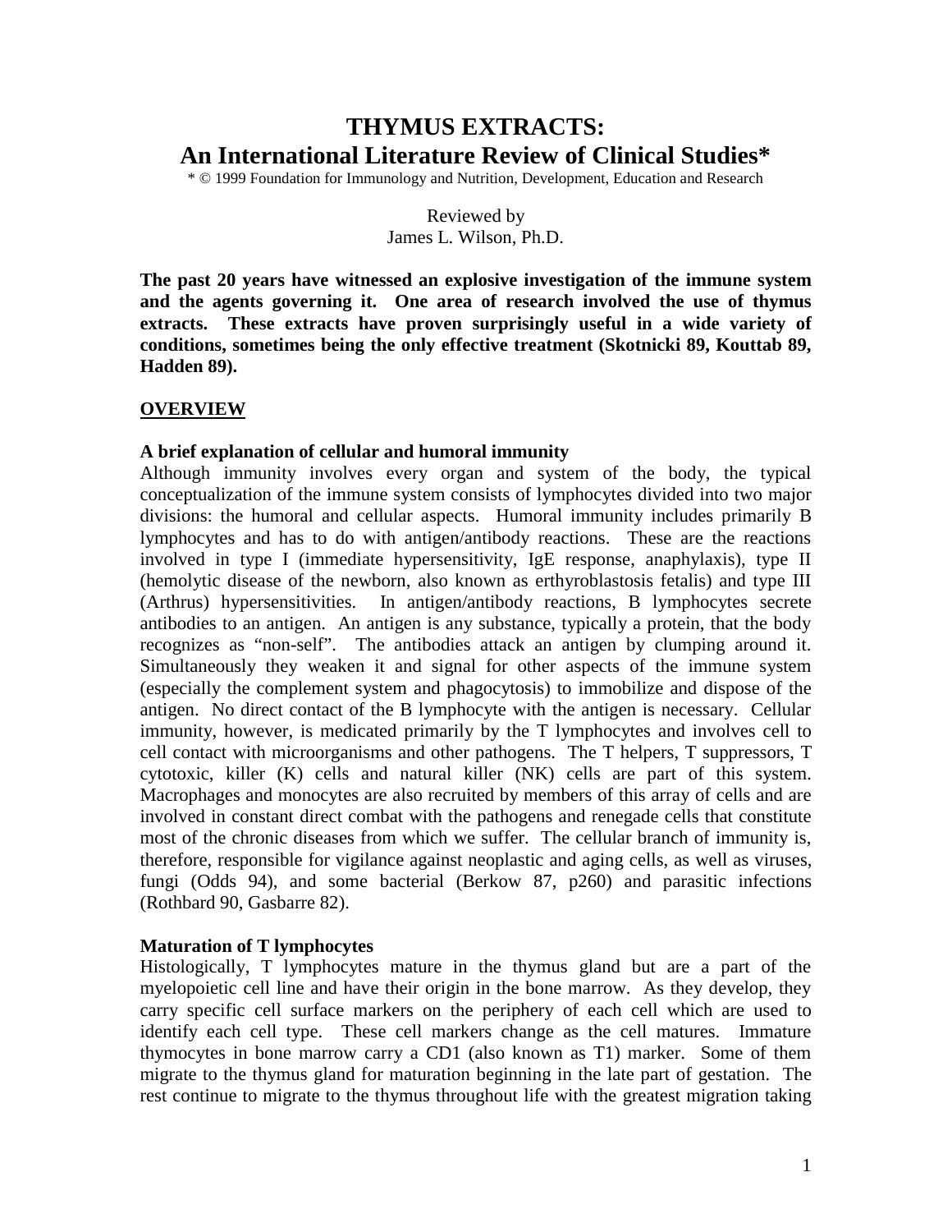# THYMUS EXTRACTS:
# An International Literature Review of Clinical Studies*

* © 1999 Foundation for Immunology and Nutrition, Development, Education and Research

Reviewed by
James L. Wilson, Ph.D.

**The past 20 years have witnessed an explosive investigation of the immune system and the agents governing it. One area of research involved the use of thymus extracts. These extracts have proven surprisingly useful in a wide variety of conditions, sometimes being the only effective treatment (Skotnicki 89, Kouttab 89, Hadden 89).**

## OVERVIEW

### A brief explanation of cellular and humoral immunity

Although immunity involves every organ and system of the body, the typical conceptualization of the immune system consists of lymphocytes divided into two major divisions: the humoral and cellular aspects. Humoral immunity includes primarily B lymphocytes and has to do with antigen/antibody reactions. These are the reactions involved in type I (immediate hypersensitivity, IgE response, anaphylaxis), type II (hemolytic disease of the newborn, also known as erthyroblastosis fetalis) and type III (Arthrus) hypersensitivities. In antigen/antibody reactions, B lymphocytes secrete antibodies to an antigen. An antigen is any substance, typically a protein, that the body recognizes as "non-self". The antibodies attack an antigen by clumping around it. Simultaneously they weaken it and signal for other aspects of the immune system (especially the complement system and phagocytosis) to immobilize and dispose of the antigen. No direct contact of the B lymphocyte with the antigen is necessary. Cellular immunity, however, is medicated primarily by the T lymphocytes and involves cell to cell contact with microorganisms and other pathogens. The T helpers, T suppressors, T cytotoxic, killer (K) cells and natural killer (NK) cells are part of this system. Macrophages and monocytes are also recruited by members of this array of cells and are involved in constant direct combat with the pathogens and renegade cells that constitute most of the chronic diseases from which we suffer. The cellular branch of immunity is, therefore, responsible for vigilance against neoplastic and aging cells, as well as viruses, fungi (Odds 94), and some bacterial (Berkow 87, p260) and parasitic infections (Rothbard 90, Gasbarre 82).

### Maturation of T lymphocytes

Histologically, T lymphocytes mature in the thymus gland but are a part of the myelopoietic cell line and have their origin in the bone marrow. As they develop, they carry specific cell surface markers on the periphery of each cell which are used to identify each cell type. These cell markers change as the cell matures. Immature thymocytes in bone marrow carry a CD1 (also known as T1) marker. Some of them migrate to the thymus gland for maturation beginning in the late part of gestation. The rest continue to migrate to the thymus throughout life with the greatest migration taking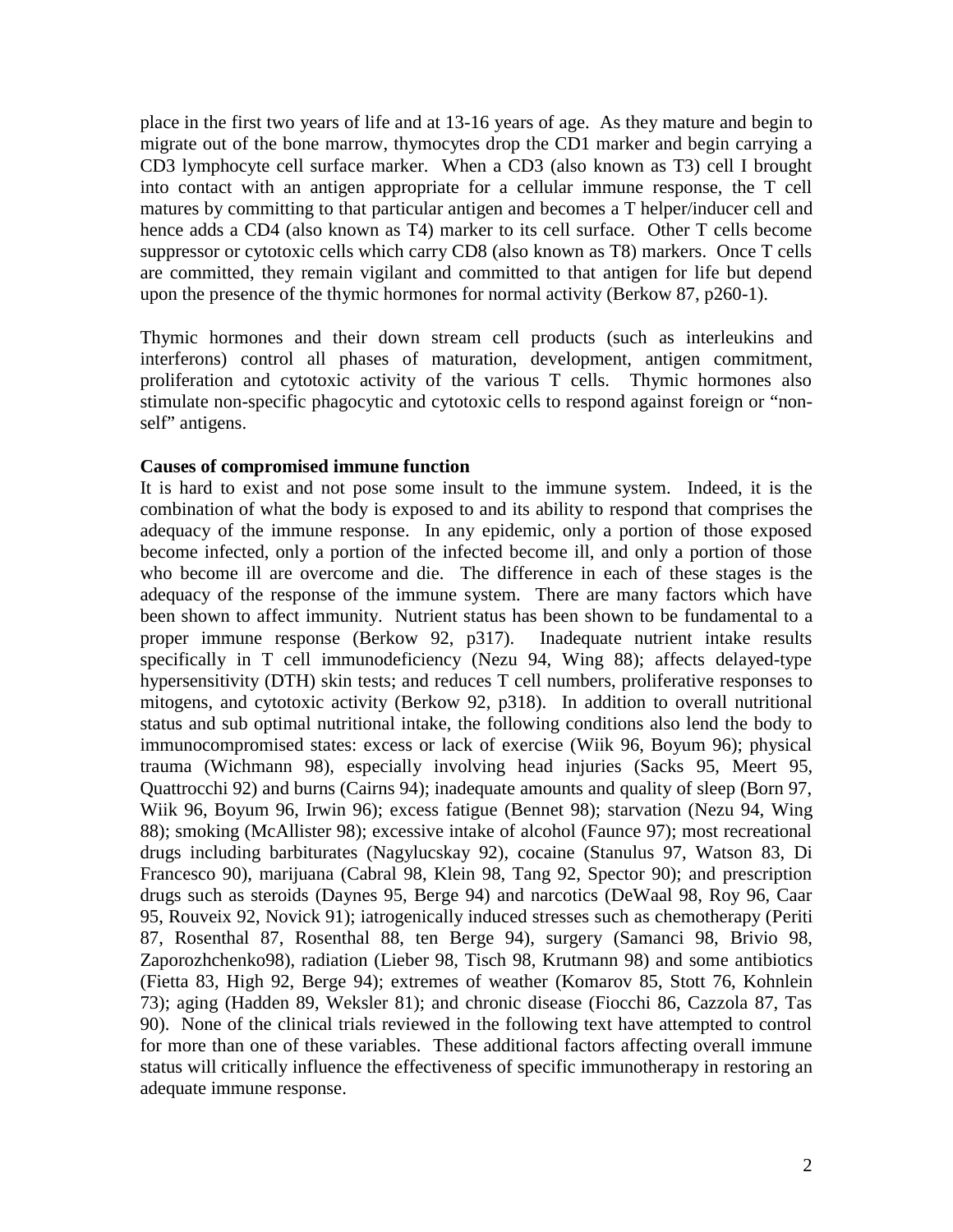place in the first two years of life and at 13-16 years of age. As they mature and begin to migrate out of the bone marrow, thymocytes drop the CD1 marker and begin carrying a CD3 lymphocyte cell surface marker. When a CD3 (also known as T3) cell I brought into contact with an antigen appropriate for a cellular immune response, the T cell matures by committing to that particular antigen and becomes a T helper/inducer cell and hence adds a CD4 (also known as T4) marker to its cell surface. Other T cells become suppressor or cytotoxic cells which carry CD8 (also known as T8) markers. Once T cells are committed, they remain vigilant and committed to that antigen for life but depend upon the presence of the thymic hormones for normal activity (Berkow 87, p260-1).

Thymic hormones and their down stream cell products (such as interleukins and interferons) control all phases of maturation, development, antigen commitment, proliferation and cytotoxic activity of the various T cells. Thymic hormones also stimulate non-specific phagocytic and cytotoxic cells to respond against foreign or "non-self" antigens.

**Causes of compromised immune function**

It is hard to exist and not pose some insult to the immune system. Indeed, it is the combination of what the body is exposed to and its ability to respond that comprises the adequacy of the immune response. In any epidemic, only a portion of those exposed become infected, only a portion of the infected become ill, and only a portion of those who become ill are overcome and die. The difference in each of these stages is the adequacy of the response of the immune system. There are many factors which have been shown to affect immunity. Nutrient status has been shown to be fundamental to a proper immune response (Berkow 92, p317). Inadequate nutrient intake results specifically in T cell immunodeficiency (Nezu 94, Wing 88); affects delayed-type hypersensitivity (DTH) skin tests; and reduces T cell numbers, proliferative responses to mitogens, and cytotoxic activity (Berkow 92, p318). In addition to overall nutritional status and sub optimal nutritional intake, the following conditions also lend the body to immunocompromised states: excess or lack of exercise (Wiik 96, Boyum 96); physical trauma (Wichmann 98), especially involving head injuries (Sacks 95, Meert 95, Quattrocchi 92) and burns (Cairns 94); inadequate amounts and quality of sleep (Born 97, Wiik 96, Boyum 96, Irwin 96); excess fatigue (Bennet 98); starvation (Nezu 94, Wing 88); smoking (McAllister 98); excessive intake of alcohol (Faunce 97); most recreational drugs including barbiturates (Nagylucskay 92), cocaine (Stanulus 97, Watson 83, Di Francesco 90), marijuana (Cabral 98, Klein 98, Tang 92, Spector 90); and prescription drugs such as steroids (Daynes 95, Berge 94) and narcotics (DeWaal 98, Roy 96, Caar 95, Rouveix 92, Novick 91); iatrogenically induced stresses such as chemotherapy (Periti 87, Rosenthal 87, Rosenthal 88, ten Berge 94), surgery (Samanci 98, Brivio 98, Zaporozhchenko98), radiation (Lieber 98, Tisch 98, Krutmann 98) and some antibiotics (Fietta 83, High 92, Berge 94); extremes of weather (Komarov 85, Stott 76, Kohnlein 73); aging (Hadden 89, Weksler 81); and chronic disease (Fiocchi 86, Cazzola 87, Tas 90). None of the clinical trials reviewed in the following text have attempted to control for more than one of these variables. These additional factors affecting overall immune status will critically influence the effectiveness of specific immunotherapy in restoring an adequate immune response.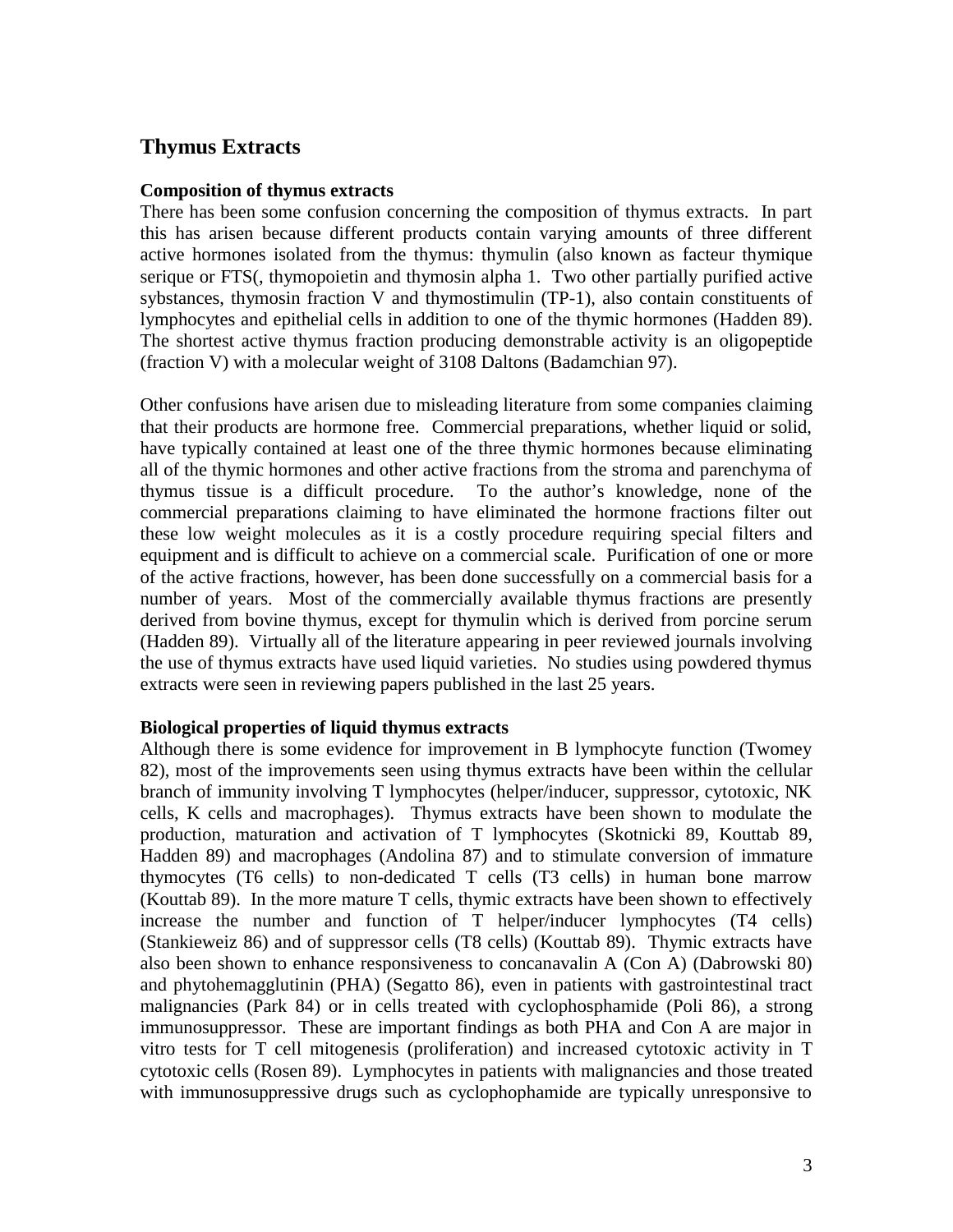## Thymus Extracts

### Composition of thymus extracts

There has been some confusion concerning the composition of thymus extracts. In part this has arisen because different products contain varying amounts of three different active hormones isolated from the thymus: thymulin (also known as facteur thymique serique or FTS(, thymopoietin and thymosin alpha 1. Two other partially purified active sybstances, thymosin fraction V and thymostimulin (TP-1), also contain constituents of lymphocytes and epithelial cells in addition to one of the thymic hormones (Hadden 89). The shortest active thymus fraction producing demonstrable activity is an oligopeptide (fraction V) with a molecular weight of 3108 Daltons (Badamchian 97).

Other confusions have arisen due to misleading literature from some companies claiming that their products are hormone free. Commercial preparations, whether liquid or solid, have typically contained at least one of the three thymic hormones because eliminating all of the thymic hormones and other active fractions from the stroma and parenchyma of thymus tissue is a difficult procedure. To the author's knowledge, none of the commercial preparations claiming to have eliminated the hormone fractions filter out these low weight molecules as it is a costly procedure requiring special filters and equipment and is difficult to achieve on a commercial scale. Purification of one or more of the active fractions, however, has been done successfully on a commercial basis for a number of years. Most of the commercially available thymus fractions are presently derived from bovine thymus, except for thymulin which is derived from porcine serum (Hadden 89). Virtually all of the literature appearing in peer reviewed journals involving the use of thymus extracts have used liquid varieties. No studies using powdered thymus extracts were seen in reviewing papers published in the last 25 years.

### Biological properties of liquid thymus extracts

Although there is some evidence for improvement in B lymphocyte function (Twomey 82), most of the improvements seen using thymus extracts have been within the cellular branch of immunity involving T lymphocytes (helper/inducer, suppressor, cytotoxic, NK cells, K cells and macrophages). Thymus extracts have been shown to modulate the production, maturation and activation of T lymphocytes (Skotnicki 89, Kouttab 89, Hadden 89) and macrophages (Andolina 87) and to stimulate conversion of immature thymocytes (T6 cells) to non-dedicated T cells (T3 cells) in human bone marrow (Kouttab 89). In the more mature T cells, thymic extracts have been shown to effectively increase the number and function of T helper/inducer lymphocytes (T4 cells) (Stankieweiz 86) and of suppressor cells (T8 cells) (Kouttab 89). Thymic extracts have also been shown to enhance responsiveness to concanavalin A (Con A) (Dabrowski 80) and phytohemagglutinin (PHA) (Segatto 86), even in patients with gastrointestinal tract malignancies (Park 84) or in cells treated with cyclophosphamide (Poli 86), a strong immunosuppressor. These are important findings as both PHA and Con A are major in vitro tests for T cell mitogenesis (proliferation) and increased cytotoxic activity in T cytotoxic cells (Rosen 89). Lymphocytes in patients with malignancies and those treated with immunosuppressive drugs such as cyclophophamide are typically unresponsive to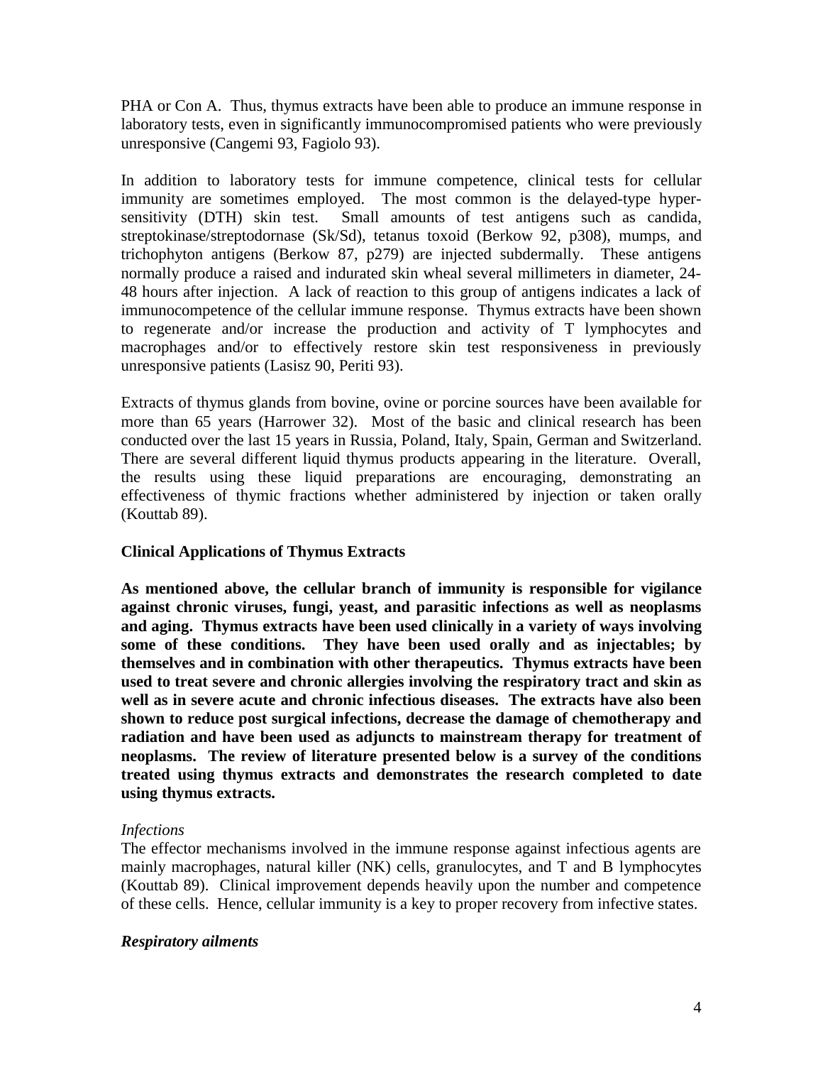PHA or Con A. Thus, thymus extracts have been able to produce an immune response in laboratory tests, even in significantly immunocompromised patients who were previously unresponsive (Cangemi 93, Fagiolo 93).

In addition to laboratory tests for immune competence, clinical tests for cellular immunity are sometimes employed. The most common is the delayed-type hypersensitivity (DTH) skin test. Small amounts of test antigens such as candida, streptokinase/streptodornase (Sk/Sd), tetanus toxoid (Berkow 92, p308), mumps, and trichophyton antigens (Berkow 87, p279) are injected subdermally. These antigens normally produce a raised and indurated skin wheal several millimeters in diameter, 24-48 hours after injection. A lack of reaction to this group of antigens indicates a lack of immunocompetence of the cellular immune response. Thymus extracts have been shown to regenerate and/or increase the production and activity of T lymphocytes and macrophages and/or to effectively restore skin test responsiveness in previously unresponsive patients (Lasisz 90, Periti 93).

Extracts of thymus glands from bovine, ovine or porcine sources have been available for more than 65 years (Harrower 32). Most of the basic and clinical research has been conducted over the last 15 years in Russia, Poland, Italy, Spain, German and Switzerland. There are several different liquid thymus products appearing in the literature. Overall, the results using these liquid preparations are encouraging, demonstrating an effectiveness of thymic fractions whether administered by injection or taken orally (Kouttab 89).

## Clinical Applications of Thymus Extracts

**As mentioned above, the cellular branch of immunity is responsible for vigilance against chronic viruses, fungi, yeast, and parasitic infections as well as neoplasms and aging. Thymus extracts have been used clinically in a variety of ways involving some of these conditions. They have been used orally and as injectables; by themselves and in combination with other therapeutics. Thymus extracts have been used to treat severe and chronic allergies involving the respiratory tract and skin as well as in severe acute and chronic infectious diseases. The extracts have also been shown to reduce post surgical infections, decrease the damage of chemotherapy and radiation and have been used as adjuncts to mainstream therapy for treatment of neoplasms. The review of literature presented below is a survey of the conditions treated using thymus extracts and demonstrates the research completed to date using thymus extracts.**

*Infections*

The effector mechanisms involved in the immune response against infectious agents are mainly macrophages, natural killer (NK) cells, granulocytes, and T and B lymphocytes (Kouttab 89). Clinical improvement depends heavily upon the number and competence of these cells. Hence, cellular immunity is a key to proper recovery from infective states.

***Respiratory ailments***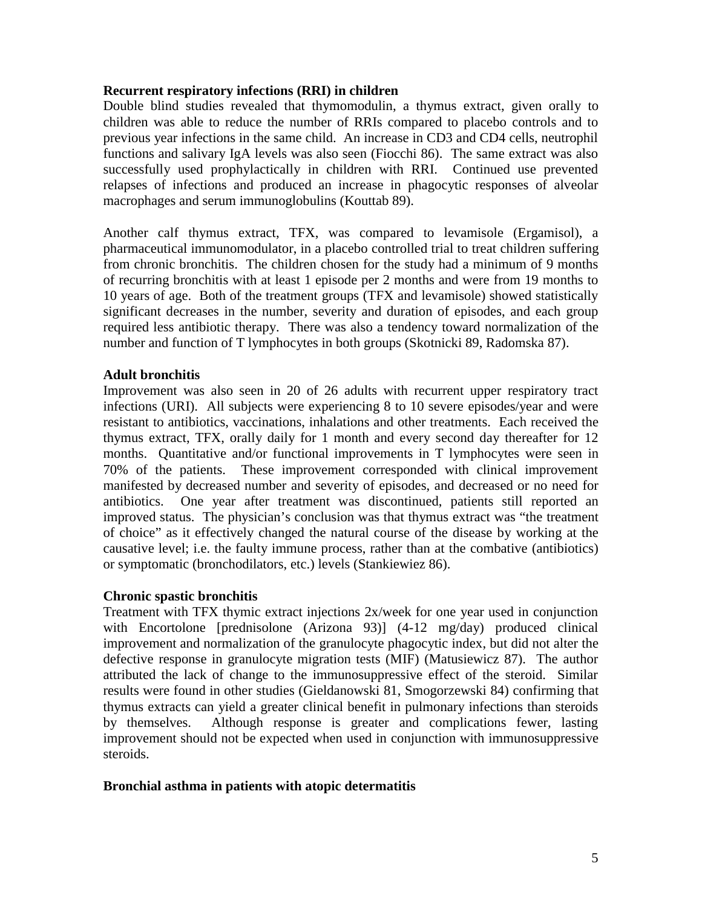**Recurrent respiratory infections (RRI) in children**

Double blind studies revealed that thymomodulin, a thymus extract, given orally to children was able to reduce the number of RRIs compared to placebo controls and to previous year infections in the same child. An increase in CD3 and CD4 cells, neutrophil functions and salivary IgA levels was also seen (Fiocchi 86). The same extract was also successfully used prophylactically in children with RRI. Continued use prevented relapses of infections and produced an increase in phagocytic responses of alveolar macrophages and serum immunoglobulins (Kouttab 89).

Another calf thymus extract, TFX, was compared to levamisole (Ergamisol), a pharmaceutical immunomodulator, in a placebo controlled trial to treat children suffering from chronic bronchitis. The children chosen for the study had a minimum of 9 months of recurring bronchitis with at least 1 episode per 2 months and were from 19 months to 10 years of age. Both of the treatment groups (TFX and levamisole) showed statistically significant decreases in the number, severity and duration of episodes, and each group required less antibiotic therapy. There was also a tendency toward normalization of the number and function of T lymphocytes in both groups (Skotnicki 89, Radomska 87).

**Adult bronchitis**

Improvement was also seen in 20 of 26 adults with recurrent upper respiratory tract infections (URI). All subjects were experiencing 8 to 10 severe episodes/year and were resistant to antibiotics, vaccinations, inhalations and other treatments. Each received the thymus extract, TFX, orally daily for 1 month and every second day thereafter for 12 months. Quantitative and/or functional improvements in T lymphocytes were seen in 70% of the patients. These improvement corresponded with clinical improvement manifested by decreased number and severity of episodes, and decreased or no need for antibiotics. One year after treatment was discontinued, patients still reported an improved status. The physician's conclusion was that thymus extract was "the treatment of choice" as it effectively changed the natural course of the disease by working at the causative level; i.e. the faulty immune process, rather than at the combative (antibiotics) or symptomatic (bronchodilators, etc.) levels (Stankiewiez 86).

**Chronic spastic bronchitis**

Treatment with TFX thymic extract injections 2x/week for one year used in conjunction with Encortolone [prednisolone (Arizona 93)] (4-12 mg/day) produced clinical improvement and normalization of the granulocyte phagocytic index, but did not alter the defective response in granulocyte migration tests (MIF) (Matusiewicz 87). The author attributed the lack of change to the immunosuppressive effect of the steroid. Similar results were found in other studies (Gieldanowski 81, Smogorzewski 84) confirming that thymus extracts can yield a greater clinical benefit in pulmonary infections than steroids by themselves. Although response is greater and complications fewer, lasting improvement should not be expected when used in conjunction with immunosuppressive steroids.

**Bronchial asthma in patients with atopic determatitis**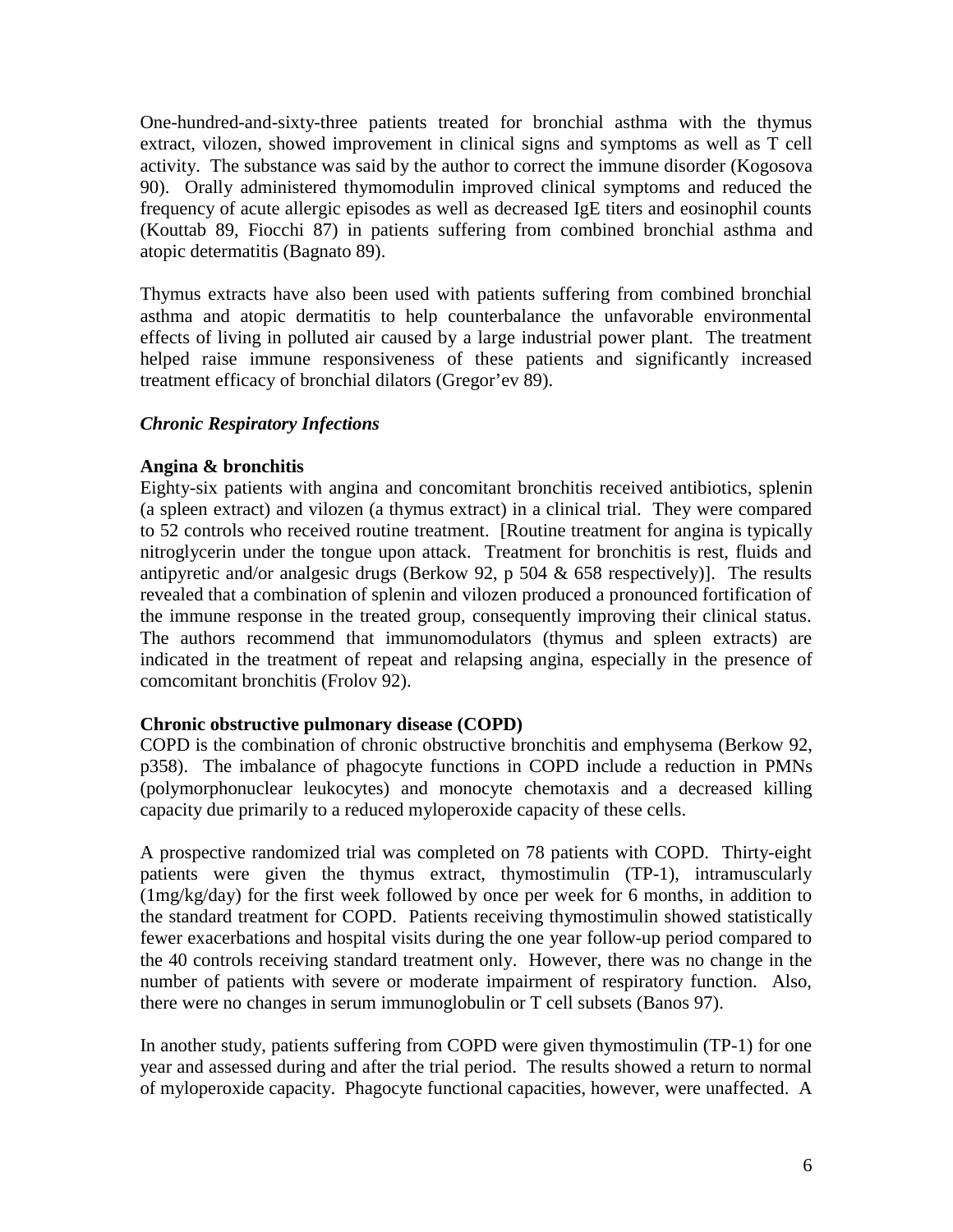One-hundred-and-sixty-three patients treated for bronchial asthma with the thymus extract, vilozen, showed improvement in clinical signs and symptoms as well as T cell activity. The substance was said by the author to correct the immune disorder (Kogosova 90). Orally administered thymomodulin improved clinical symptoms and reduced the frequency of acute allergic episodes as well as decreased IgE titers and eosinophil counts (Kouttab 89, Fiocchi 87) in patients suffering from combined bronchial asthma and atopic determatitis (Bagnato 89).

Thymus extracts have also been used with patients suffering from combined bronchial asthma and atopic dermatitis to help counterbalance the unfavorable environmental effects of living in polluted air caused by a large industrial power plant. The treatment helped raise immune responsiveness of these patients and significantly increased treatment efficacy of bronchial dilators (Gregor'ev 89).

### *Chronic Respiratory Infections*

**Angina & bronchitis**

Eighty-six patients with angina and concomitant bronchitis received antibiotics, splenin (a spleen extract) and vilozen (a thymus extract) in a clinical trial. They were compared to 52 controls who received routine treatment. [Routine treatment for angina is typically nitroglycerin under the tongue upon attack. Treatment for bronchitis is rest, fluids and antipyretic and/or analgesic drugs (Berkow 92, p 504 & 658 respectively)]. The results revealed that a combination of splenin and vilozen produced a pronounced fortification of the immune response in the treated group, consequently improving their clinical status. The authors recommend that immunomodulators (thymus and spleen extracts) are indicated in the treatment of repeat and relapsing angina, especially in the presence of comcomitant bronchitis (Frolov 92).

**Chronic obstructive pulmonary disease (COPD)**

COPD is the combination of chronic obstructive bronchitis and emphysema (Berkow 92, p358). The imbalance of phagocyte functions in COPD include a reduction in PMNs (polymorphonuclear leukocytes) and monocyte chemotaxis and a decreased killing capacity due primarily to a reduced myloperoxide capacity of these cells.

A prospective randomized trial was completed on 78 patients with COPD. Thirty-eight patients were given the thymus extract, thymostimulin (TP-1), intramuscularly (1mg/kg/day) for the first week followed by once per week for 6 months, in addition to the standard treatment for COPD. Patients receiving thymostimulin showed statistically fewer exacerbations and hospital visits during the one year follow-up period compared to the 40 controls receiving standard treatment only. However, there was no change in the number of patients with severe or moderate impairment of respiratory function. Also, there were no changes in serum immunoglobulin or T cell subsets (Banos 97).

In another study, patients suffering from COPD were given thymostimulin (TP-1) for one year and assessed during and after the trial period. The results showed a return to normal of myloperoxide capacity. Phagocyte functional capacities, however, were unaffected. A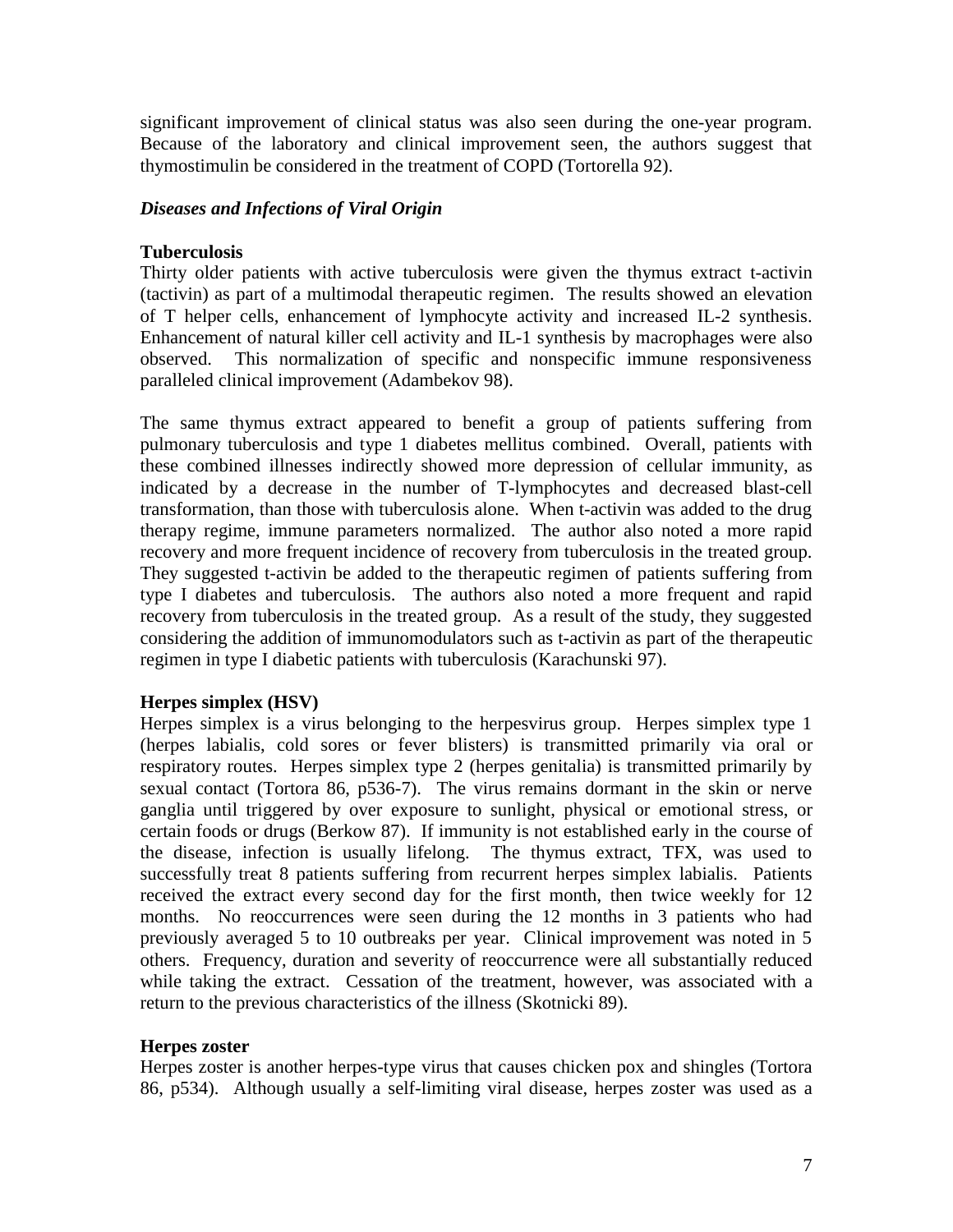significant improvement of clinical status was also seen during the one-year program. Because of the laboratory and clinical improvement seen, the authors suggest that thymostimulin be considered in the treatment of COPD (Tortorella 92).

### *Diseases and Infections of Viral Origin*

#### Tuberculosis

Thirty older patients with active tuberculosis were given the thymus extract t-activin (tactivin) as part of a multimodal therapeutic regimen. The results showed an elevation of T helper cells, enhancement of lymphocyte activity and increased IL-2 synthesis. Enhancement of natural killer cell activity and IL-1 synthesis by macrophages were also observed. This normalization of specific and nonspecific immune responsiveness paralleled clinical improvement (Adambekov 98).

The same thymus extract appeared to benefit a group of patients suffering from pulmonary tuberculosis and type 1 diabetes mellitus combined. Overall, patients with these combined illnesses indirectly showed more depression of cellular immunity, as indicated by a decrease in the number of T-lymphocytes and decreased blast-cell transformation, than those with tuberculosis alone. When t-activin was added to the drug therapy regime, immune parameters normalized. The author also noted a more rapid recovery and more frequent incidence of recovery from tuberculosis in the treated group. They suggested t-activin be added to the therapeutic regimen of patients suffering from type I diabetes and tuberculosis. The authors also noted a more frequent and rapid recovery from tuberculosis in the treated group. As a result of the study, they suggested considering the addition of immunomodulators such as t-activin as part of the therapeutic regimen in type I diabetic patients with tuberculosis (Karachunski 97).

#### Herpes simplex (HSV)

Herpes simplex is a virus belonging to the herpesvirus group. Herpes simplex type 1 (herpes labialis, cold sores or fever blisters) is transmitted primarily via oral or respiratory routes. Herpes simplex type 2 (herpes genitalia) is transmitted primarily by sexual contact (Tortora 86, p536-7). The virus remains dormant in the skin or nerve ganglia until triggered by over exposure to sunlight, physical or emotional stress, or certain foods or drugs (Berkow 87). If immunity is not established early in the course of the disease, infection is usually lifelong. The thymus extract, TFX, was used to successfully treat 8 patients suffering from recurrent herpes simplex labialis. Patients received the extract every second day for the first month, then twice weekly for 12 months. No reoccurrences were seen during the 12 months in 3 patients who had previously averaged 5 to 10 outbreaks per year. Clinical improvement was noted in 5 others. Frequency, duration and severity of reoccurrence were all substantially reduced while taking the extract. Cessation of the treatment, however, was associated with a return to the previous characteristics of the illness (Skotnicki 89).

#### Herpes zoster

Herpes zoster is another herpes-type virus that causes chicken pox and shingles (Tortora 86, p534). Although usually a self-limiting viral disease, herpes zoster was used as a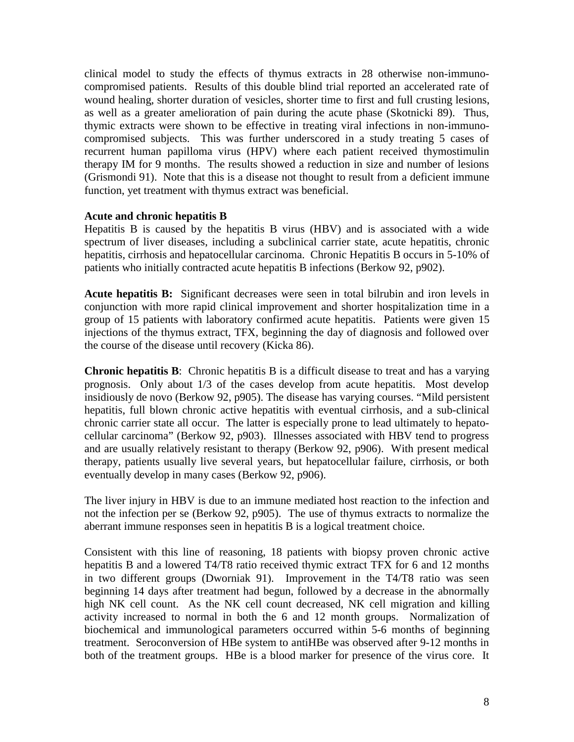clinical model to study the effects of thymus extracts in 28 otherwise non-immuno-compromised patients. Results of this double blind trial reported an accelerated rate of wound healing, shorter duration of vesicles, shorter time to first and full crusting lesions, as well as a greater amelioration of pain during the acute phase (Skotnicki 89). Thus, thymic extracts were shown to be effective in treating viral infections in non-immuno-compromised subjects. This was further underscored in a study treating 5 cases of recurrent human papilloma virus (HPV) where each patient received thymostimulin therapy IM for 9 months. The results showed a reduction in size and number of lesions (Grismondi 91). Note that this is a disease not thought to result from a deficient immune function, yet treatment with thymus extract was beneficial.

**Acute and chronic hepatitis B**

Hepatitis B is caused by the hepatitis B virus (HBV) and is associated with a wide spectrum of liver diseases, including a subclinical carrier state, acute hepatitis, chronic hepatitis, cirrhosis and hepatocellular carcinoma. Chronic Hepatitis B occurs in 5-10% of patients who initially contracted acute hepatitis B infections (Berkow 92, p902).

**Acute hepatitis B:** Significant decreases were seen in total bilrubin and iron levels in conjunction with more rapid clinical improvement and shorter hospitalization time in a group of 15 patients with laboratory confirmed acute hepatitis. Patients were given 15 injections of the thymus extract, TFX, beginning the day of diagnosis and followed over the course of the disease until recovery (Kicka 86).

**Chronic hepatitis B**: Chronic hepatitis B is a difficult disease to treat and has a varying prognosis. Only about 1/3 of the cases develop from acute hepatitis. Most develop insidiously de novo (Berkow 92, p905). The disease has varying courses. "Mild persistent hepatitis, full blown chronic active hepatitis with eventual cirrhosis, and a sub-clinical chronic carrier state all occur. The latter is especially prone to lead ultimately to hepato-cellular carcinoma" (Berkow 92, p903). Illnesses associated with HBV tend to progress and are usually relatively resistant to therapy (Berkow 92, p906). With present medical therapy, patients usually live several years, but hepatocellular failure, cirrhosis, or both eventually develop in many cases (Berkow 92, p906).

The liver injury in HBV is due to an immune mediated host reaction to the infection and not the infection per se (Berkow 92, p905). The use of thymus extracts to normalize the aberrant immune responses seen in hepatitis B is a logical treatment choice.

Consistent with this line of reasoning, 18 patients with biopsy proven chronic active hepatitis B and a lowered T4/T8 ratio received thymic extract TFX for 6 and 12 months in two different groups (Dworniak 91). Improvement in the T4/T8 ratio was seen beginning 14 days after treatment had begun, followed by a decrease in the abnormally high NK cell count. As the NK cell count decreased, NK cell migration and killing activity increased to normal in both the 6 and 12 month groups. Normalization of biochemical and immunological parameters occurred within 5-6 months of beginning treatment. Seroconversion of HBe system to antiHBe was observed after 9-12 months in both of the treatment groups. HBe is a blood marker for presence of the virus core. It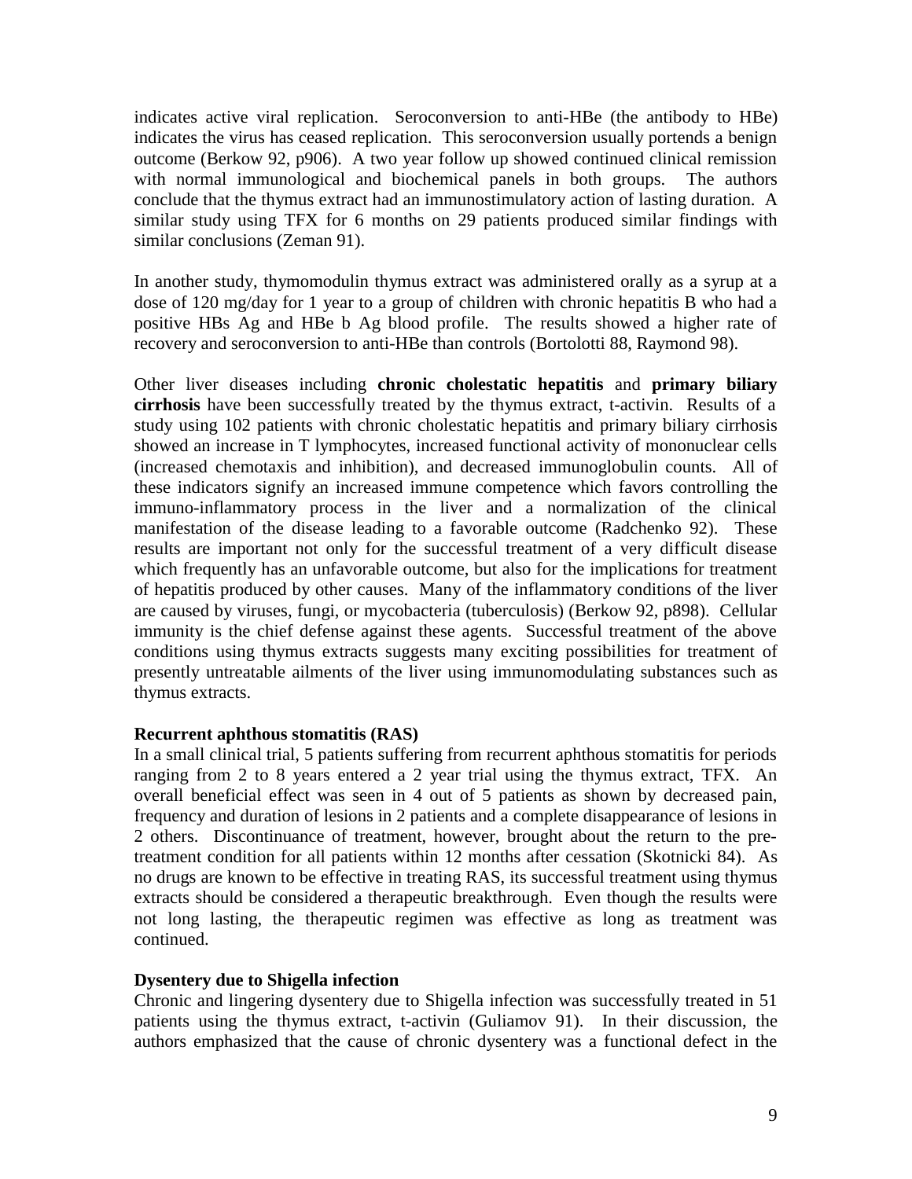indicates active viral replication. Seroconversion to anti-HBe (the antibody to HBe) indicates the virus has ceased replication. This seroconversion usually portends a benign outcome (Berkow 92, p906). A two year follow up showed continued clinical remission with normal immunological and biochemical panels in both groups. The authors conclude that the thymus extract had an immunostimulatory action of lasting duration. A similar study using TFX for 6 months on 29 patients produced similar findings with similar conclusions (Zeman 91).

In another study, thymomodulin thymus extract was administered orally as a syrup at a dose of 120 mg/day for 1 year to a group of children with chronic hepatitis B who had a positive HBs Ag and HBe b Ag blood profile. The results showed a higher rate of recovery and seroconversion to anti-HBe than controls (Bortolotti 88, Raymond 98).

Other liver diseases including **chronic cholestatic hepatitis** and **primary biliary cirrhosis** have been successfully treated by the thymus extract, t-activin. Results of a study using 102 patients with chronic cholestatic hepatitis and primary biliary cirrhosis showed an increase in T lymphocytes, increased functional activity of mononuclear cells (increased chemotaxis and inhibition), and decreased immunoglobulin counts. All of these indicators signify an increased immune competence which favors controlling the immuno-inflammatory process in the liver and a normalization of the clinical manifestation of the disease leading to a favorable outcome (Radchenko 92). These results are important not only for the successful treatment of a very difficult disease which frequently has an unfavorable outcome, but also for the implications for treatment of hepatitis produced by other causes. Many of the inflammatory conditions of the liver are caused by viruses, fungi, or mycobacteria (tuberculosis) (Berkow 92, p898). Cellular immunity is the chief defense against these agents. Successful treatment of the above conditions using thymus extracts suggests many exciting possibilities for treatment of presently untreatable ailments of the liver using immunomodulating substances such as thymus extracts.

**Recurrent aphthous stomatitis (RAS)**

In a small clinical trial, 5 patients suffering from recurrent aphthous stomatitis for periods ranging from 2 to 8 years entered a 2 year trial using the thymus extract, TFX. An overall beneficial effect was seen in 4 out of 5 patients as shown by decreased pain, frequency and duration of lesions in 2 patients and a complete disappearance of lesions in 2 others. Discontinuance of treatment, however, brought about the return to the pre-treatment condition for all patients within 12 months after cessation (Skotnicki 84). As no drugs are known to be effective in treating RAS, its successful treatment using thymus extracts should be considered a therapeutic breakthrough. Even though the results were not long lasting, the therapeutic regimen was effective as long as treatment was continued.

**Dysentery due to Shigella infection**

Chronic and lingering dysentery due to Shigella infection was successfully treated in 51 patients using the thymus extract, t-activin (Guliamov 91). In their discussion, the authors emphasized that the cause of chronic dysentery was a functional defect in the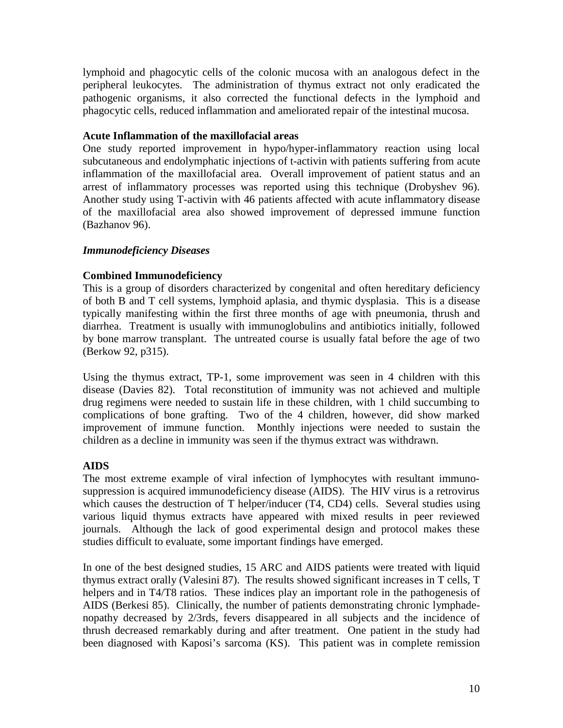lymphoid and phagocytic cells of the colonic mucosa with an analogous defect in the peripheral leukocytes. The administration of thymus extract not only eradicated the pathogenic organisms, it also corrected the functional defects in the lymphoid and phagocytic cells, reduced inflammation and ameliorated repair of the intestinal mucosa.

**Acute Inflammation of the maxillofacial areas**

One study reported improvement in hypo/hyper-inflammatory reaction using local subcutaneous and endolymphatic injections of t-activin with patients suffering from acute inflammation of the maxillofacial area. Overall improvement of patient status and an arrest of inflammatory processes was reported using this technique (Drobyshev 96). Another study using T-activin with 46 patients affected with acute inflammatory disease of the maxillofacial area also showed improvement of depressed immune function (Bazhanov 96).

***Immunodeficiency Diseases***

**Combined Immunodeficiency**

This is a group of disorders characterized by congenital and often hereditary deficiency of both B and T cell systems, lymphoid aplasia, and thymic dysplasia. This is a disease typically manifesting within the first three months of age with pneumonia, thrush and diarrhea. Treatment is usually with immunoglobulins and antibiotics initially, followed by bone marrow transplant. The untreated course is usually fatal before the age of two (Berkow 92, p315).

Using the thymus extract, TP-1, some improvement was seen in 4 children with this disease (Davies 82). Total reconstitution of immunity was not achieved and multiple drug regimens were needed to sustain life in these children, with 1 child succumbing to complications of bone grafting. Two of the 4 children, however, did show marked improvement of immune function. Monthly injections were needed to sustain the children as a decline in immunity was seen if the thymus extract was withdrawn.

**AIDS**

The most extreme example of viral infection of lymphocytes with resultant immuno-suppression is acquired immunodeficiency disease (AIDS). The HIV virus is a retrovirus which causes the destruction of T helper/inducer (T4, CD4) cells. Several studies using various liquid thymus extracts have appeared with mixed results in peer reviewed journals. Although the lack of good experimental design and protocol makes these studies difficult to evaluate, some important findings have emerged.

In one of the best designed studies, 15 ARC and AIDS patients were treated with liquid thymus extract orally (Valesini 87). The results showed significant increases in T cells, T helpers and in T4/T8 ratios. These indices play an important role in the pathogenesis of AIDS (Berkesi 85). Clinically, the number of patients demonstrating chronic lymphadenopathy decreased by 2/3rds, fevers disappeared in all subjects and the incidence of thrush decreased remarkably during and after treatment. One patient in the study had been diagnosed with Kaposi's sarcoma (KS). This patient was in complete remission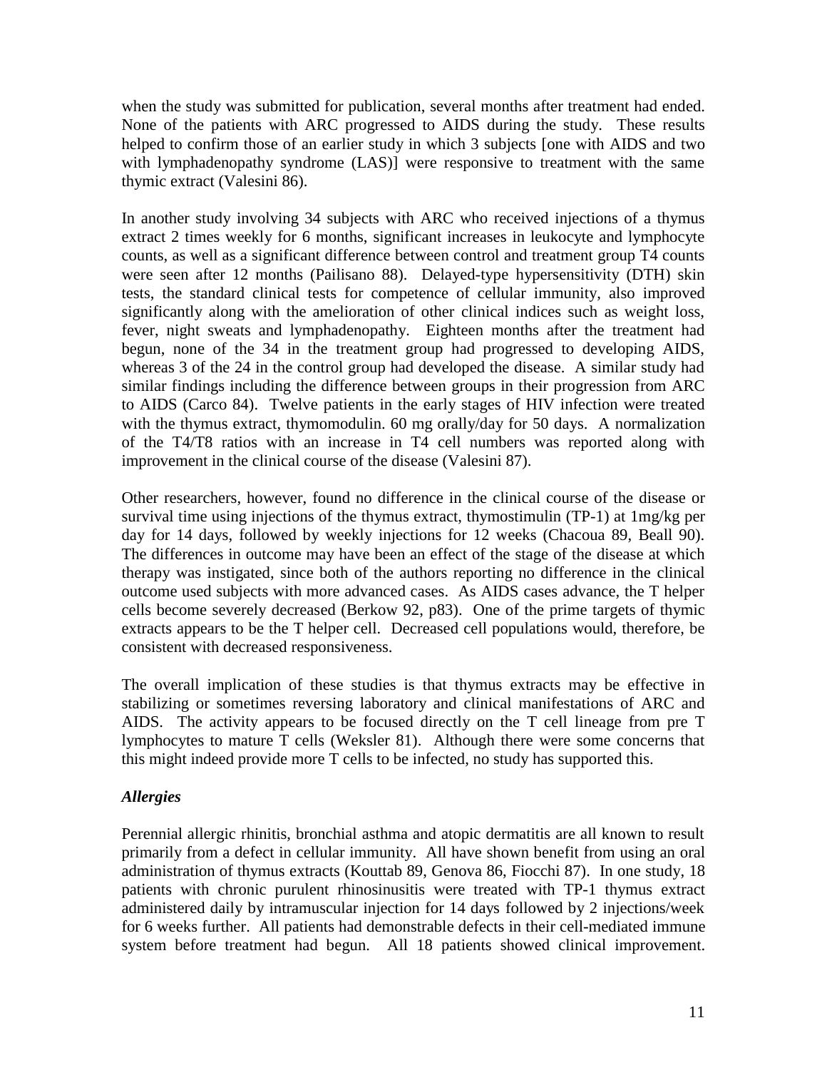when the study was submitted for publication, several months after treatment had ended. None of the patients with ARC progressed to AIDS during the study. These results helped to confirm those of an earlier study in which 3 subjects [one with AIDS and two with lymphadenopathy syndrome (LAS)] were responsive to treatment with the same thymic extract (Valesini 86).

In another study involving 34 subjects with ARC who received injections of a thymus extract 2 times weekly for 6 months, significant increases in leukocyte and lymphocyte counts, as well as a significant difference between control and treatment group T4 counts were seen after 12 months (Pailisano 88). Delayed-type hypersensitivity (DTH) skin tests, the standard clinical tests for competence of cellular immunity, also improved significantly along with the amelioration of other clinical indices such as weight loss, fever, night sweats and lymphadenopathy. Eighteen months after the treatment had begun, none of the 34 in the treatment group had progressed to developing AIDS, whereas 3 of the 24 in the control group had developed the disease. A similar study had similar findings including the difference between groups in their progression from ARC to AIDS (Carco 84). Twelve patients in the early stages of HIV infection were treated with the thymus extract, thymomodulin. 60 mg orally/day for 50 days. A normalization of the T4/T8 ratios with an increase in T4 cell numbers was reported along with improvement in the clinical course of the disease (Valesini 87).

Other researchers, however, found no difference in the clinical course of the disease or survival time using injections of the thymus extract, thymostimulin (TP-1) at 1mg/kg per day for 14 days, followed by weekly injections for 12 weeks (Chacoua 89, Beall 90). The differences in outcome may have been an effect of the stage of the disease at which therapy was instigated, since both of the authors reporting no difference in the clinical outcome used subjects with more advanced cases. As AIDS cases advance, the T helper cells become severely decreased (Berkow 92, p83). One of the prime targets of thymic extracts appears to be the T helper cell. Decreased cell populations would, therefore, be consistent with decreased responsiveness.

The overall implication of these studies is that thymus extracts may be effective in stabilizing or sometimes reversing laboratory and clinical manifestations of ARC and AIDS. The activity appears to be focused directly on the T cell lineage from pre T lymphocytes to mature T cells (Weksler 81). Although there were some concerns that this might indeed provide more T cells to be infected, no study has supported this.

### *Allergies*

Perennial allergic rhinitis, bronchial asthma and atopic dermatitis are all known to result primarily from a defect in cellular immunity. All have shown benefit from using an oral administration of thymus extracts (Kouttab 89, Genova 86, Fiocchi 87). In one study, 18 patients with chronic purulent rhinosinusitis were treated with TP-1 thymus extract administered daily by intramuscular injection for 14 days followed by 2 injections/week for 6 weeks further. All patients had demonstrable defects in their cell-mediated immune system before treatment had begun. All 18 patients showed clinical improvement.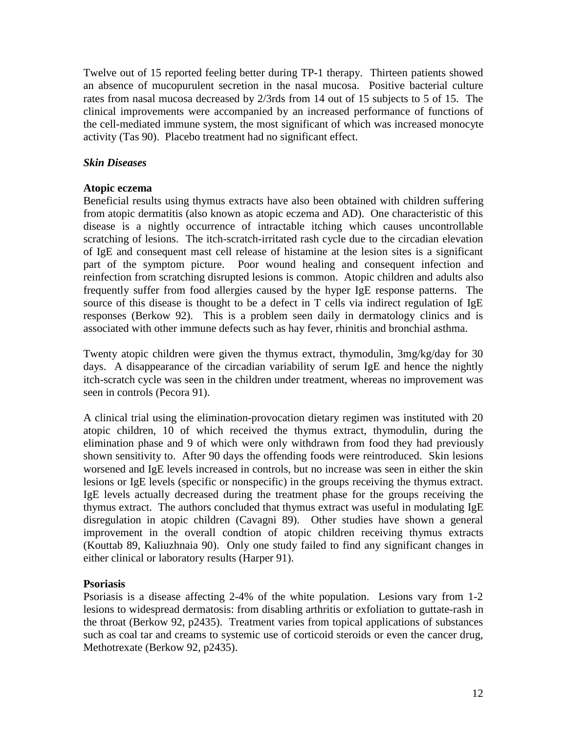Twelve out of 15 reported feeling better during TP-1 therapy. Thirteen patients showed an absence of mucopurulent secretion in the nasal mucosa. Positive bacterial culture rates from nasal mucosa decreased by 2/3rds from 14 out of 15 subjects to 5 of 15. The clinical improvements were accompanied by an increased performance of functions of the cell-mediated immune system, the most significant of which was increased monocyte activity (Tas 90). Placebo treatment had no significant effect.

### *Skin Diseases*

**Atopic eczema**

Beneficial results using thymus extracts have also been obtained with children suffering from atopic dermatitis (also known as atopic eczema and AD). One characteristic of this disease is a nightly occurrence of intractable itching which causes uncontrollable scratching of lesions. The itch-scratch-irritated rash cycle due to the circadian elevation of IgE and consequent mast cell release of histamine at the lesion sites is a significant part of the symptom picture. Poor wound healing and consequent infection and reinfection from scratching disrupted lesions is common. Atopic children and adults also frequently suffer from food allergies caused by the hyper IgE response patterns. The source of this disease is thought to be a defect in T cells via indirect regulation of IgE responses (Berkow 92). This is a problem seen daily in dermatology clinics and is associated with other immune defects such as hay fever, rhinitis and bronchial asthma.

Twenty atopic children were given the thymus extract, thymodulin, 3mg/kg/day for 30 days. A disappearance of the circadian variability of serum IgE and hence the nightly itch-scratch cycle was seen in the children under treatment, whereas no improvement was seen in controls (Pecora 91).

A clinical trial using the elimination-provocation dietary regimen was instituted with 20 atopic children, 10 of which received the thymus extract, thymodulin, during the elimination phase and 9 of which were only withdrawn from food they had previously shown sensitivity to. After 90 days the offending foods were reintroduced. Skin lesions worsened and IgE levels increased in controls, but no increase was seen in either the skin lesions or IgE levels (specific or nonspecific) in the groups receiving the thymus extract. IgE levels actually decreased during the treatment phase for the groups receiving the thymus extract. The authors concluded that thymus extract was useful in modulating IgE disregulation in atopic children (Cavagni 89). Other studies have shown a general improvement in the overall condtion of atopic children receiving thymus extracts (Kouttab 89, Kaliuzhnaia 90). Only one study failed to find any significant changes in either clinical or laboratory results (Harper 91).

**Psoriasis**

Psoriasis is a disease affecting 2-4% of the white population. Lesions vary from 1-2 lesions to widespread dermatosis: from disabling arthritis or exfoliation to guttate-rash in the throat (Berkow 92, p2435). Treatment varies from topical applications of substances such as coal tar and creams to systemic use of corticoid steroids or even the cancer drug, Methotrexate (Berkow 92, p2435).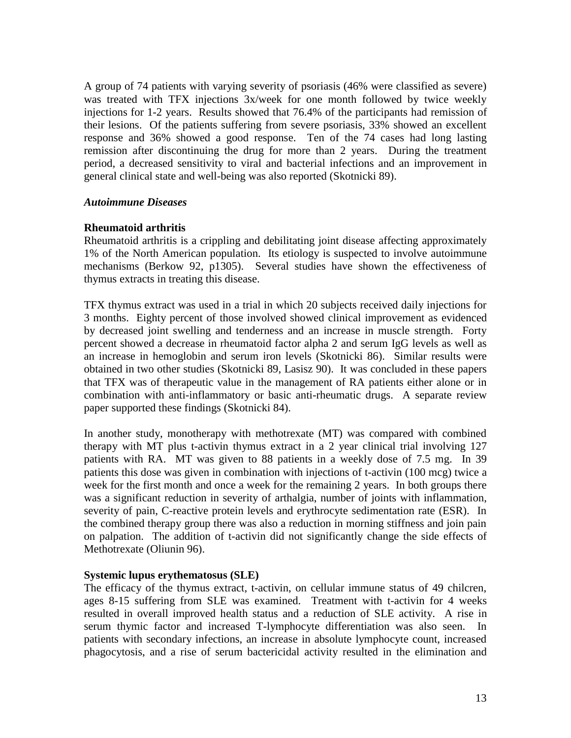A group of 74 patients with varying severity of psoriasis (46% were classified as severe) was treated with TFX injections 3x/week for one month followed by twice weekly injections for 1-2 years. Results showed that 76.4% of the participants had remission of their lesions. Of the patients suffering from severe psoriasis, 33% showed an excellent response and 36% showed a good response. Ten of the 74 cases had long lasting remission after discontinuing the drug for more than 2 years. During the treatment period, a decreased sensitivity to viral and bacterial infections and an improvement in general clinical state and well-being was also reported (Skotnicki 89).

### *Autoimmune Diseases*

#### Rheumatoid arthritis

Rheumatoid arthritis is a crippling and debilitating joint disease affecting approximately 1% of the North American population. Its etiology is suspected to involve autoimmune mechanisms (Berkow 92, p1305). Several studies have shown the effectiveness of thymus extracts in treating this disease.

TFX thymus extract was used in a trial in which 20 subjects received daily injections for 3 months. Eighty percent of those involved showed clinical improvement as evidenced by decreased joint swelling and tenderness and an increase in muscle strength. Forty percent showed a decrease in rheumatoid factor alpha 2 and serum IgG levels as well as an increase in hemoglobin and serum iron levels (Skotnicki 86). Similar results were obtained in two other studies (Skotnicki 89, Lasisz 90). It was concluded in these papers that TFX was of therapeutic value in the management of RA patients either alone or in combination with anti-inflammatory or basic anti-rheumatic drugs. A separate review paper supported these findings (Skotnicki 84).

In another study, monotherapy with methotrexate (MT) was compared with combined therapy with MT plus t-activin thymus extract in a 2 year clinical trial involving 127 patients with RA. MT was given to 88 patients in a weekly dose of 7.5 mg. In 39 patients this dose was given in combination with injections of t-activin (100 mcg) twice a week for the first month and once a week for the remaining 2 years. In both groups there was a significant reduction in severity of arthalgia, number of joints with inflammation, severity of pain, C-reactive protein levels and erythrocyte sedimentation rate (ESR). In the combined therapy group there was also a reduction in morning stiffness and join pain on palpation. The addition of t-activin did not significantly change the side effects of Methotrexate (Oliunin 96).

#### Systemic lupus erythematosus (SLE)

The efficacy of the thymus extract, t-activin, on cellular immune status of 49 chilcren, ages 8-15 suffering from SLE was examined. Treatment with t-activin for 4 weeks resulted in overall improved health status and a reduction of SLE activity. A rise in serum thymic factor and increased T-lymphocyte differentiation was also seen. In patients with secondary infections, an increase in absolute lymphocyte count, increased phagocytosis, and a rise of serum bactericidal activity resulted in the elimination and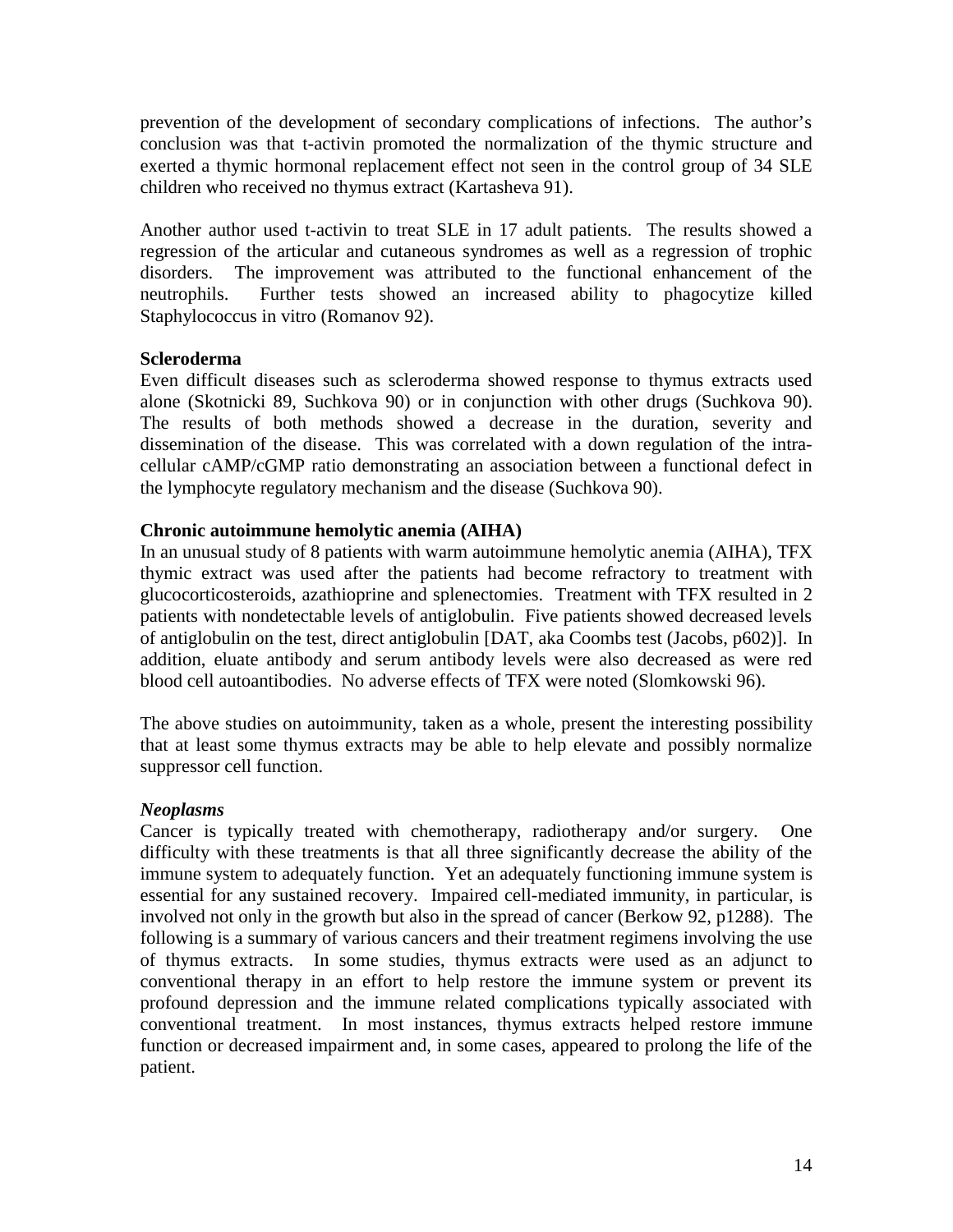prevention of the development of secondary complications of infections. The author's conclusion was that t-activin promoted the normalization of the thymic structure and exerted a thymic hormonal replacement effect not seen in the control group of 34 SLE children who received no thymus extract (Kartasheva 91).

Another author used t-activin to treat SLE in 17 adult patients. The results showed a regression of the articular and cutaneous syndromes as well as a regression of trophic disorders. The improvement was attributed to the functional enhancement of the neutrophils. Further tests showed an increased ability to phagocytize killed Staphylococcus in vitro (Romanov 92).

**Scleroderma**

Even difficult diseases such as scleroderma showed response to thymus extracts used alone (Skotnicki 89, Suchkova 90) or in conjunction with other drugs (Suchkova 90). The results of both methods showed a decrease in the duration, severity and dissemination of the disease. This was correlated with a down regulation of the intra-cellular cAMP/cGMP ratio demonstrating an association between a functional defect in the lymphocyte regulatory mechanism and the disease (Suchkova 90).

**Chronic autoimmune hemolytic anemia (AIHA)**

In an unusual study of 8 patients with warm autoimmune hemolytic anemia (AIHA), TFX thymic extract was used after the patients had become refractory to treatment with glucocorticosteroids, azathioprine and splenectomies. Treatment with TFX resulted in 2 patients with nondetectable levels of antiglobulin. Five patients showed decreased levels of antiglobulin on the test, direct antiglobulin [DAT, aka Coombs test (Jacobs, p602)]. In addition, eluate antibody and serum antibody levels were also decreased as were red blood cell autoantibodies. No adverse effects of TFX were noted (Slomkowski 96).

The above studies on autoimmunity, taken as a whole, present the interesting possibility that at least some thymus extracts may be able to help elevate and possibly normalize suppressor cell function.

***Neoplasms***

Cancer is typically treated with chemotherapy, radiotherapy and/or surgery. One difficulty with these treatments is that all three significantly decrease the ability of the immune system to adequately function. Yet an adequately functioning immune system is essential for any sustained recovery. Impaired cell-mediated immunity, in particular, is involved not only in the growth but also in the spread of cancer (Berkow 92, p1288). The following is a summary of various cancers and their treatment regimens involving the use of thymus extracts. In some studies, thymus extracts were used as an adjunct to conventional therapy in an effort to help restore the immune system or prevent its profound depression and the immune related complications typically associated with conventional treatment. In most instances, thymus extracts helped restore immune function or decreased impairment and, in some cases, appeared to prolong the life of the patient.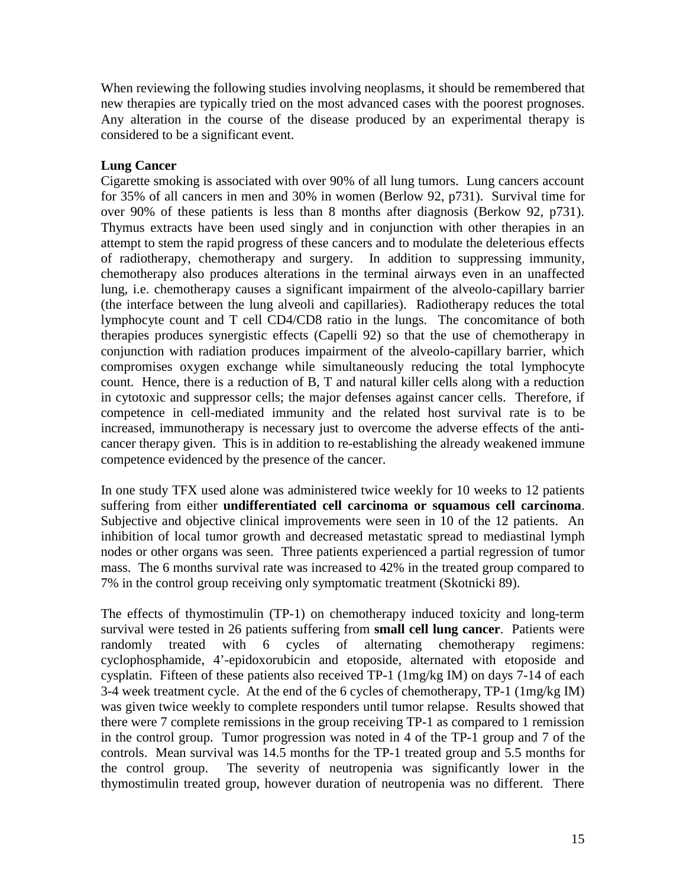When reviewing the following studies involving neoplasms, it should be remembered that new therapies are typically tried on the most advanced cases with the poorest prognoses. Any alteration in the course of the disease produced by an experimental therapy is considered to be a significant event.

**Lung Cancer**

Cigarette smoking is associated with over 90% of all lung tumors. Lung cancers account for 35% of all cancers in men and 30% in women (Berlow 92, p731). Survival time for over 90% of these patients is less than 8 months after diagnosis (Berkow 92, p731). Thymus extracts have been used singly and in conjunction with other therapies in an attempt to stem the rapid progress of these cancers and to modulate the deleterious effects of radiotherapy, chemotherapy and surgery. In addition to suppressing immunity, chemotherapy also produces alterations in the terminal airways even in an unaffected lung, i.e. chemotherapy causes a significant impairment of the alveolo-capillary barrier (the interface between the lung alveoli and capillaries). Radiotherapy reduces the total lymphocyte count and T cell CD4/CD8 ratio in the lungs. The concomitance of both therapies produces synergistic effects (Capelli 92) so that the use of chemotherapy in conjunction with radiation produces impairment of the alveolo-capillary barrier, which compromises oxygen exchange while simultaneously reducing the total lymphocyte count. Hence, there is a reduction of B, T and natural killer cells along with a reduction in cytotoxic and suppressor cells; the major defenses against cancer cells. Therefore, if competence in cell-mediated immunity and the related host survival rate is to be increased, immunotherapy is necessary just to overcome the adverse effects of the anti-cancer therapy given. This is in addition to re-establishing the already weakened immune competence evidenced by the presence of the cancer.

In one study TFX used alone was administered twice weekly for 10 weeks to 12 patients suffering from either **undifferentiated cell carcinoma or squamous cell carcinoma**. Subjective and objective clinical improvements were seen in 10 of the 12 patients. An inhibition of local tumor growth and decreased metastatic spread to mediastinal lymph nodes or other organs was seen. Three patients experienced a partial regression of tumor mass. The 6 months survival rate was increased to 42% in the treated group compared to 7% in the control group receiving only symptomatic treatment (Skotnicki 89).

The effects of thymostimulin (TP-1) on chemotherapy induced toxicity and long-term survival were tested in 26 patients suffering from **small cell lung cancer**. Patients were randomly treated with 6 cycles of alternating chemotherapy regimens: cyclophosphamide, 4'-epidoxorubicin and etoposide, alternated with etoposide and cysplatin. Fifteen of these patients also received TP-1 (1mg/kg IM) on days 7-14 of each 3-4 week treatment cycle. At the end of the 6 cycles of chemotherapy, TP-1 (1mg/kg IM) was given twice weekly to complete responders until tumor relapse. Results showed that there were 7 complete remissions in the group receiving TP-1 as compared to 1 remission in the control group. Tumor progression was noted in 4 of the TP-1 group and 7 of the controls. Mean survival was 14.5 months for the TP-1 treated group and 5.5 months for the control group. The severity of neutropenia was significantly lower in the thymostimulin treated group, however duration of neutropenia was no different. There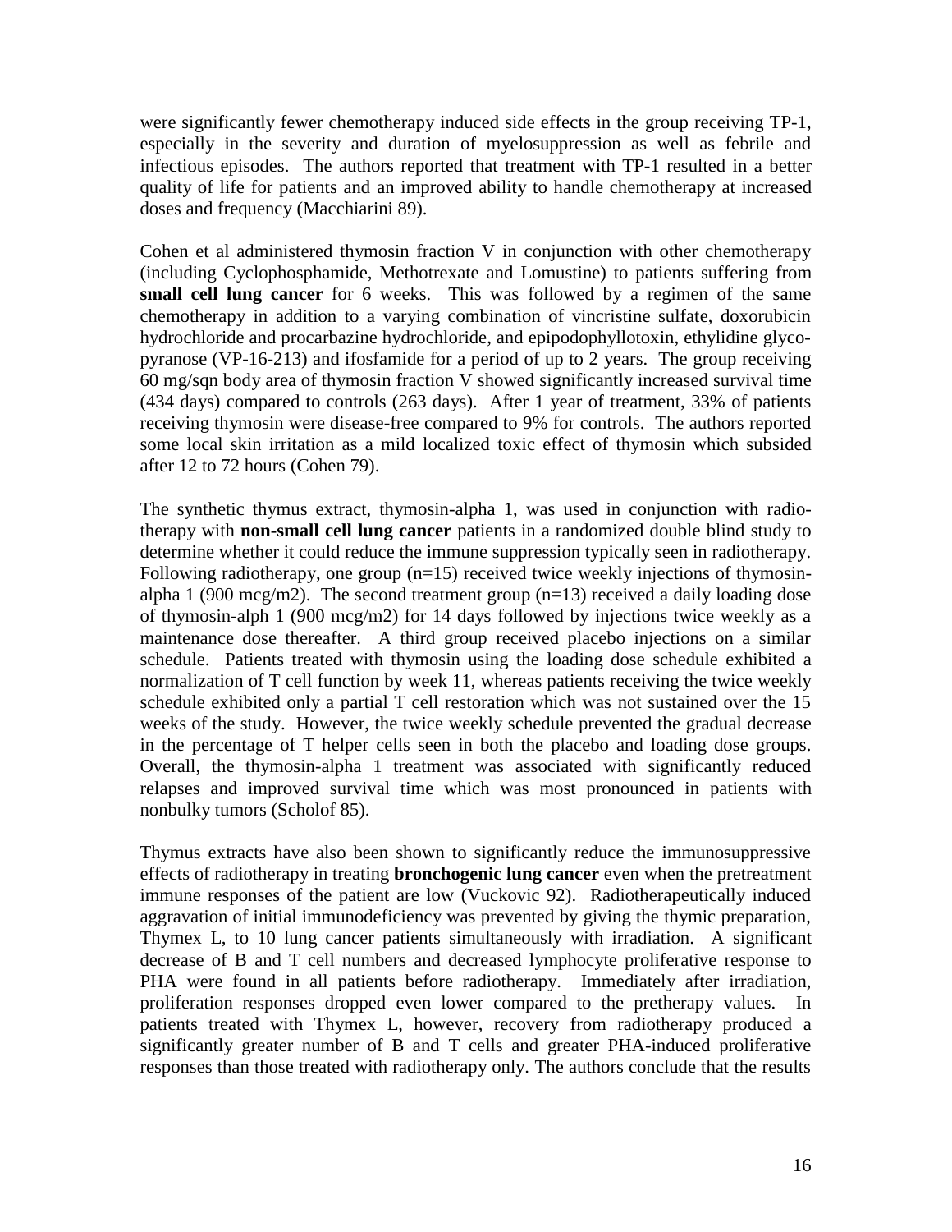were significantly fewer chemotherapy induced side effects in the group receiving TP-1, especially in the severity and duration of myelosuppression as well as febrile and infectious episodes. The authors reported that treatment with TP-1 resulted in a better quality of life for patients and an improved ability to handle chemotherapy at increased doses and frequency (Macchiarini 89).

Cohen et al administered thymosin fraction V in conjunction with other chemotherapy (including Cyclophosphamide, Methotrexate and Lomustine) to patients suffering from **small cell lung cancer** for 6 weeks. This was followed by a regimen of the same chemotherapy in addition to a varying combination of vincristine sulfate, doxorubicin hydrochloride and procarbazine hydrochloride, and epipodophyllotoxin, ethylidine glycopyranose (VP-16-213) and ifosfamide for a period of up to 2 years. The group receiving 60 mg/sqn body area of thymosin fraction V showed significantly increased survival time (434 days) compared to controls (263 days). After 1 year of treatment, 33% of patients receiving thymosin were disease-free compared to 9% for controls. The authors reported some local skin irritation as a mild localized toxic effect of thymosin which subsided after 12 to 72 hours (Cohen 79).

The synthetic thymus extract, thymosin-alpha 1, was used in conjunction with radiotherapy with **non-small cell lung cancer** patients in a randomized double blind study to determine whether it could reduce the immune suppression typically seen in radiotherapy. Following radiotherapy, one group (n=15) received twice weekly injections of thymosin-alpha 1 (900 mcg/m2). The second treatment group (n=13) received a daily loading dose of thymosin-alph 1 (900 mcg/m2) for 14 days followed by injections twice weekly as a maintenance dose thereafter. A third group received placebo injections on a similar schedule. Patients treated with thymosin using the loading dose schedule exhibited a normalization of T cell function by week 11, whereas patients receiving the twice weekly schedule exhibited only a partial T cell restoration which was not sustained over the 15 weeks of the study. However, the twice weekly schedule prevented the gradual decrease in the percentage of T helper cells seen in both the placebo and loading dose groups. Overall, the thymosin-alpha 1 treatment was associated with significantly reduced relapses and improved survival time which was most pronounced in patients with nonbulky tumors (Scholof 85).

Thymus extracts have also been shown to significantly reduce the immunosuppressive effects of radiotherapy in treating **bronchogenic lung cancer** even when the pretreatment immune responses of the patient are low (Vuckovic 92). Radiotherapeutically induced aggravation of initial immunodeficiency was prevented by giving the thymic preparation, Thymex L, to 10 lung cancer patients simultaneously with irradiation. A significant decrease of B and T cell numbers and decreased lymphocyte proliferative response to PHA were found in all patients before radiotherapy. Immediately after irradiation, proliferation responses dropped even lower compared to the pretherapy values. In patients treated with Thymex L, however, recovery from radiotherapy produced a significantly greater number of B and T cells and greater PHA-induced proliferative responses than those treated with radiotherapy only. The authors conclude that the results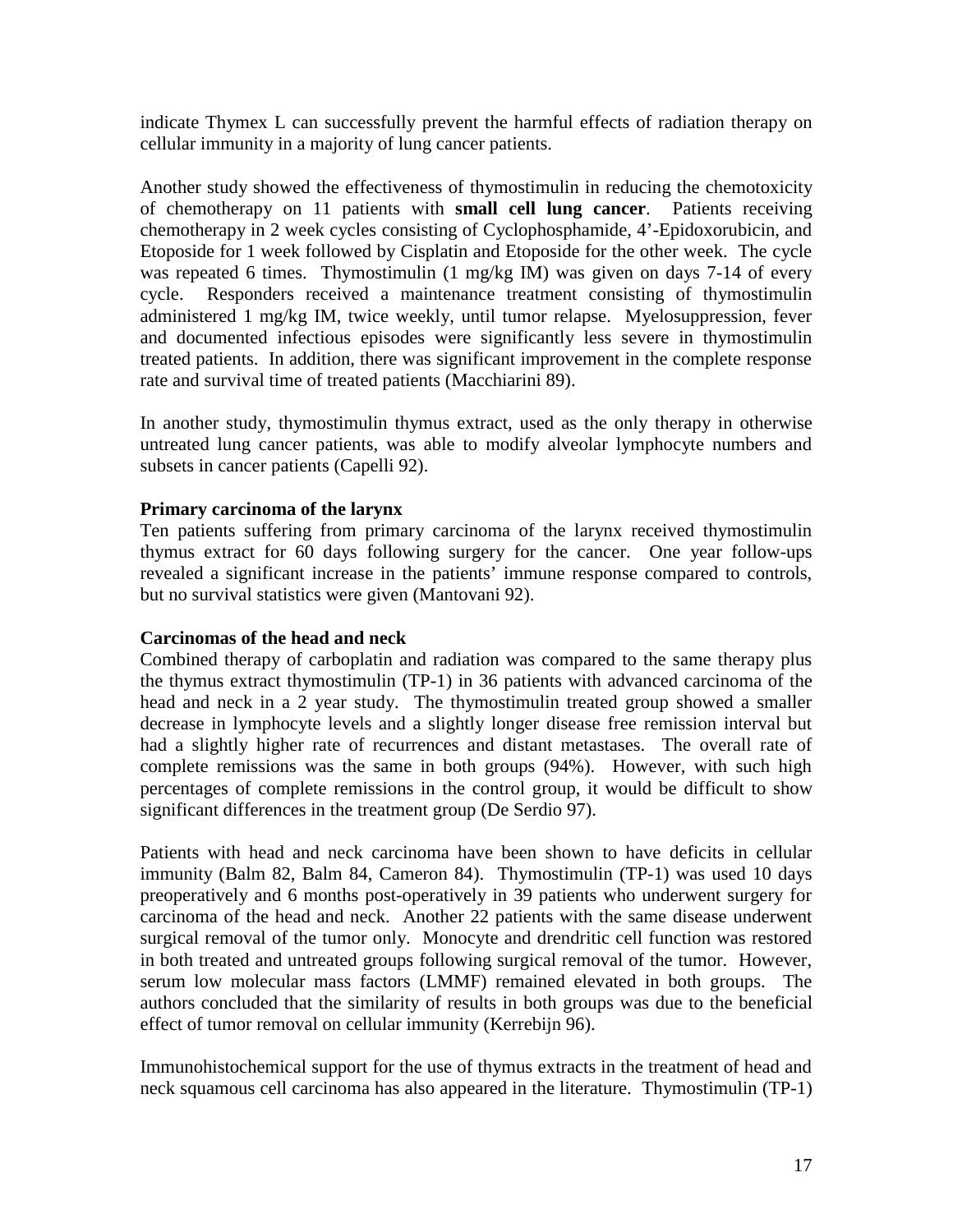indicate Thymex L can successfully prevent the harmful effects of radiation therapy on cellular immunity in a majority of lung cancer patients.

Another study showed the effectiveness of thymostimulin in reducing the chemotoxicity of chemotherapy on 11 patients with **small cell lung cancer**. Patients receiving chemotherapy in 2 week cycles consisting of Cyclophosphamide, 4'-Epidoxorubicin, and Etoposide for 1 week followed by Cisplatin and Etoposide for the other week. The cycle was repeated 6 times. Thymostimulin (1 mg/kg IM) was given on days 7-14 of every cycle. Responders received a maintenance treatment consisting of thymostimulin administered 1 mg/kg IM, twice weekly, until tumor relapse. Myelosuppression, fever and documented infectious episodes were significantly less severe in thymostimulin treated patients. In addition, there was significant improvement in the complete response rate and survival time of treated patients (Macchiarini 89).

In another study, thymostimulin thymus extract, used as the only therapy in otherwise untreated lung cancer patients, was able to modify alveolar lymphocyte numbers and subsets in cancer patients (Capelli 92).

**Primary carcinoma of the larynx**

Ten patients suffering from primary carcinoma of the larynx received thymostimulin thymus extract for 60 days following surgery for the cancer. One year follow-ups revealed a significant increase in the patients' immune response compared to controls, but no survival statistics were given (Mantovani 92).

**Carcinomas of the head and neck**

Combined therapy of carboplatin and radiation was compared to the same therapy plus the thymus extract thymostimulin (TP-1) in 36 patients with advanced carcinoma of the head and neck in a 2 year study. The thymostimulin treated group showed a smaller decrease in lymphocyte levels and a slightly longer disease free remission interval but had a slightly higher rate of recurrences and distant metastases. The overall rate of complete remissions was the same in both groups (94%). However, with such high percentages of complete remissions in the control group, it would be difficult to show significant differences in the treatment group (De Serdio 97).

Patients with head and neck carcinoma have been shown to have deficits in cellular immunity (Balm 82, Balm 84, Cameron 84). Thymostimulin (TP-1) was used 10 days preoperatively and 6 months post-operatively in 39 patients who underwent surgery for carcinoma of the head and neck. Another 22 patients with the same disease underwent surgical removal of the tumor only. Monocyte and drendritic cell function was restored in both treated and untreated groups following surgical removal of the tumor. However, serum low molecular mass factors (LMMF) remained elevated in both groups. The authors concluded that the similarity of results in both groups was due to the beneficial effect of tumor removal on cellular immunity (Kerrebijn 96).

Immunohistochemical support for the use of thymus extracts in the treatment of head and neck squamous cell carcinoma has also appeared in the literature. Thymostimulin (TP-1)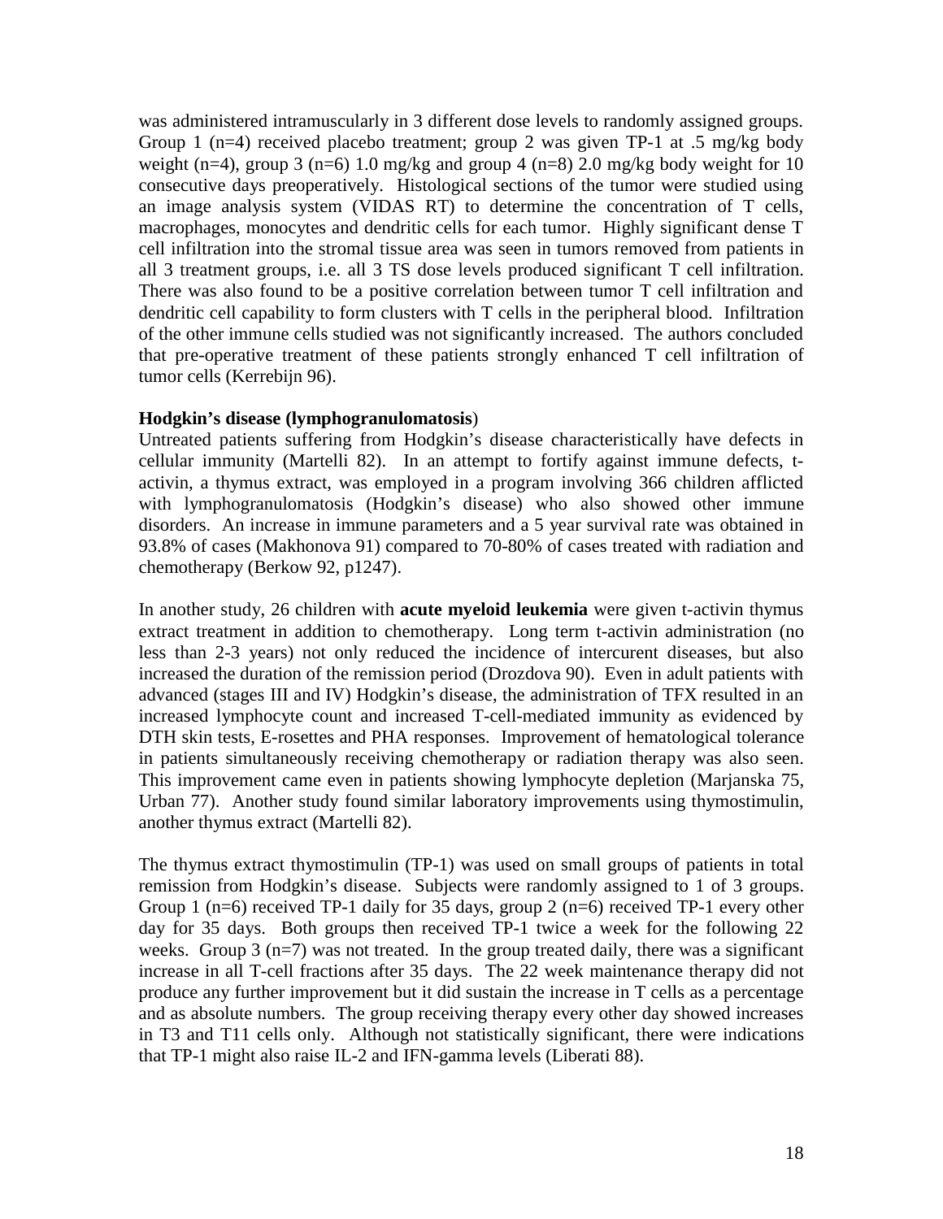was administered intramuscularly in 3 different dose levels to randomly assigned groups. Group 1 (n=4) received placebo treatment; group 2 was given TP-1 at .5 mg/kg body weight (n=4), group 3 (n=6) 1.0 mg/kg and group 4 (n=8) 2.0 mg/kg body weight for 10 consecutive days preoperatively. Histological sections of the tumor were studied using an image analysis system (VIDAS RT) to determine the concentration of T cells, macrophages, monocytes and dendritic cells for each tumor. Highly significant dense T cell infiltration into the stromal tissue area was seen in tumors removed from patients in all 3 treatment groups, i.e. all 3 TS dose levels produced significant T cell infiltration. There was also found to be a positive correlation between tumor T cell infiltration and dendritic cell capability to form clusters with T cells in the peripheral blood. Infiltration of the other immune cells studied was not significantly increased. The authors concluded that pre-operative treatment of these patients strongly enhanced T cell infiltration of tumor cells (Kerrebijn 96).

**Hodgkin's disease (lymphogranulomatosis**)

Untreated patients suffering from Hodgkin's disease characteristically have defects in cellular immunity (Martelli 82). In an attempt to fortify against immune defects, t-activin, a thymus extract, was employed in a program involving 366 children afflicted with lymphogranulomatosis (Hodgkin's disease) who also showed other immune disorders. An increase in immune parameters and a 5 year survival rate was obtained in 93.8% of cases (Makhonova 91) compared to 70-80% of cases treated with radiation and chemotherapy (Berkow 92, p1247).

In another study, 26 children with **acute myeloid leukemia** were given t-activin thymus extract treatment in addition to chemotherapy. Long term t-activin administration (no less than 2-3 years) not only reduced the incidence of intercurent diseases, but also increased the duration of the remission period (Drozdova 90). Even in adult patients with advanced (stages III and IV) Hodgkin's disease, the administration of TFX resulted in an increased lymphocyte count and increased T-cell-mediated immunity as evidenced by DTH skin tests, E-rosettes and PHA responses. Improvement of hematological tolerance in patients simultaneously receiving chemotherapy or radiation therapy was also seen. This improvement came even in patients showing lymphocyte depletion (Marjanska 75, Urban 77). Another study found similar laboratory improvements using thymostimulin, another thymus extract (Martelli 82).

The thymus extract thymostimulin (TP-1) was used on small groups of patients in total remission from Hodgkin's disease. Subjects were randomly assigned to 1 of 3 groups. Group 1 (n=6) received TP-1 daily for 35 days, group 2 (n=6) received TP-1 every other day for 35 days. Both groups then received TP-1 twice a week for the following 22 weeks. Group 3 (n=7) was not treated. In the group treated daily, there was a significant increase in all T-cell fractions after 35 days. The 22 week maintenance therapy did not produce any further improvement but it did sustain the increase in T cells as a percentage and as absolute numbers. The group receiving therapy every other day showed increases in T3 and T11 cells only. Although not statistically significant, there were indications that TP-1 might also raise IL-2 and IFN-gamma levels (Liberati 88).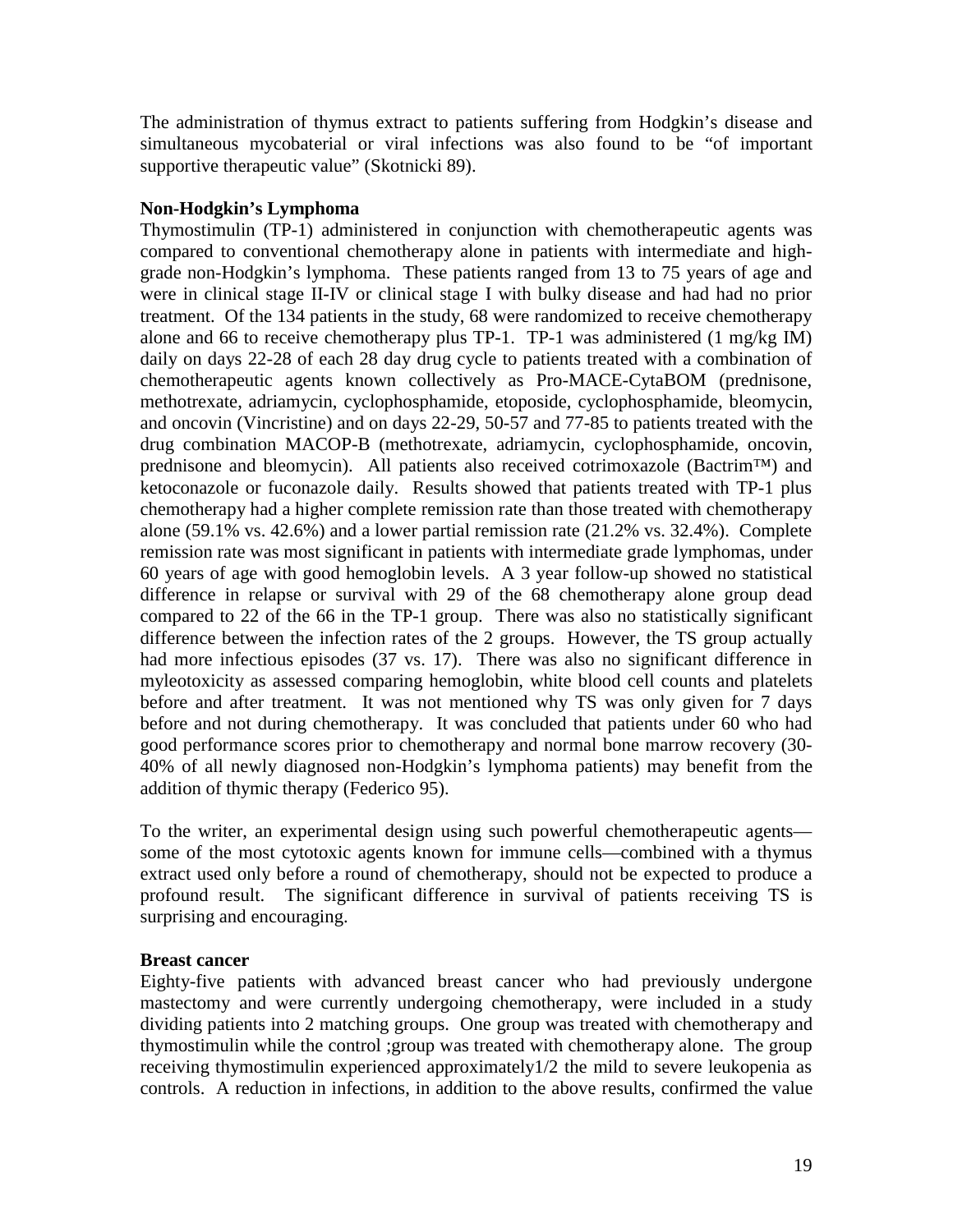The administration of thymus extract to patients suffering from Hodgkin's disease and simultaneous mycobaterial or viral infections was also found to be "of important supportive therapeutic value" (Skotnicki 89).

**Non-Hodgkin's Lymphoma**

Thymostimulin (TP-1) administered in conjunction with chemotherapeutic agents was compared to conventional chemotherapy alone in patients with intermediate and high-grade non-Hodgkin's lymphoma. These patients ranged from 13 to 75 years of age and were in clinical stage II-IV or clinical stage I with bulky disease and had had no prior treatment. Of the 134 patients in the study, 68 were randomized to receive chemotherapy alone and 66 to receive chemotherapy plus TP-1. TP-1 was administered (1 mg/kg IM) daily on days 22-28 of each 28 day drug cycle to patients treated with a combination of chemotherapeutic agents known collectively as Pro-MACE-CytaBOM (prednisone, methotrexate, adriamycin, cyclophosphamide, etoposide, cyclophosphamide, bleomycin, and oncovin (Vincristine) and on days 22-29, 50-57 and 77-85 to patients treated with the drug combination MACOP-B (methotrexate, adriamycin, cyclophosphamide, oncovin, prednisone and bleomycin). All patients also received cotrimoxazole (Bactrim™) and ketoconazole or fuconazole daily. Results showed that patients treated with TP-1 plus chemotherapy had a higher complete remission rate than those treated with chemotherapy alone (59.1% vs. 42.6%) and a lower partial remission rate (21.2% vs. 32.4%). Complete remission rate was most significant in patients with intermediate grade lymphomas, under 60 years of age with good hemoglobin levels. A 3 year follow-up showed no statistical difference in relapse or survival with 29 of the 68 chemotherapy alone group dead compared to 22 of the 66 in the TP-1 group. There was also no statistically significant difference between the infection rates of the 2 groups. However, the TS group actually had more infectious episodes (37 vs. 17). There was also no significant difference in myleotoxicity as assessed comparing hemoglobin, white blood cell counts and platelets before and after treatment. It was not mentioned why TS was only given for 7 days before and not during chemotherapy. It was concluded that patients under 60 who had good performance scores prior to chemotherapy and normal bone marrow recovery (30-40% of all newly diagnosed non-Hodgkin's lymphoma patients) may benefit from the addition of thymic therapy (Federico 95).

To the writer, an experimental design using such powerful chemotherapeutic agents—some of the most cytotoxic agents known for immune cells—combined with a thymus extract used only before a round of chemotherapy, should not be expected to produce a profound result. The significant difference in survival of patients receiving TS is surprising and encouraging.

**Breast cancer**

Eighty-five patients with advanced breast cancer who had previously undergone mastectomy and were currently undergoing chemotherapy, were included in a study dividing patients into 2 matching groups. One group was treated with chemotherapy and thymostimulin while the control ;group was treated with chemotherapy alone. The group receiving thymostimulin experienced approximately1/2 the mild to severe leukopenia as controls. A reduction in infections, in addition to the above results, confirmed the value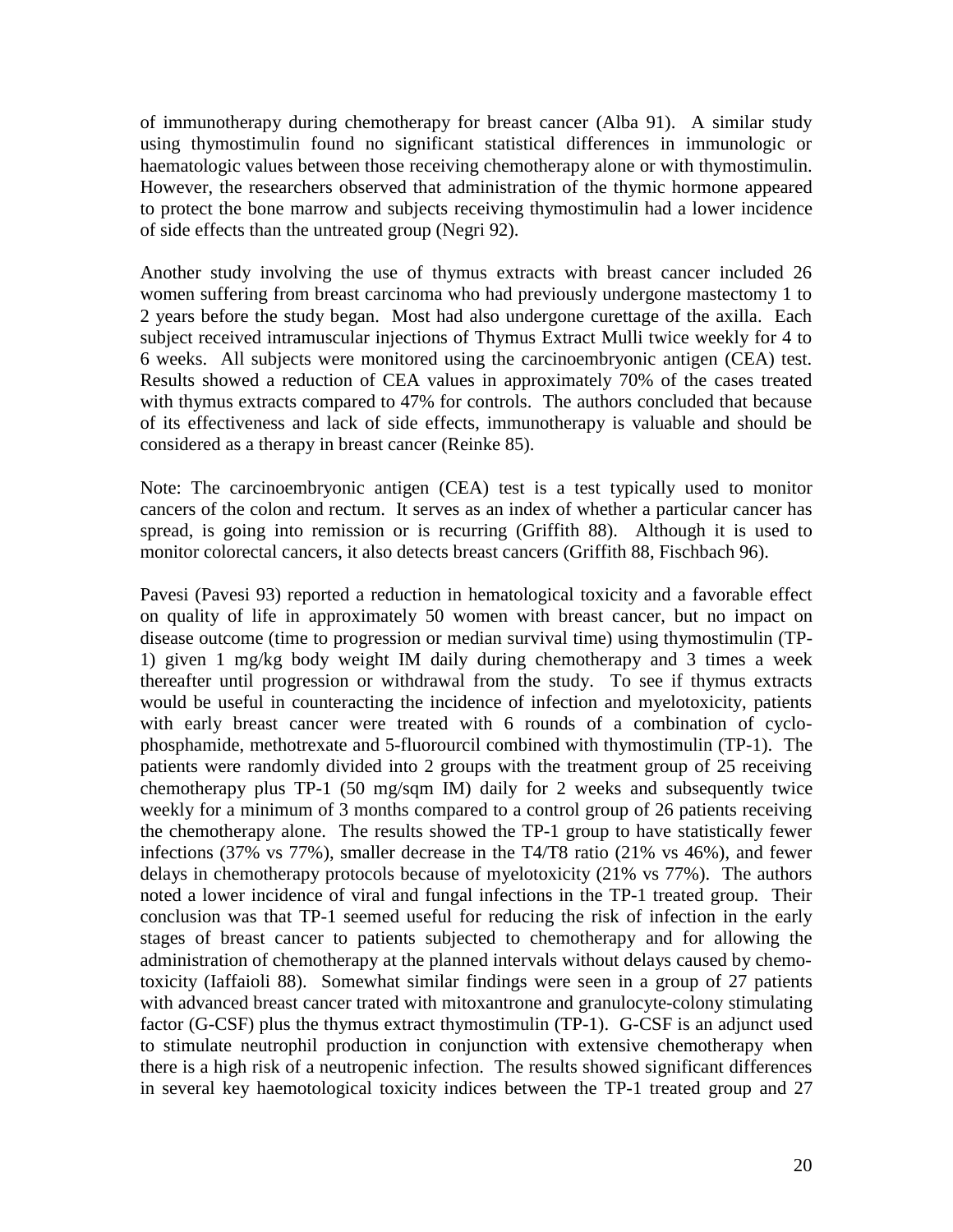of immunotherapy during chemotherapy for breast cancer (Alba 91). A similar study using thymostimulin found no significant statistical differences in immunologic or haematologic values between those receiving chemotherapy alone or with thymostimulin. However, the researchers observed that administration of the thymic hormone appeared to protect the bone marrow and subjects receiving thymostimulin had a lower incidence of side effects than the untreated group (Negri 92).

Another study involving the use of thymus extracts with breast cancer included 26 women suffering from breast carcinoma who had previously undergone mastectomy 1 to 2 years before the study began. Most had also undergone curettage of the axilla. Each subject received intramuscular injections of Thymus Extract Mulli twice weekly for 4 to 6 weeks. All subjects were monitored using the carcinoembryonic antigen (CEA) test. Results showed a reduction of CEA values in approximately 70% of the cases treated with thymus extracts compared to 47% for controls. The authors concluded that because of its effectiveness and lack of side effects, immunotherapy is valuable and should be considered as a therapy in breast cancer (Reinke 85).

Note: The carcinoembryonic antigen (CEA) test is a test typically used to monitor cancers of the colon and rectum. It serves as an index of whether a particular cancer has spread, is going into remission or is recurring (Griffith 88). Although it is used to monitor colorectal cancers, it also detects breast cancers (Griffith 88, Fischbach 96).

Pavesi (Pavesi 93) reported a reduction in hematological toxicity and a favorable effect on quality of life in approximately 50 women with breast cancer, but no impact on disease outcome (time to progression or median survival time) using thymostimulin (TP-1) given 1 mg/kg body weight IM daily during chemotherapy and 3 times a week thereafter until progression or withdrawal from the study. To see if thymus extracts would be useful in counteracting the incidence of infection and myelotoxicity, patients with early breast cancer were treated with 6 rounds of a combination of cyclophosphamide, methotrexate and 5-fluorourcil combined with thymostimulin (TP-1). The patients were randomly divided into 2 groups with the treatment group of 25 receiving chemotherapy plus TP-1 (50 mg/sqm IM) daily for 2 weeks and subsequently twice weekly for a minimum of 3 months compared to a control group of 26 patients receiving the chemotherapy alone. The results showed the TP-1 group to have statistically fewer infections (37% vs 77%), smaller decrease in the T4/T8 ratio (21% vs 46%), and fewer delays in chemotherapy protocols because of myelotoxicity (21% vs 77%). The authors noted a lower incidence of viral and fungal infections in the TP-1 treated group. Their conclusion was that TP-1 seemed useful for reducing the risk of infection in the early stages of breast cancer to patients subjected to chemotherapy and for allowing the administration of chemotherapy at the planned intervals without delays caused by chemo-toxicity (Iaffaioli 88). Somewhat similar findings were seen in a group of 27 patients with advanced breast cancer trated with mitoxantrone and granulocyte-colony stimulating factor (G-CSF) plus the thymus extract thymostimulin (TP-1). G-CSF is an adjunct used to stimulate neutrophil production in conjunction with extensive chemotherapy when there is a high risk of a neutropenic infection. The results showed significant differences in several key haemotological toxicity indices between the TP-1 treated group and 27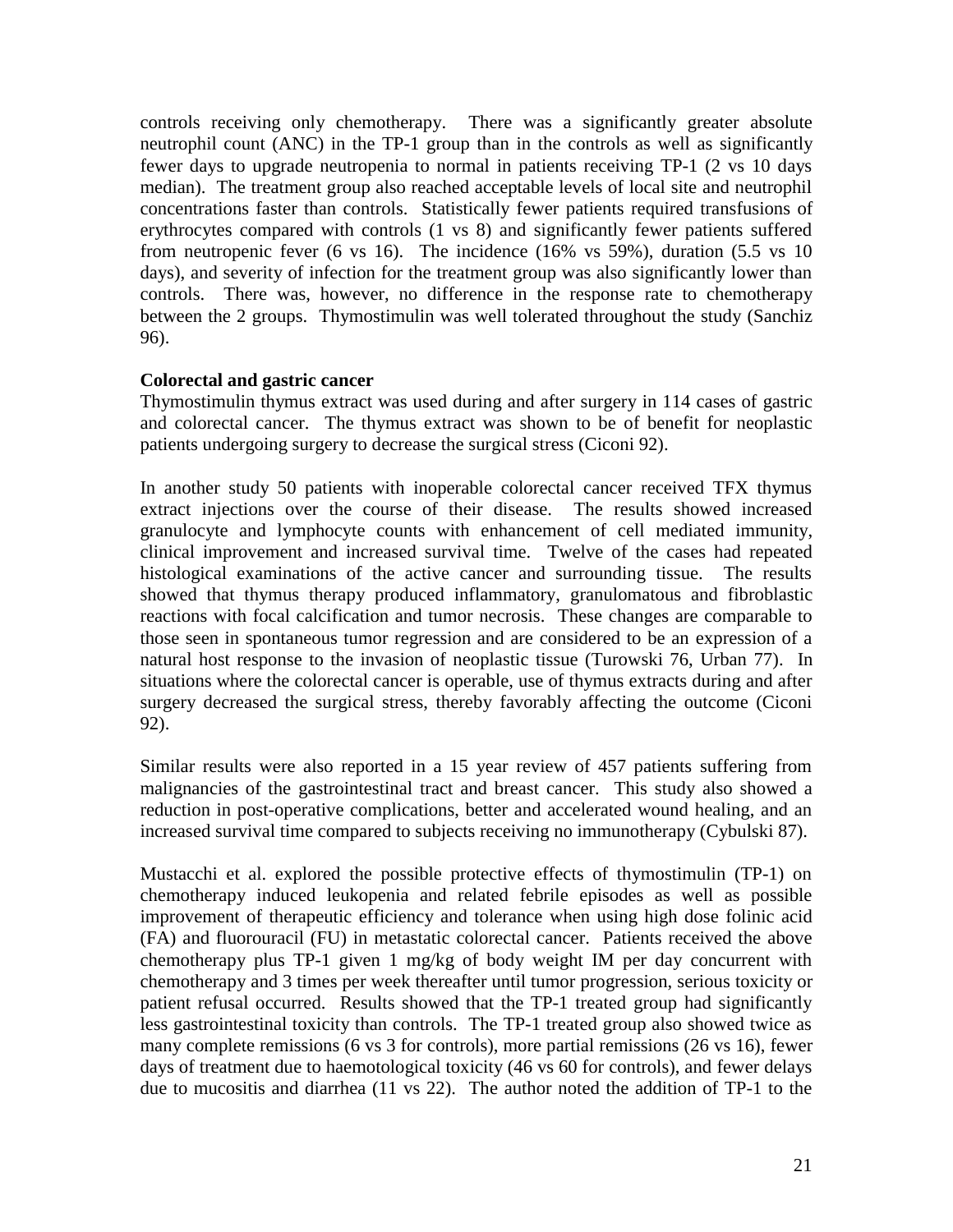controls receiving only chemotherapy. There was a significantly greater absolute neutrophil count (ANC) in the TP-1 group than in the controls as well as significantly fewer days to upgrade neutropenia to normal in patients receiving TP-1 (2 vs 10 days median). The treatment group also reached acceptable levels of local site and neutrophil concentrations faster than controls. Statistically fewer patients required transfusions of erythrocytes compared with controls (1 vs 8) and significantly fewer patients suffered from neutropenic fever (6 vs 16). The incidence (16% vs 59%), duration (5.5 vs 10 days), and severity of infection for the treatment group was also significantly lower than controls. There was, however, no difference in the response rate to chemotherapy between the 2 groups. Thymostimulin was well tolerated throughout the study (Sanchiz 96).

**Colorectal and gastric cancer**

Thymostimulin thymus extract was used during and after surgery in 114 cases of gastric and colorectal cancer. The thymus extract was shown to be of benefit for neoplastic patients undergoing surgery to decrease the surgical stress (Ciconi 92).

In another study 50 patients with inoperable colorectal cancer received TFX thymus extract injections over the course of their disease. The results showed increased granulocyte and lymphocyte counts with enhancement of cell mediated immunity, clinical improvement and increased survival time. Twelve of the cases had repeated histological examinations of the active cancer and surrounding tissue. The results showed that thymus therapy produced inflammatory, granulomatous and fibroblastic reactions with focal calcification and tumor necrosis. These changes are comparable to those seen in spontaneous tumor regression and are considered to be an expression of a natural host response to the invasion of neoplastic tissue (Turowski 76, Urban 77). In situations where the colorectal cancer is operable, use of thymus extracts during and after surgery decreased the surgical stress, thereby favorably affecting the outcome (Ciconi 92).

Similar results were also reported in a 15 year review of 457 patients suffering from malignancies of the gastrointestinal tract and breast cancer. This study also showed a reduction in post-operative complications, better and accelerated wound healing, and an increased survival time compared to subjects receiving no immunotherapy (Cybulski 87).

Mustacchi et al. explored the possible protective effects of thymostimulin (TP-1) on chemotherapy induced leukopenia and related febrile episodes as well as possible improvement of therapeutic efficiency and tolerance when using high dose folinic acid (FA) and fluorouracil (FU) in metastatic colorectal cancer. Patients received the above chemotherapy plus TP-1 given 1 mg/kg of body weight IM per day concurrent with chemotherapy and 3 times per week thereafter until tumor progression, serious toxicity or patient refusal occurred. Results showed that the TP-1 treated group had significantly less gastrointestinal toxicity than controls. The TP-1 treated group also showed twice as many complete remissions (6 vs 3 for controls), more partial remissions (26 vs 16), fewer days of treatment due to haemotological toxicity (46 vs 60 for controls), and fewer delays due to mucositis and diarrhea (11 vs 22). The author noted the addition of TP-1 to the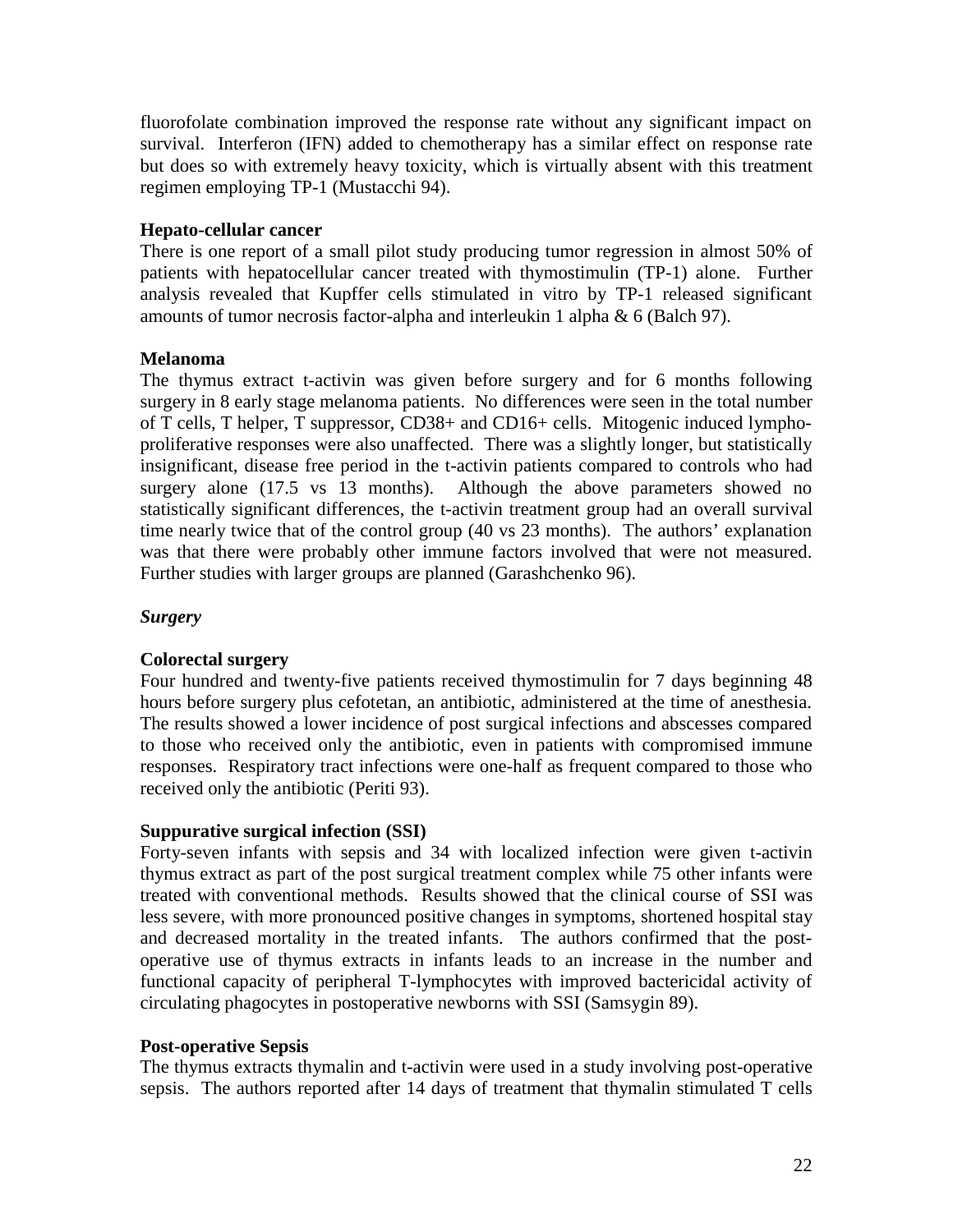fluorofolate combination improved the response rate without any significant impact on survival. Interferon (IFN) added to chemotherapy has a similar effect on response rate but does so with extremely heavy toxicity, which is virtually absent with this treatment regimen employing TP-1 (Mustacchi 94).

**Hepato-cellular cancer**

There is one report of a small pilot study producing tumor regression in almost 50% of patients with hepatocellular cancer treated with thymostimulin (TP-1) alone. Further analysis revealed that Kupffer cells stimulated in vitro by TP-1 released significant amounts of tumor necrosis factor-alpha and interleukin 1 alpha & 6 (Balch 97).

**Melanoma**

The thymus extract t-activin was given before surgery and for 6 months following surgery in 8 early stage melanoma patients. No differences were seen in the total number of T cells, T helper, T suppressor, CD38+ and CD16+ cells. Mitogenic induced lympho-proliferative responses were also unaffected. There was a slightly longer, but statistically insignificant, disease free period in the t-activin patients compared to controls who had surgery alone (17.5 vs 13 months). Although the above parameters showed no statistically significant differences, the t-activin treatment group had an overall survival time nearly twice that of the control group (40 vs 23 months). The authors' explanation was that there were probably other immune factors involved that were not measured. Further studies with larger groups are planned (Garashchenko 96).

***Surgery***

**Colorectal surgery**

Four hundred and twenty-five patients received thymostimulin for 7 days beginning 48 hours before surgery plus cefotetan, an antibiotic, administered at the time of anesthesia. The results showed a lower incidence of post surgical infections and abscesses compared to those who received only the antibiotic, even in patients with compromised immune responses. Respiratory tract infections were one-half as frequent compared to those who received only the antibiotic (Periti 93).

**Suppurative surgical infection (SSI)**

Forty-seven infants with sepsis and 34 with localized infection were given t-activin thymus extract as part of the post surgical treatment complex while 75 other infants were treated with conventional methods. Results showed that the clinical course of SSI was less severe, with more pronounced positive changes in symptoms, shortened hospital stay and decreased mortality in the treated infants. The authors confirmed that the post-operative use of thymus extracts in infants leads to an increase in the number and functional capacity of peripheral T-lymphocytes with improved bactericidal activity of circulating phagocytes in postoperative newborns with SSI (Samsygin 89).

**Post-operative Sepsis**

The thymus extracts thymalin and t-activin were used in a study involving post-operative sepsis. The authors reported after 14 days of treatment that thymalin stimulated T cells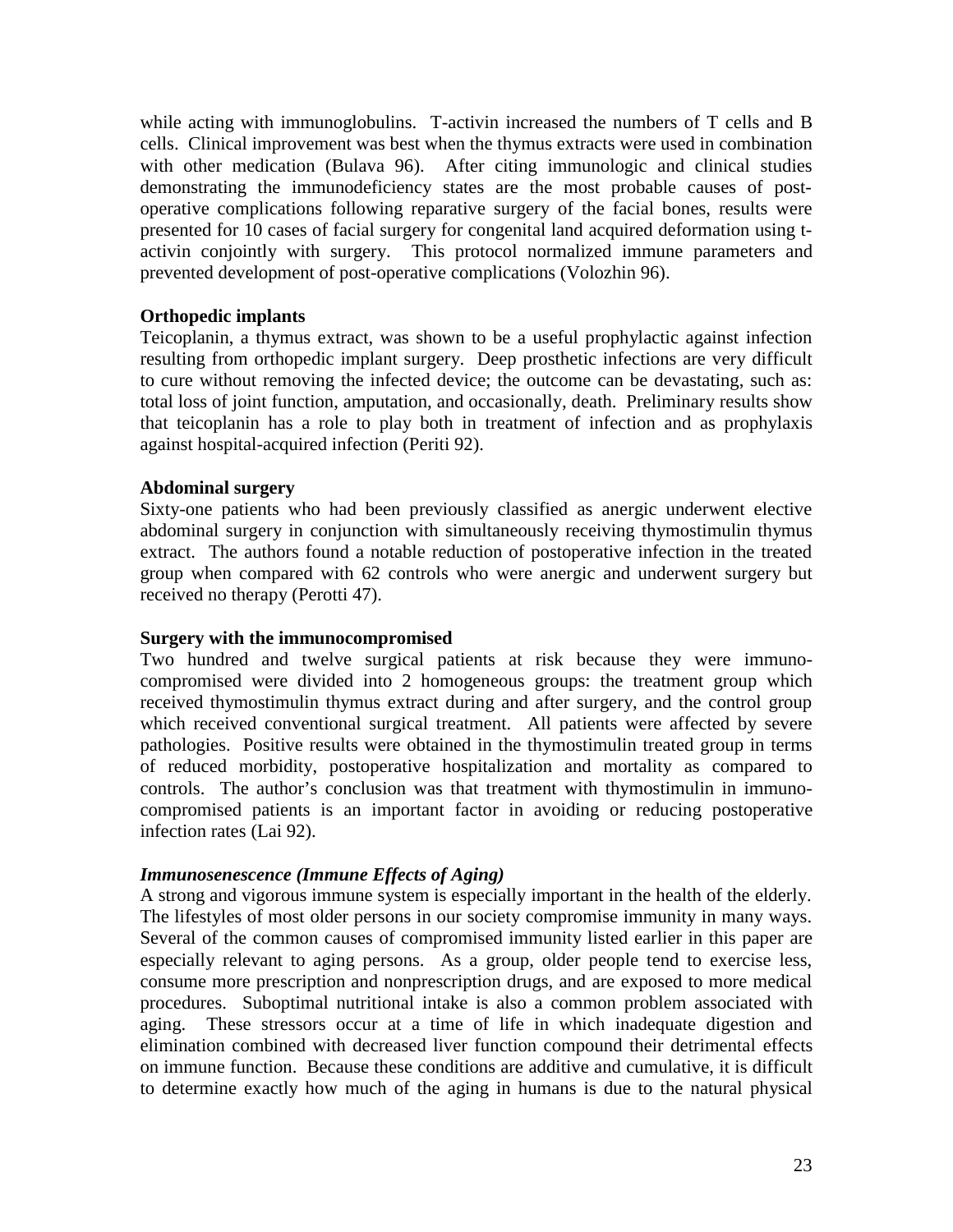while acting with immunoglobulins. T-activin increased the numbers of T cells and B cells. Clinical improvement was best when the thymus extracts were used in combination with other medication (Bulava 96). After citing immunologic and clinical studies demonstrating the immunodeficiency states are the most probable causes of post-operative complications following reparative surgery of the facial bones, results were presented for 10 cases of facial surgery for congenital land acquired deformation using t-activin conjointly with surgery. This protocol normalized immune parameters and prevented development of post-operative complications (Volozhin 96).

**Orthopedic implants**

Teicoplanin, a thymus extract, was shown to be a useful prophylactic against infection resulting from orthopedic implant surgery. Deep prosthetic infections are very difficult to cure without removing the infected device; the outcome can be devastating, such as: total loss of joint function, amputation, and occasionally, death. Preliminary results show that teicoplanin has a role to play both in treatment of infection and as prophylaxis against hospital-acquired infection (Periti 92).

**Abdominal surgery**

Sixty-one patients who had been previously classified as anergic underwent elective abdominal surgery in conjunction with simultaneously receiving thymostimulin thymus extract. The authors found a notable reduction of postoperative infection in the treated group when compared with 62 controls who were anergic and underwent surgery but received no therapy (Perotti 47).

**Surgery with the immunocompromised**

Two hundred and twelve surgical patients at risk because they were immuno-compromised were divided into 2 homogeneous groups: the treatment group which received thymostimulin thymus extract during and after surgery, and the control group which received conventional surgical treatment. All patients were affected by severe pathologies. Positive results were obtained in the thymostimulin treated group in terms of reduced morbidity, postoperative hospitalization and mortality as compared to controls. The author's conclusion was that treatment with thymostimulin in immuno-compromised patients is an important factor in avoiding or reducing postoperative infection rates (Lai 92).

***Immunosenescence (Immune Effects of Aging)***

A strong and vigorous immune system is especially important in the health of the elderly. The lifestyles of most older persons in our society compromise immunity in many ways. Several of the common causes of compromised immunity listed earlier in this paper are especially relevant to aging persons. As a group, older people tend to exercise less, consume more prescription and nonprescription drugs, and are exposed to more medical procedures. Suboptimal nutritional intake is also a common problem associated with aging. These stressors occur at a time of life in which inadequate digestion and elimination combined with decreased liver function compound their detrimental effects on immune function. Because these conditions are additive and cumulative, it is difficult to determine exactly how much of the aging in humans is due to the natural physical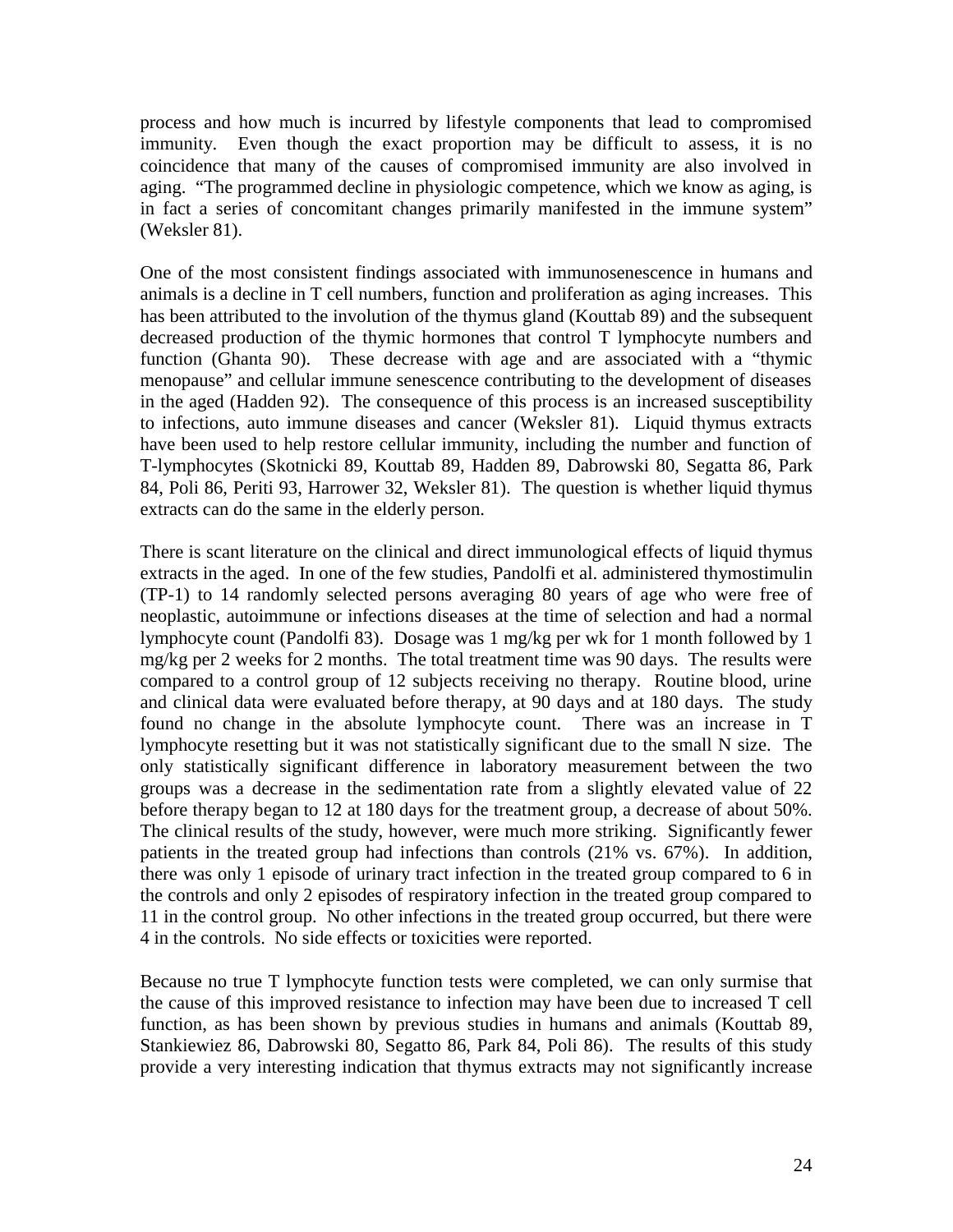process and how much is incurred by lifestyle components that lead to compromised immunity. Even though the exact proportion may be difficult to assess, it is no coincidence that many of the causes of compromised immunity are also involved in aging. "The programmed decline in physiologic competence, which we know as aging, is in fact a series of concomitant changes primarily manifested in the immune system" (Weksler 81).

One of the most consistent findings associated with immunosenescence in humans and animals is a decline in T cell numbers, function and proliferation as aging increases. This has been attributed to the involution of the thymus gland (Kouttab 89) and the subsequent decreased production of the thymic hormones that control T lymphocyte numbers and function (Ghanta 90). These decrease with age and are associated with a "thymic menopause" and cellular immune senescence contributing to the development of diseases in the aged (Hadden 92). The consequence of this process is an increased susceptibility to infections, auto immune diseases and cancer (Weksler 81). Liquid thymus extracts have been used to help restore cellular immunity, including the number and function of T-lymphocytes (Skotnicki 89, Kouttab 89, Hadden 89, Dabrowski 80, Segatta 86, Park 84, Poli 86, Periti 93, Harrower 32, Weksler 81). The question is whether liquid thymus extracts can do the same in the elderly person.

There is scant literature on the clinical and direct immunological effects of liquid thymus extracts in the aged. In one of the few studies, Pandolfi et al. administered thymostimulin (TP-1) to 14 randomly selected persons averaging 80 years of age who were free of neoplastic, autoimmune or infections diseases at the time of selection and had a normal lymphocyte count (Pandolfi 83). Dosage was 1 mg/kg per wk for 1 month followed by 1 mg/kg per 2 weeks for 2 months. The total treatment time was 90 days. The results were compared to a control group of 12 subjects receiving no therapy. Routine blood, urine and clinical data were evaluated before therapy, at 90 days and at 180 days. The study found no change in the absolute lymphocyte count. There was an increase in T lymphocyte resetting but it was not statistically significant due to the small N size. The only statistically significant difference in laboratory measurement between the two groups was a decrease in the sedimentation rate from a slightly elevated value of 22 before therapy began to 12 at 180 days for the treatment group, a decrease of about 50%. The clinical results of the study, however, were much more striking. Significantly fewer patients in the treated group had infections than controls (21% vs. 67%). In addition, there was only 1 episode of urinary tract infection in the treated group compared to 6 in the controls and only 2 episodes of respiratory infection in the treated group compared to 11 in the control group. No other infections in the treated group occurred, but there were 4 in the controls. No side effects or toxicities were reported.

Because no true T lymphocyte function tests were completed, we can only surmise that the cause of this improved resistance to infection may have been due to increased T cell function, as has been shown by previous studies in humans and animals (Kouttab 89, Stankiewiez 86, Dabrowski 80, Segatto 86, Park 84, Poli 86). The results of this study provide a very interesting indication that thymus extracts may not significantly increase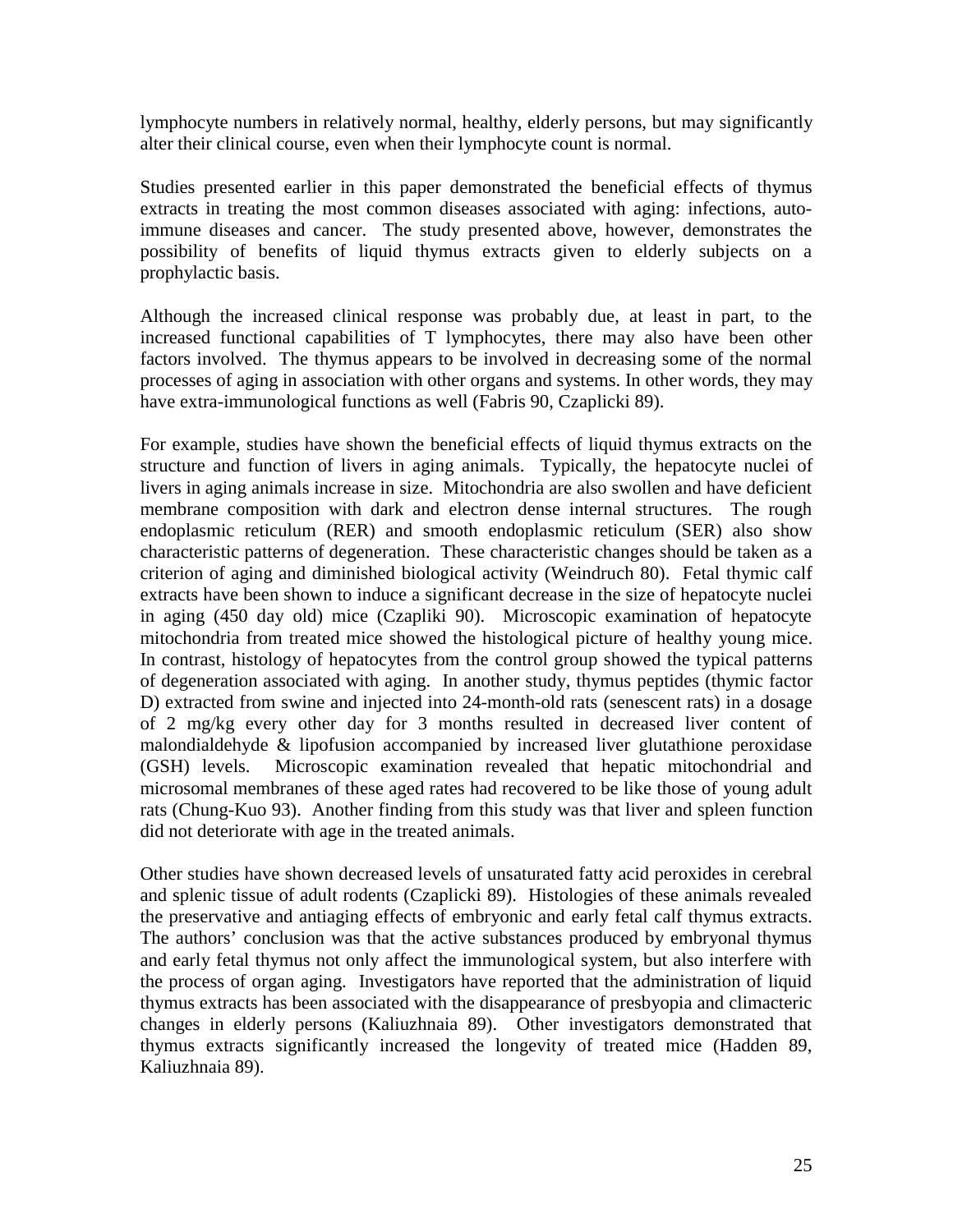lymphocyte numbers in relatively normal, healthy, elderly persons, but may significantly alter their clinical course, even when their lymphocyte count is normal.

Studies presented earlier in this paper demonstrated the beneficial effects of thymus extracts in treating the most common diseases associated with aging: infections, auto-immune diseases and cancer. The study presented above, however, demonstrates the possibility of benefits of liquid thymus extracts given to elderly subjects on a prophylactic basis.

Although the increased clinical response was probably due, at least in part, to the increased functional capabilities of T lymphocytes, there may also have been other factors involved. The thymus appears to be involved in decreasing some of the normal processes of aging in association with other organs and systems. In other words, they may have extra-immunological functions as well (Fabris 90, Czaplicki 89).

For example, studies have shown the beneficial effects of liquid thymus extracts on the structure and function of livers in aging animals. Typically, the hepatocyte nuclei of livers in aging animals increase in size. Mitochondria are also swollen and have deficient membrane composition with dark and electron dense internal structures. The rough endoplasmic reticulum (RER) and smooth endoplasmic reticulum (SER) also show characteristic patterns of degeneration. These characteristic changes should be taken as a criterion of aging and diminished biological activity (Weindruch 80). Fetal thymic calf extracts have been shown to induce a significant decrease in the size of hepatocyte nuclei in aging (450 day old) mice (Czapliki 90). Microscopic examination of hepatocyte mitochondria from treated mice showed the histological picture of healthy young mice. In contrast, histology of hepatocytes from the control group showed the typical patterns of degeneration associated with aging. In another study, thymus peptides (thymic factor D) extracted from swine and injected into 24-month-old rats (senescent rats) in a dosage of 2 mg/kg every other day for 3 months resulted in decreased liver content of malondialdehyde & lipofusion accompanied by increased liver glutathione peroxidase (GSH) levels. Microscopic examination revealed that hepatic mitochondrial and microsomal membranes of these aged rates had recovered to be like those of young adult rats (Chung-Kuo 93). Another finding from this study was that liver and spleen function did not deteriorate with age in the treated animals.

Other studies have shown decreased levels of unsaturated fatty acid peroxides in cerebral and splenic tissue of adult rodents (Czaplicki 89). Histologies of these animals revealed the preservative and antiaging effects of embryonic and early fetal calf thymus extracts. The authors' conclusion was that the active substances produced by embryonal thymus and early fetal thymus not only affect the immunological system, but also interfere with the process of organ aging. Investigators have reported that the administration of liquid thymus extracts has been associated with the disappearance of presbyopia and climacteric changes in elderly persons (Kaliuzhnaia 89). Other investigators demonstrated that thymus extracts significantly increased the longevity of treated mice (Hadden 89, Kaliuzhnaia 89).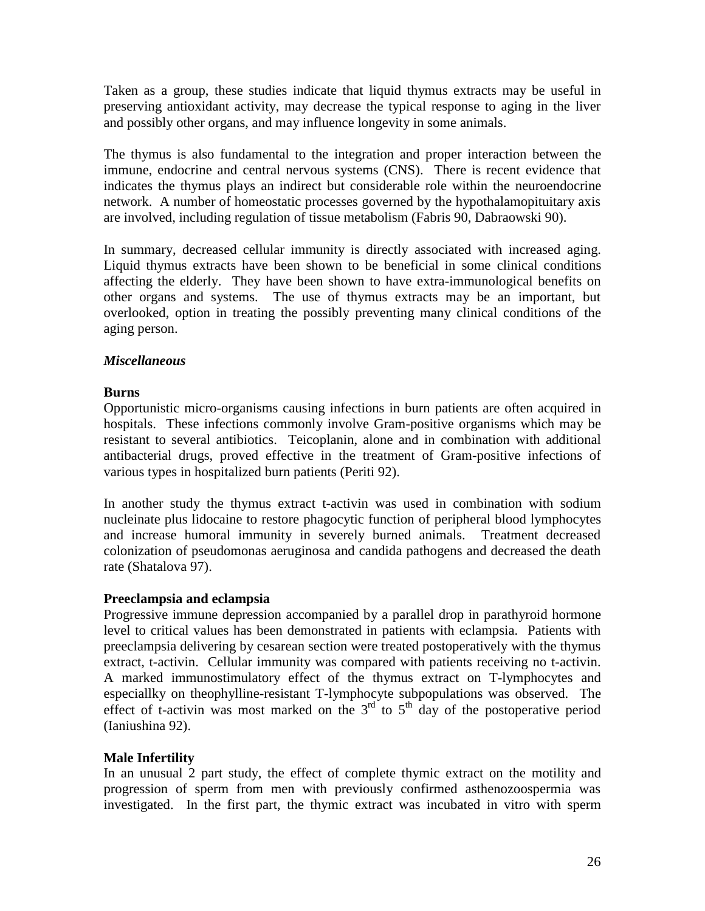Taken as a group, these studies indicate that liquid thymus extracts may be useful in preserving antioxidant activity, may decrease the typical response to aging in the liver and possibly other organs, and may influence longevity in some animals.

The thymus is also fundamental to the integration and proper interaction between the immune, endocrine and central nervous systems (CNS). There is recent evidence that indicates the thymus plays an indirect but considerable role within the neuroendocrine network. A number of homeostatic processes governed by the hypothalamopituitary axis are involved, including regulation of tissue metabolism (Fabris 90, Dabraowski 90).

In summary, decreased cellular immunity is directly associated with increased aging. Liquid thymus extracts have been shown to be beneficial in some clinical conditions affecting the elderly. They have been shown to have extra-immunological benefits on other organs and systems. The use of thymus extracts may be an important, but overlooked, option in treating the possibly preventing many clinical conditions of the aging person.

### *Miscellaneous*

**Burns**

Opportunistic micro-organisms causing infections in burn patients are often acquired in hospitals. These infections commonly involve Gram-positive organisms which may be resistant to several antibiotics. Teicoplanin, alone and in combination with additional antibacterial drugs, proved effective in the treatment of Gram-positive infections of various types in hospitalized burn patients (Periti 92).

In another study the thymus extract t-activin was used in combination with sodium nucleinate plus lidocaine to restore phagocytic function of peripheral blood lymphocytes and increase humoral immunity in severely burned animals. Treatment decreased colonization of pseudomonas aeruginosa and candida pathogens and decreased the death rate (Shatalova 97).

**Preeclampsia and eclampsia**

Progressive immune depression accompanied by a parallel drop in parathyroid hormone level to critical values has been demonstrated in patients with eclampsia. Patients with preeclampsia delivering by cesarean section were treated postoperatively with the thymus extract, t-activin. Cellular immunity was compared with patients receiving no t-activin. A marked immunostimulatory effect of the thymus extract on T-lymphocytes and especiallky on theophylline-resistant T-lymphocyte subpopulations was observed. The effect of t-activin was most marked on the 3rd to 5th day of the postoperative period (Ianiushina 92).

**Male Infertility**

In an unusual 2 part study, the effect of complete thymic extract on the motility and progression of sperm from men with previously confirmed asthenozoospermia was investigated. In the first part, the thymic extract was incubated in vitro with sperm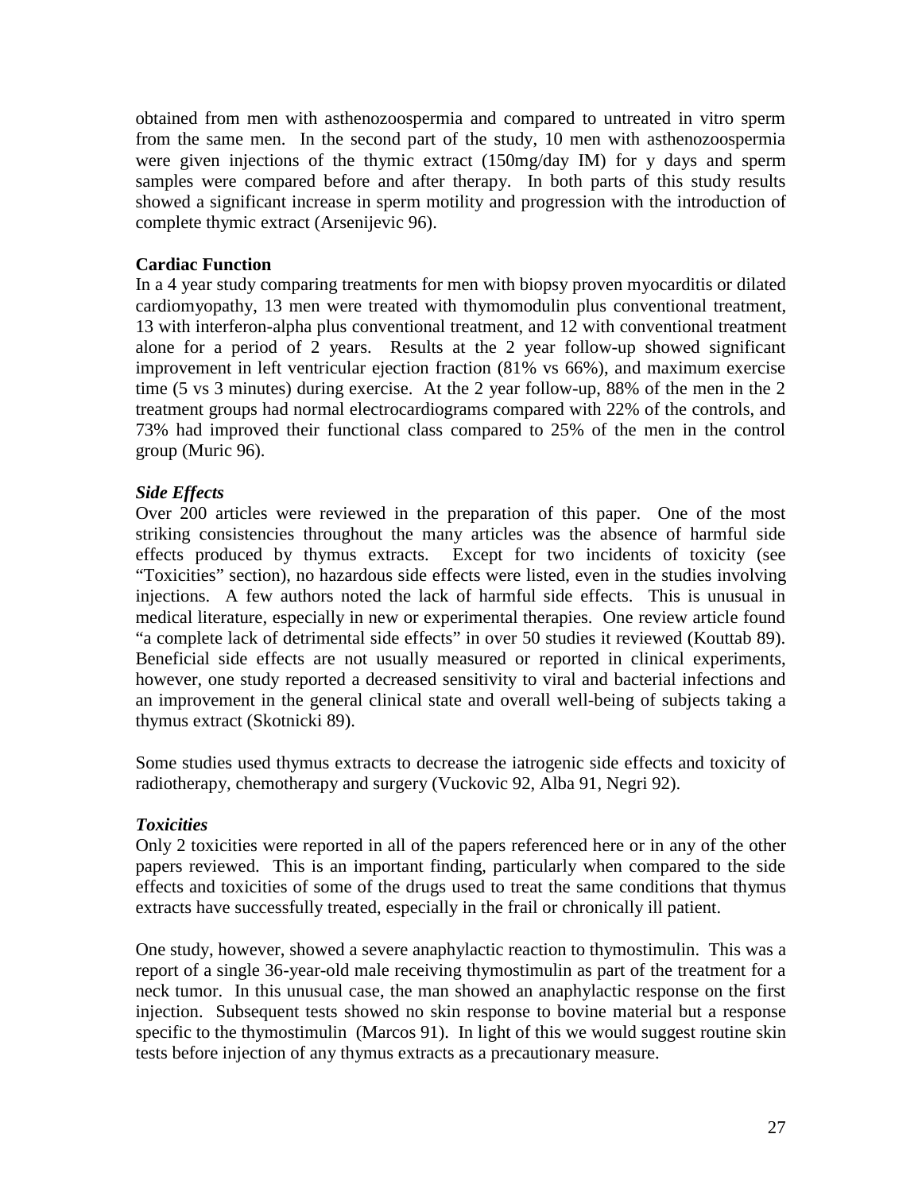obtained from men with asthenozoospermia and compared to untreated in vitro sperm from the same men. In the second part of the study, 10 men with asthenozoospermia were given injections of the thymic extract (150mg/day IM) for y days and sperm samples were compared before and after therapy. In both parts of this study results showed a significant increase in sperm motility and progression with the introduction of complete thymic extract (Arsenijevic 96).

**Cardiac Function**

In a 4 year study comparing treatments for men with biopsy proven myocarditis or dilated cardiomyopathy, 13 men were treated with thymomodulin plus conventional treatment, 13 with interferon-alpha plus conventional treatment, and 12 with conventional treatment alone for a period of 2 years. Results at the 2 year follow-up showed significant improvement in left ventricular ejection fraction (81% vs 66%), and maximum exercise time (5 vs 3 minutes) during exercise. At the 2 year follow-up, 88% of the men in the 2 treatment groups had normal electrocardiograms compared with 22% of the controls, and 73% had improved their functional class compared to 25% of the men in the control group (Muric 96).

***Side Effects***

Over 200 articles were reviewed in the preparation of this paper. One of the most striking consistencies throughout the many articles was the absence of harmful side effects produced by thymus extracts. Except for two incidents of toxicity (see "Toxicities" section), no hazardous side effects were listed, even in the studies involving injections. A few authors noted the lack of harmful side effects. This is unusual in medical literature, especially in new or experimental therapies. One review article found "a complete lack of detrimental side effects" in over 50 studies it reviewed (Kouttab 89). Beneficial side effects are not usually measured or reported in clinical experiments, however, one study reported a decreased sensitivity to viral and bacterial infections and an improvement in the general clinical state and overall well-being of subjects taking a thymus extract (Skotnicki 89).

Some studies used thymus extracts to decrease the iatrogenic side effects and toxicity of radiotherapy, chemotherapy and surgery (Vuckovic 92, Alba 91, Negri 92).

***Toxicities***

Only 2 toxicities were reported in all of the papers referenced here or in any of the other papers reviewed. This is an important finding, particularly when compared to the side effects and toxicities of some of the drugs used to treat the same conditions that thymus extracts have successfully treated, especially in the frail or chronically ill patient.

One study, however, showed a severe anaphylactic reaction to thymostimulin. This was a report of a single 36-year-old male receiving thymostimulin as part of the treatment for a neck tumor. In this unusual case, the man showed an anaphylactic response on the first injection. Subsequent tests showed no skin response to bovine material but a response specific to the thymostimulin (Marcos 91). In light of this we would suggest routine skin tests before injection of any thymus extracts as a precautionary measure.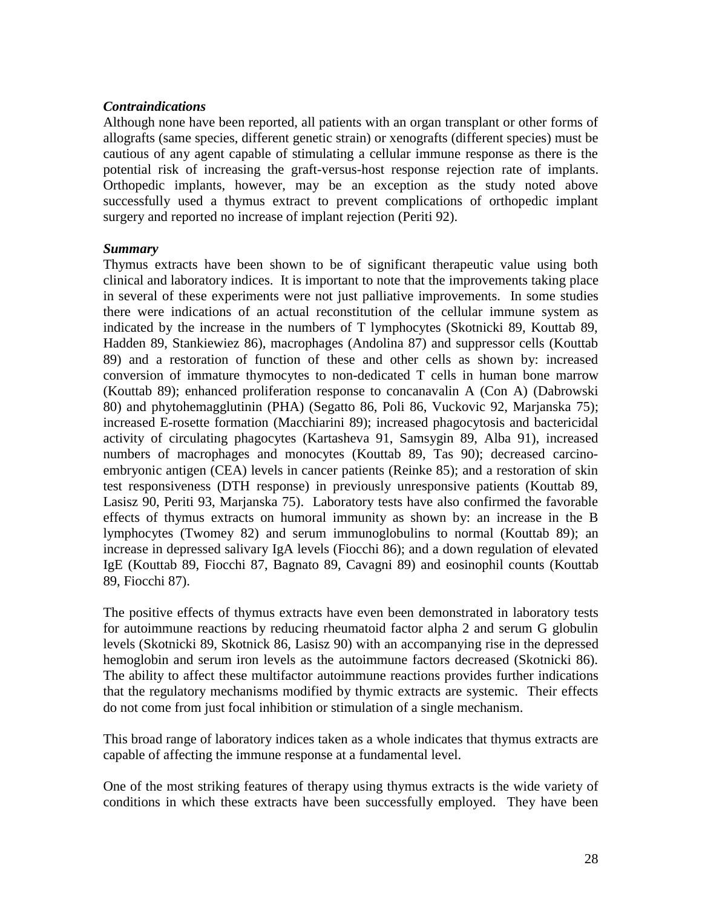***Contraindications***

Although none have been reported, all patients with an organ transplant or other forms of allografts (same species, different genetic strain) or xenografts (different species) must be cautious of any agent capable of stimulating a cellular immune response as there is the potential risk of increasing the graft-versus-host response rejection rate of implants. Orthopedic implants, however, may be an exception as the study noted above successfully used a thymus extract to prevent complications of orthopedic implant surgery and reported no increase of implant rejection (Periti 92).

***Summary***

Thymus extracts have been shown to be of significant therapeutic value using both clinical and laboratory indices. It is important to note that the improvements taking place in several of these experiments were not just palliative improvements. In some studies there were indications of an actual reconstitution of the cellular immune system as indicated by the increase in the numbers of T lymphocytes (Skotnicki 89, Kouttab 89, Hadden 89, Stankiewiez 86), macrophages (Andolina 87) and suppressor cells (Kouttab 89) and a restoration of function of these and other cells as shown by: increased conversion of immature thymocytes to non-dedicated T cells in human bone marrow (Kouttab 89); enhanced proliferation response to concanavalin A (Con A) (Dabrowski 80) and phytohemagglutinin (PHA) (Segatto 86, Poli 86, Vuckovic 92, Marjanska 75); increased E-rosette formation (Macchiarini 89); increased phagocytosis and bactericidal activity of circulating phagocytes (Kartasheva 91, Samsygin 89, Alba 91), increased numbers of macrophages and monocytes (Kouttab 89, Tas 90); decreased carcino-embryonic antigen (CEA) levels in cancer patients (Reinke 85); and a restoration of skin test responsiveness (DTH response) in previously unresponsive patients (Kouttab 89, Lasisz 90, Periti 93, Marjanska 75). Laboratory tests have also confirmed the favorable effects of thymus extracts on humoral immunity as shown by: an increase in the B lymphocytes (Twomey 82) and serum immunoglobulins to normal (Kouttab 89); an increase in depressed salivary IgA levels (Fiocchi 86); and a down regulation of elevated IgE (Kouttab 89, Fiocchi 87, Bagnato 89, Cavagni 89) and eosinophil counts (Kouttab 89, Fiocchi 87).

The positive effects of thymus extracts have even been demonstrated in laboratory tests for autoimmune reactions by reducing rheumatoid factor alpha 2 and serum G globulin levels (Skotnicki 89, Skotnick 86, Lasisz 90) with an accompanying rise in the depressed hemoglobin and serum iron levels as the autoimmune factors decreased (Skotnicki 86). The ability to affect these multifactor autoimmune reactions provides further indications that the regulatory mechanisms modified by thymic extracts are systemic. Their effects do not come from just focal inhibition or stimulation of a single mechanism.

This broad range of laboratory indices taken as a whole indicates that thymus extracts are capable of affecting the immune response at a fundamental level.

One of the most striking features of therapy using thymus extracts is the wide variety of conditions in which these extracts have been successfully employed. They have been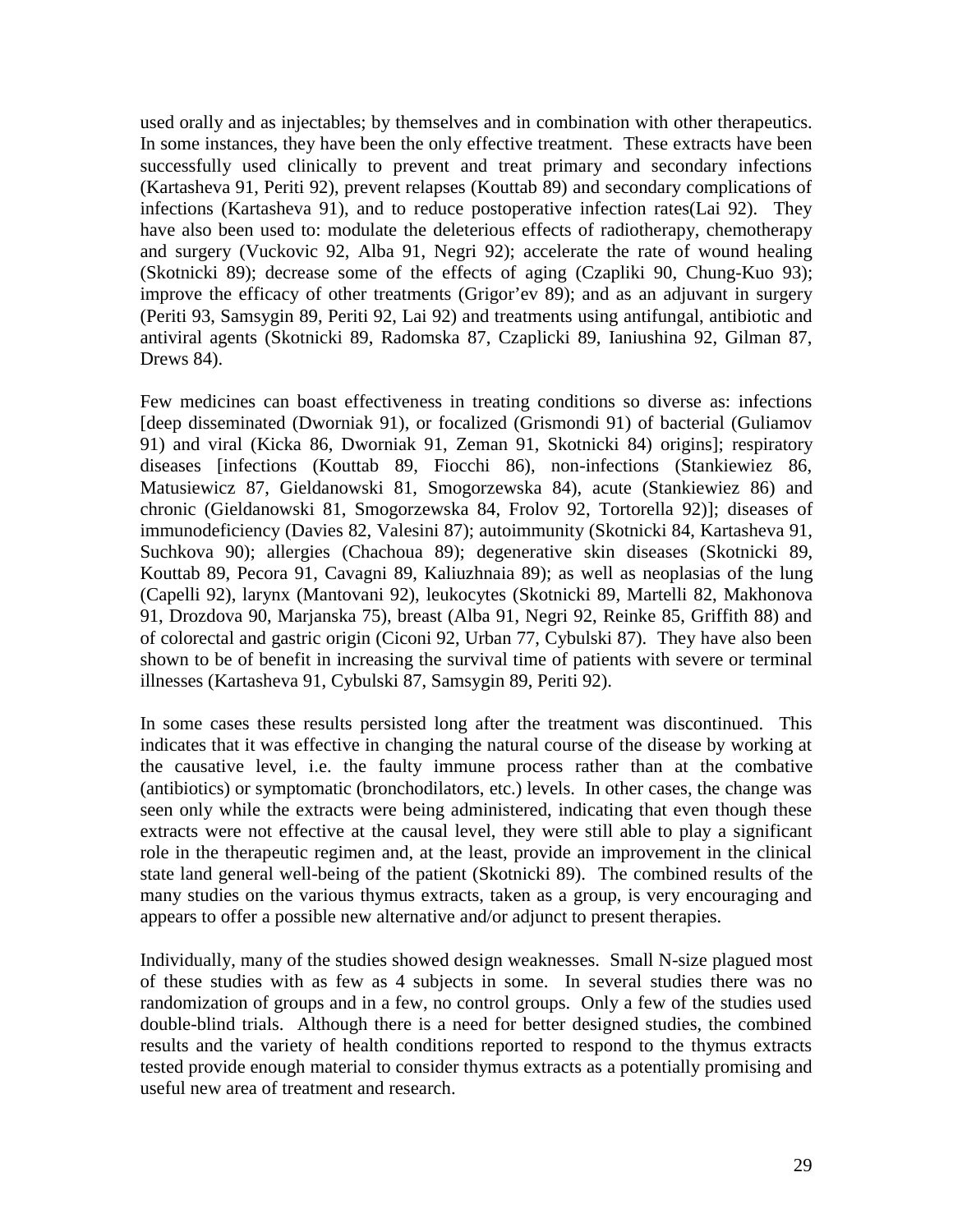used orally and as injectables; by themselves and in combination with other therapeutics. In some instances, they have been the only effective treatment. These extracts have been successfully used clinically to prevent and treat primary and secondary infections (Kartasheva 91, Periti 92), prevent relapses (Kouttab 89) and secondary complications of infections (Kartasheva 91), and to reduce postoperative infection rates(Lai 92). They have also been used to: modulate the deleterious effects of radiotherapy, chemotherapy and surgery (Vuckovic 92, Alba 91, Negri 92); accelerate the rate of wound healing (Skotnicki 89); decrease some of the effects of aging (Czapliki 90, Chung-Kuo 93); improve the efficacy of other treatments (Grigor'ev 89); and as an adjuvant in surgery (Periti 93, Samsygin 89, Periti 92, Lai 92) and treatments using antifungal, antibiotic and antiviral agents (Skotnicki 89, Radomska 87, Czaplicki 89, Ianiushina 92, Gilman 87, Drews 84).

Few medicines can boast effectiveness in treating conditions so diverse as: infections [deep disseminated (Dworniak 91), or focalized (Grismondi 91) of bacterial (Guliamov 91) and viral (Kicka 86, Dworniak 91, Zeman 91, Skotnicki 84) origins]; respiratory diseases [infections (Kouttab 89, Fiocchi 86), non-infections (Stankiewiez 86, Matusiewicz 87, Gieldanowski 81, Smogorzewska 84), acute (Stankiewiez 86) and chronic (Gieldanowski 81, Smogorzewska 84, Frolov 92, Tortorella 92)]; diseases of immunodeficiency (Davies 82, Valesini 87); autoimmunity (Skotnicki 84, Kartasheva 91, Suchkova 90); allergies (Chachoua 89); degenerative skin diseases (Skotnicki 89, Kouttab 89, Pecora 91, Cavagni 89, Kaliuzhnaia 89); as well as neoplasias of the lung (Capelli 92), larynx (Mantovani 92), leukocytes (Skotnicki 89, Martelli 82, Makhonova 91, Drozdova 90, Marjanska 75), breast (Alba 91, Negri 92, Reinke 85, Griffith 88) and of colorectal and gastric origin (Ciconi 92, Urban 77, Cybulski 87). They have also been shown to be of benefit in increasing the survival time of patients with severe or terminal illnesses (Kartasheva 91, Cybulski 87, Samsygin 89, Periti 92).

In some cases these results persisted long after the treatment was discontinued. This indicates that it was effective in changing the natural course of the disease by working at the causative level, i.e. the faulty immune process rather than at the combative (antibiotics) or symptomatic (bronchodilators, etc.) levels. In other cases, the change was seen only while the extracts were being administered, indicating that even though these extracts were not effective at the causal level, they were still able to play a significant role in the therapeutic regimen and, at the least, provide an improvement in the clinical state land general well-being of the patient (Skotnicki 89). The combined results of the many studies on the various thymus extracts, taken as a group, is very encouraging and appears to offer a possible new alternative and/or adjunct to present therapies.

Individually, many of the studies showed design weaknesses. Small N-size plagued most of these studies with as few as 4 subjects in some. In several studies there was no randomization of groups and in a few, no control groups. Only a few of the studies used double-blind trials. Although there is a need for better designed studies, the combined results and the variety of health conditions reported to respond to the thymus extracts tested provide enough material to consider thymus extracts as a potentially promising and useful new area of treatment and research.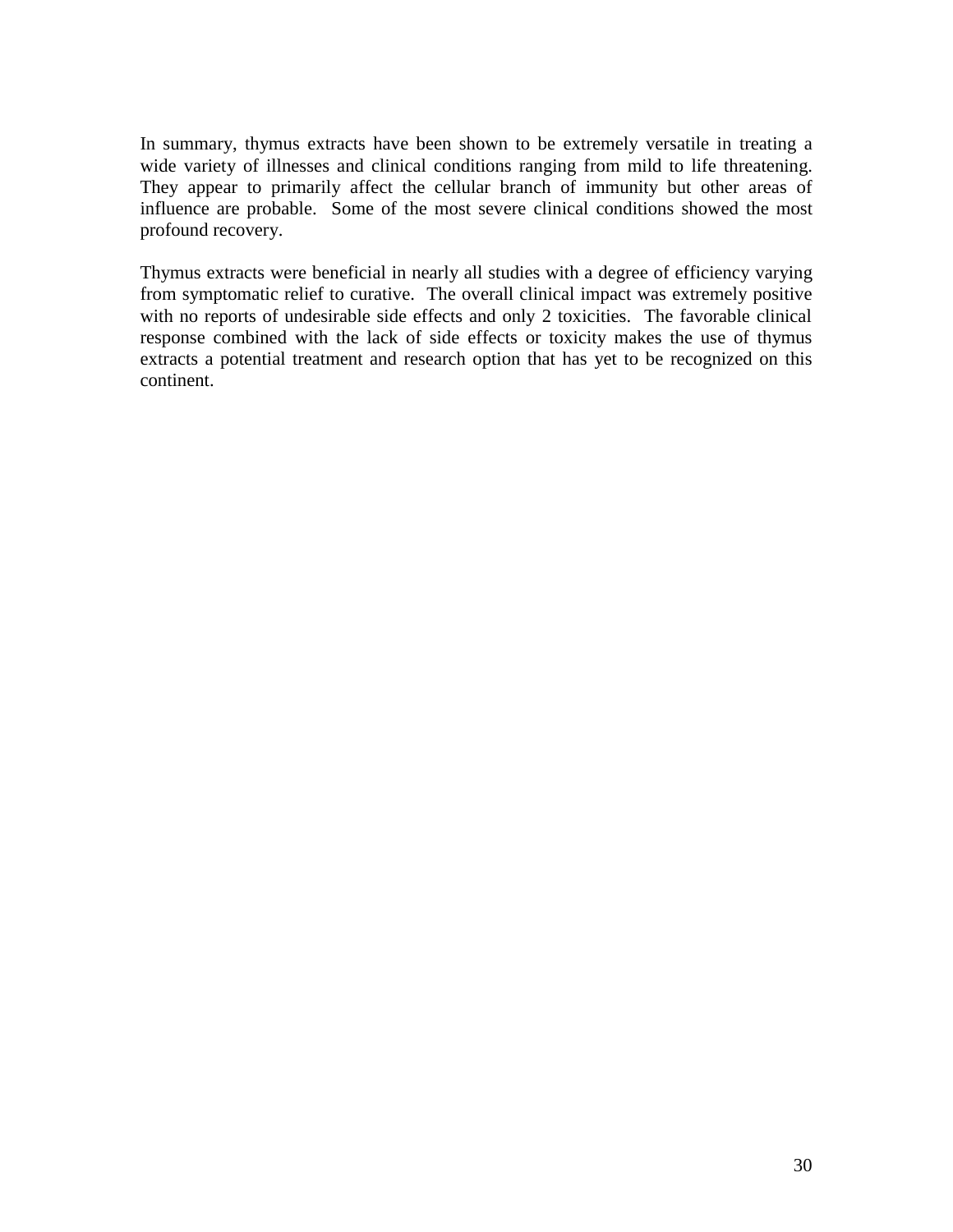In summary, thymus extracts have been shown to be extremely versatile in treating a wide variety of illnesses and clinical conditions ranging from mild to life threatening. They appear to primarily affect the cellular branch of immunity but other areas of influence are probable. Some of the most severe clinical conditions showed the most profound recovery.

Thymus extracts were beneficial in nearly all studies with a degree of efficiency varying from symptomatic relief to curative. The overall clinical impact was extremely positive with no reports of undesirable side effects and only 2 toxicities. The favorable clinical response combined with the lack of side effects or toxicity makes the use of thymus extracts a potential treatment and research option that has yet to be recognized on this continent.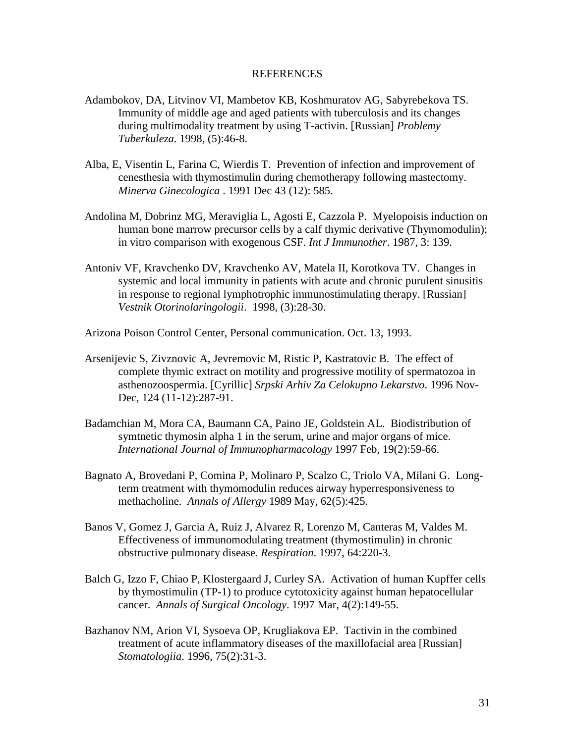# REFERENCES

Adambokov, DA, Litvinov VI, Mambetov KB, Koshmuratov AG, Sabyrebekova TS. Immunity of middle age and aged patients with tuberculosis and its changes during multimodality treatment by using T-activin. [Russian] *Problemy Tuberkuleza*. 1998, (5):46-8.

Alba, E, Visentin L, Farina C, Wierdis T. Prevention of infection and improvement of cenesthesia with thymostimulin during chemotherapy following mastectomy. *Minerva Ginecologica* . 1991 Dec 43 (12): 585.

Andolina M, Dobrinz MG, Meraviglia L, Agosti E, Cazzola P. Myelopoisis induction on human bone marrow precursor cells by a calf thymic derivative (Thymomodulin); in vitro comparison with exogenous CSF. *Int J Immunother*. 1987, 3: 139.

Antoniv VF, Kravchenko DV, Kravchenko AV, Matela II, Korotkova TV. Changes in systemic and local immunity in patients with acute and chronic purulent sinusitis in response to regional lymphotrophic immunostimulating therapy. [Russian] *Vestnik Otorinolaringologii*. 1998, (3):28-30.

Arizona Poison Control Center, Personal communication. Oct. 13, 1993.

Arsenijevic S, Zivznovic A, Jevremovic M, Ristic P, Kastratovic B. The effect of complete thymic extract on motility and progressive motility of spermatozoa in asthenozoospermia. [Cyrillic] *Srpski Arhiv Za Celokupno Lekarstvo*. 1996 Nov-Dec, 124 (11-12):287-91.

Badamchian M, Mora CA, Baumann CA, Paino JE, Goldstein AL. Biodistribution of symtnetic thymosin alpha 1 in the serum, urine and major organs of mice. *International Journal of Immunopharmacology* 1997 Feb, 19(2):59-66.

Bagnato A, Brovedani P, Comina P, Molinaro P, Scalzo C, Triolo VA, Milani G. Long-term treatment with thymomodulin reduces airway hyperresponsiveness to methacholine. *Annals of Allergy* 1989 May, 62(5):425.

Banos V, Gomez J, Garcia A, Ruiz J, Alvarez R, Lorenzo M, Canteras M, Valdes M. Effectiveness of immunomodulating treatment (thymostimulin) in chronic obstructive pulmonary disease*. Respiration*. 1997, 64:220-3.

Balch G, Izzo F, Chiao P, Klostergaard J, Curley SA. Activation of human Kupffer cells by thymostimulin (TP-1) to produce cytotoxicity against human hepatocellular cancer. *Annals of Surgical Oncology*. 1997 Mar, 4(2):149-55.

Bazhanov NM, Arion VI, Sysoeva OP, Krugliakova EP. Tactivin in the combined treatment of acute inflammatory diseases of the maxillofacial area [Russian] *Stomatologiia*. 1996, 75(2):31-3.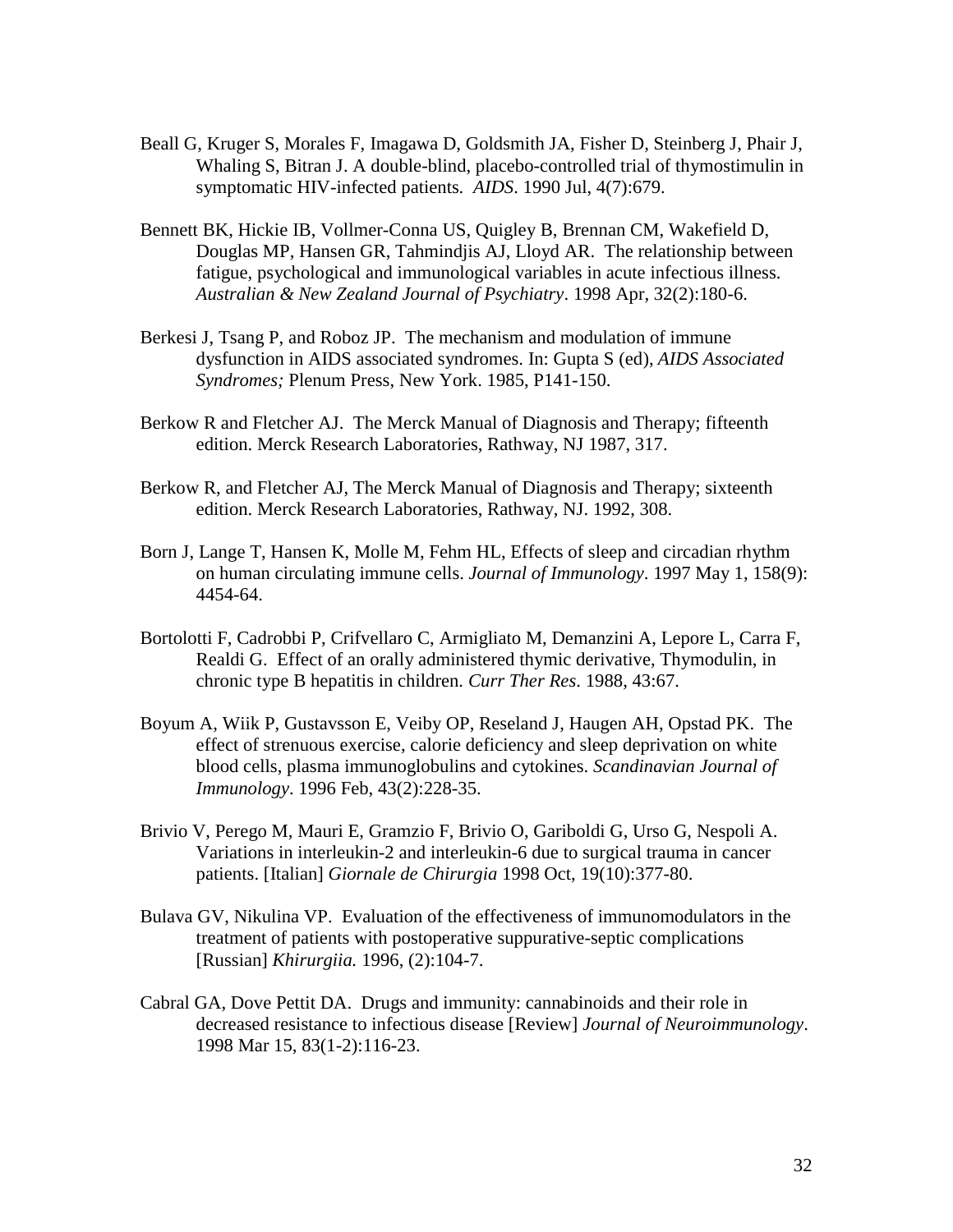Beall G, Kruger S, Morales F, Imagawa D, Goldsmith JA, Fisher D, Steinberg J, Phair J, Whaling S, Bitran J. A double-blind, placebo-controlled trial of thymostimulin in symptomatic HIV-infected patients. *AIDS*. 1990 Jul, 4(7):679.

Bennett BK, Hickie IB, Vollmer-Conna US, Quigley B, Brennan CM, Wakefield D, Douglas MP, Hansen GR, Tahmindjis AJ, Lloyd AR. The relationship between fatigue, psychological and immunological variables in acute infectious illness. *Australian & New Zealand Journal of Psychiatry*. 1998 Apr, 32(2):180-6.

Berkesi J, Tsang P, and Roboz JP. The mechanism and modulation of immune dysfunction in AIDS associated syndromes. In: Gupta S (ed), *AIDS Associated Syndromes;* Plenum Press, New York. 1985, P141-150.

Berkow R and Fletcher AJ. The Merck Manual of Diagnosis and Therapy; fifteenth edition. Merck Research Laboratories, Rathway, NJ 1987, 317.

Berkow R, and Fletcher AJ, The Merck Manual of Diagnosis and Therapy; sixteenth edition. Merck Research Laboratories, Rathway, NJ. 1992, 308.

Born J, Lange T, Hansen K, Molle M, Fehm HL, Effects of sleep and circadian rhythm on human circulating immune cells. *Journal of Immunology*. 1997 May 1, 158(9): 4454-64.

Bortolotti F, Cadrobbi P, Crifvellaro C, Armigliato M, Demanzini A, Lepore L, Carra F, Realdi G. Effect of an orally administered thymic derivative, Thymodulin, in chronic type B hepatitis in children. *Curr Ther Res*. 1988, 43:67.

Boyum A, Wiik P, Gustavsson E, Veiby OP, Reseland J, Haugen AH, Opstad PK. The effect of strenuous exercise, calorie deficiency and sleep deprivation on white blood cells, plasma immunoglobulins and cytokines. *Scandinavian Journal of Immunology*. 1996 Feb, 43(2):228-35.

Brivio V, Perego M, Mauri E, Gramzio F, Brivio O, Gariboldi G, Urso G, Nespoli A. Variations in interleukin-2 and interleukin-6 due to surgical trauma in cancer patients. [Italian] *Giornale de Chirurgia* 1998 Oct, 19(10):377-80.

Bulava GV, Nikulina VP. Evaluation of the effectiveness of immunomodulators in the treatment of patients with postoperative suppurative-septic complications [Russian] *Khirurgiia.* 1996, (2):104-7.

Cabral GA, Dove Pettit DA. Drugs and immunity: cannabinoids and their role in decreased resistance to infectious disease [Review] *Journal of Neuroimmunology*. 1998 Mar 15, 83(1-2):116-23.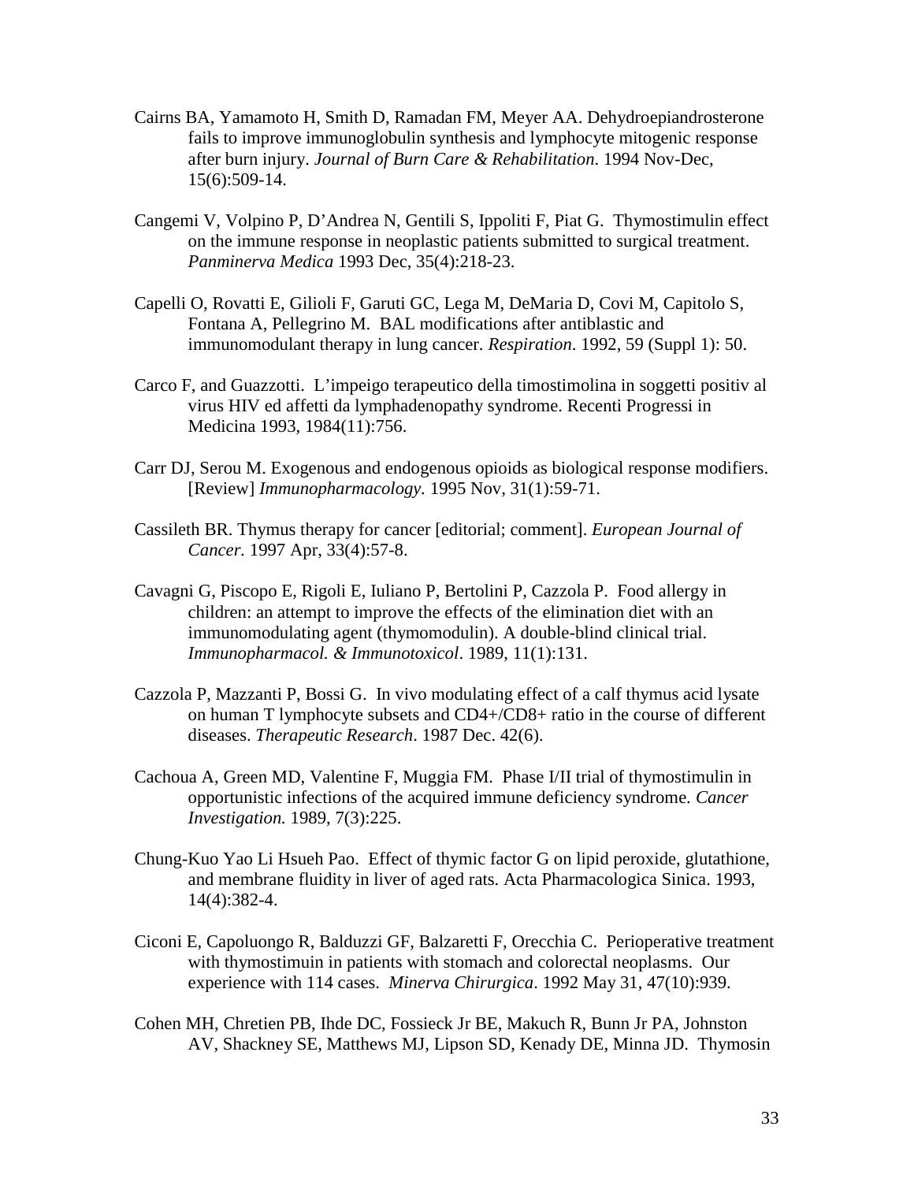Cairns BA, Yamamoto H, Smith D, Ramadan FM, Meyer AA. Dehydroepiandrosterone fails to improve immunoglobulin synthesis and lymphocyte mitogenic response after burn injury. *Journal of Burn Care & Rehabilitation*. 1994 Nov-Dec, 15(6):509-14.

Cangemi V, Volpino P, D'Andrea N, Gentili S, Ippoliti F, Piat G. Thymostimulin effect on the immune response in neoplastic patients submitted to surgical treatment. *Panminerva Medica* 1993 Dec, 35(4):218-23.

Capelli O, Rovatti E, Gilioli F, Garuti GC, Lega M, DeMaria D, Covi M, Capitolo S, Fontana A, Pellegrino M. BAL modifications after antiblastic and immunomodulant therapy in lung cancer. *Respiration.* 1992, 59 (Suppl 1): 50.

Carco F, and Guazzotti. L'impeigo terapeutico della timostimolina in soggetti positiv al virus HIV ed affetti da lymphadenopathy syndrome. Recenti Progressi in Medicina 1993, 1984(11):756.

Carr DJ, Serou M. Exogenous and endogenous opioids as biological response modifiers. [Review] *Immunopharmacology*. 1995 Nov, 31(1):59-71.

Cassileth BR. Thymus therapy for cancer [editorial; comment]. *European Journal of Cancer.* 1997 Apr, 33(4):57-8.

Cavagni G, Piscopo E, Rigoli E, Iuliano P, Bertolini P, Cazzola P. Food allergy in children: an attempt to improve the effects of the elimination diet with an immunomodulating agent (thymomodulin). A double-blind clinical trial. *Immunopharmacol. & Immunotoxicol*. 1989, 11(1):131.

Cazzola P, Mazzanti P, Bossi G. In vivo modulating effect of a calf thymus acid lysate on human T lymphocyte subsets and CD4+/CD8+ ratio in the course of different diseases. *Therapeutic Research*. 1987 Dec. 42(6).

Cachoua A, Green MD, Valentine F, Muggia FM. Phase I/II trial of thymostimulin in opportunistic infections of the acquired immune deficiency syndrome. *Cancer Investigation.* 1989, 7(3):225.

Chung-Kuo Yao Li Hsueh Pao. Effect of thymic factor G on lipid peroxide, glutathione, and membrane fluidity in liver of aged rats. Acta Pharmacologica Sinica. 1993, 14(4):382-4.

Ciconi E, Capoluongo R, Balduzzi GF, Balzaretti F, Orecchia C. Perioperative treatment with thymostimuin in patients with stomach and colorectal neoplasms. Our experience with 114 cases. *Minerva Chirurgica*. 1992 May 31, 47(10):939.

Cohen MH, Chretien PB, Ihde DC, Fossieck Jr BE, Makuch R, Bunn Jr PA, Johnston AV, Shackney SE, Matthews MJ, Lipson SD, Kenady DE, Minna JD. Thymosin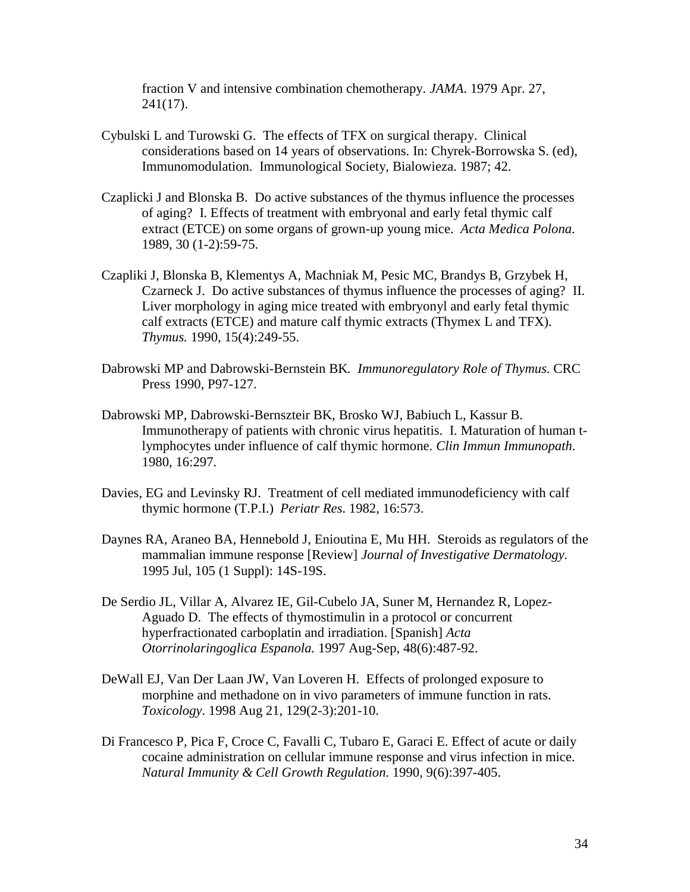fraction V and intensive combination chemotherapy. *JAMA*. 1979 Apr. 27, 241(17).

Cybulski L and Turowski G. The effects of TFX on surgical therapy. Clinical considerations based on 14 years of observations. In: Chyrek-Borrowska S. (ed), Immunomodulation. Immunological Society, Bialowieza. 1987; 42.

Czaplicki J and Blonska B. Do active substances of the thymus influence the processes of aging? I. Effects of treatment with embryonal and early fetal thymic calf extract (ETCE) on some organs of grown-up young mice. *Acta Medica Polona*. 1989, 30 (1-2):59-75.

Czapliki J, Blonska B, Klementys A, Machniak M, Pesic MC, Brandys B, Grzybek H, Czarneck J. Do active substances of thymus influence the processes of aging? II. Liver morphology in aging mice treated with embryonyl and early fetal thymic calf extracts (ETCE) and mature calf thymic extracts (Thymex L and TFX). *Thymus.* 1990, 15(4):249-55.

Dabrowski MP and Dabrowski-Bernstein BK*. Immunoregulatory Role of Thymus*. CRC Press 1990, P97-127.

Dabrowski MP, Dabrowski-Bernszteir BK, Brosko WJ, Babiuch L, Kassur B. Immunotherapy of patients with chronic virus hepatitis. I. Maturation of human t-lymphocytes under influence of calf thymic hormone. *Clin Immun Immunopath*. 1980, 16:297.

Davies, EG and Levinsky RJ. Treatment of cell mediated immunodeficiency with calf thymic hormone (T.P.I.) *Periatr Res*. 1982, 16:573.

Daynes RA, Araneo BA, Hennebold J, Enioutina E, Mu HH. Steroids as regulators of the mammalian immune response [Review] *Journal of Investigative Dermatology.* 1995 Jul, 105 (1 Suppl): 14S-19S.

De Serdio JL, Villar A, Alvarez IE, Gil-Cubelo JA, Suner M, Hernandez R, Lopez-Aguado D. The effects of thymostimulin in a protocol or concurrent hyperfractionated carboplatin and irradiation. [Spanish] *Acta Otorrinolaringoglica Espanola.* 1997 Aug-Sep, 48(6):487-92.

DeWall EJ, Van Der Laan JW, Van Loveren H. Effects of prolonged exposure to morphine and methadone on in vivo parameters of immune function in rats. *Toxicology*. 1998 Aug 21, 129(2-3):201-10.

Di Francesco P, Pica F, Croce C, Favalli C, Tubaro E, Garaci E. Effect of acute or daily cocaine administration on cellular immune response and virus infection in mice. *Natural Immunity & Cell Growth Regulation.* 1990, 9(6):397-405.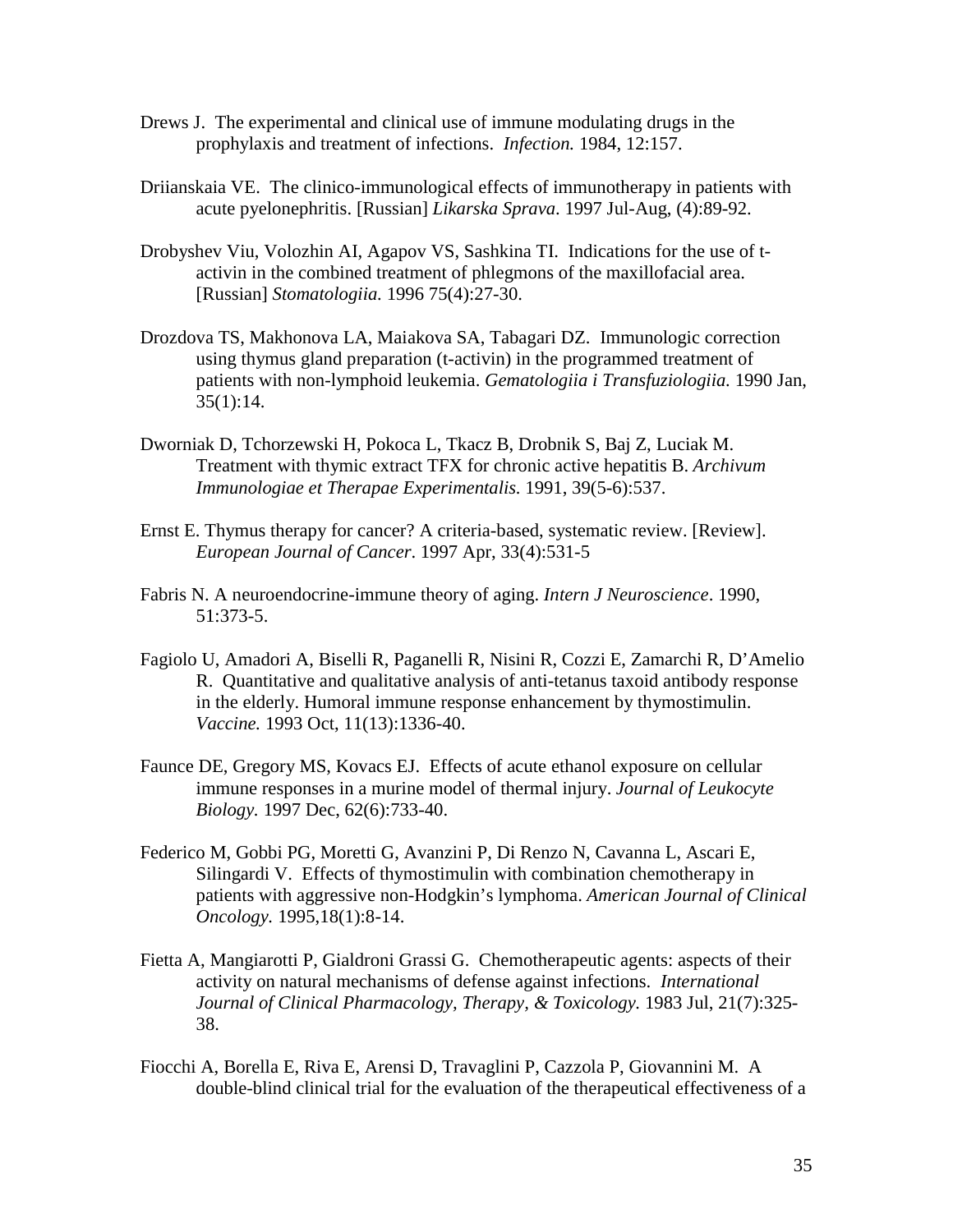Drews J. The experimental and clinical use of immune modulating drugs in the prophylaxis and treatment of infections. *Infection.* 1984, 12:157.

Driianskaia VE. The clinico-immunological effects of immunotherapy in patients with acute pyelonephritis. [Russian] *Likarska Sprava*. 1997 Jul-Aug, (4):89-92.

Drobyshev Viu, Volozhin AI, Agapov VS, Sashkina TI. Indications for the use of t-activin in the combined treatment of phlegmons of the maxillofacial area. [Russian] *Stomatologiia.* 1996 75(4):27-30.

Drozdova TS, Makhonova LA, Maiakova SA, Tabagari DZ. Immunologic correction using thymus gland preparation (t-activin) in the programmed treatment of patients with non-lymphoid leukemia. *Gematologiia i Transfuziologiia.* 1990 Jan, 35(1):14.

Dworniak D, Tchorzewski H, Pokoca L, Tkacz B, Drobnik S, Baj Z, Luciak M. Treatment with thymic extract TFX for chronic active hepatitis B. *Archivum Immunologiae et Therapae Experimentalis.* 1991, 39(5-6):537.

Ernst E. Thymus therapy for cancer? A criteria-based, systematic review. [Review]. *European Journal of Cancer*. 1997 Apr, 33(4):531-5

Fabris N. A neuroendocrine-immune theory of aging. *Intern J Neuroscience*. 1990, 51:373-5.

Fagiolo U, Amadori A, Biselli R, Paganelli R, Nisini R, Cozzi E, Zamarchi R, D'Amelio R. Quantitative and qualitative analysis of anti-tetanus taxoid antibody response in the elderly. Humoral immune response enhancement by thymostimulin. *Vaccine.* 1993 Oct, 11(13):1336-40.

Faunce DE, Gregory MS, Kovacs EJ. Effects of acute ethanol exposure on cellular immune responses in a murine model of thermal injury. *Journal of Leukocyte Biology.* 1997 Dec, 62(6):733-40.

Federico M, Gobbi PG, Moretti G, Avanzini P, Di Renzo N, Cavanna L, Ascari E, Silingardi V. Effects of thymostimulin with combination chemotherapy in patients with aggressive non-Hodgkin's lymphoma. *American Journal of Clinical Oncology.* 1995,18(1):8-14.

Fietta A, Mangiarotti P, Gialdroni Grassi G. Chemotherapeutic agents: aspects of their activity on natural mechanisms of defense against infections. *International Journal of Clinical Pharmacology, Therapy, & Toxicology.* 1983 Jul, 21(7):325-38.

Fiocchi A, Borella E, Riva E, Arensi D, Travaglini P, Cazzola P, Giovannini M. A double-blind clinical trial for the evaluation of the therapeutical effectiveness of a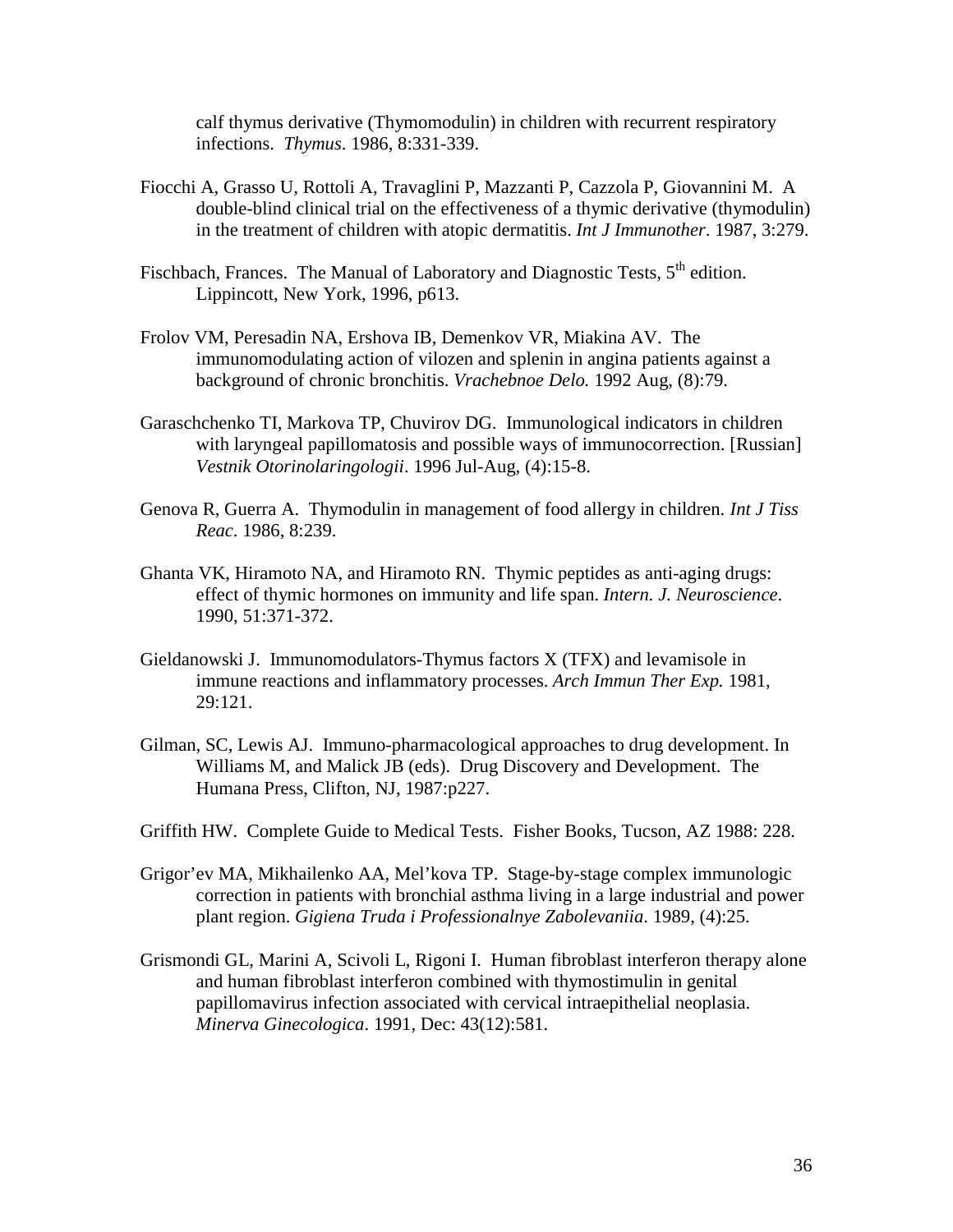calf thymus derivative (Thymomodulin) in children with recurrent respiratory infections. *Thymus*. 1986, 8:331-339.

Fiocchi A, Grasso U, Rottoli A, Travaglini P, Mazzanti P, Cazzola P, Giovannini M. A double-blind clinical trial on the effectiveness of a thymic derivative (thymodulin) in the treatment of children with atopic dermatitis. *Int J Immunother*. 1987, 3:279.

Fischbach, Frances. The Manual of Laboratory and Diagnostic Tests, 5th edition. Lippincott, New York, 1996, p613.

Frolov VM, Peresadin NA, Ershova IB, Demenkov VR, Miakina AV. The immunomodulating action of vilozen and splenin in angina patients against a background of chronic bronchitis. *Vrachebnoe Delo.* 1992 Aug, (8):79.

Garaschchenko TI, Markova TP, Chuvirov DG. Immunological indicators in children with laryngeal papillomatosis and possible ways of immunocorrection. [Russian] *Vestnik Otorinolaringologii*. 1996 Jul-Aug, (4):15-8.

Genova R, Guerra A. Thymodulin in management of food allergy in children. *Int J Tiss Reac*. 1986, 8:239.

Ghanta VK, Hiramoto NA, and Hiramoto RN. Thymic peptides as anti-aging drugs: effect of thymic hormones on immunity and life span. *Intern. J. Neuroscience*. 1990, 51:371-372.

Gieldanowski J. Immunomodulators-Thymus factors X (TFX) and levamisole in immune reactions and inflammatory processes. *Arch Immun Ther Exp.* 1981, 29:121.

Gilman, SC, Lewis AJ. Immuno-pharmacological approaches to drug development. In Williams M, and Malick JB (eds). Drug Discovery and Development. The Humana Press, Clifton, NJ, 1987:p227.

Griffith HW. Complete Guide to Medical Tests. Fisher Books, Tucson, AZ 1988: 228.

Grigor'ev MA, Mikhailenko AA, Mel'kova TP. Stage-by-stage complex immunologic correction in patients with bronchial asthma living in a large industrial and power plant region. *Gigiena Truda i Professionalnye Zabolevaniia*. 1989, (4):25.

Grismondi GL, Marini A, Scivoli L, Rigoni I. Human fibroblast interferon therapy alone and human fibroblast interferon combined with thymostimulin in genital papillomavirus infection associated with cervical intraepithelial neoplasia. *Minerva Ginecologica*. 1991, Dec: 43(12):581.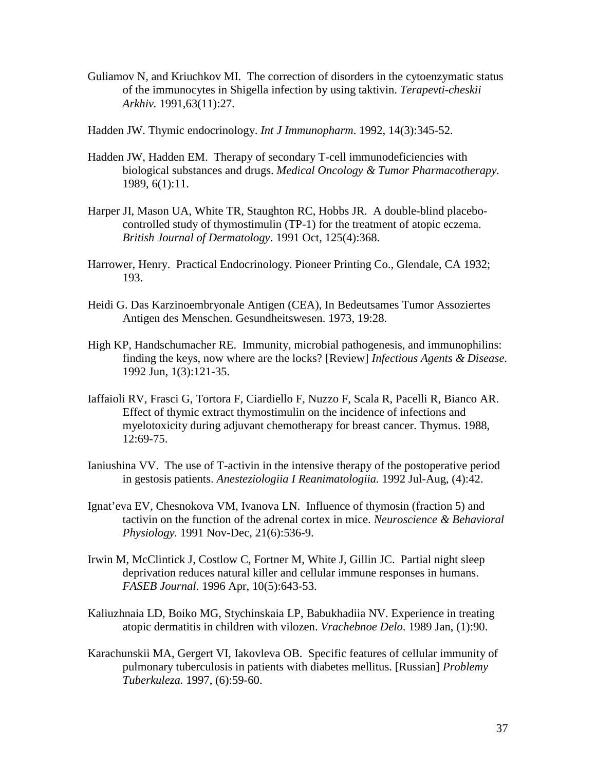Guliamov N, and Kriuchkov MI. The correction of disorders in the cytoenzymatic status of the immunocytes in Shigella infection by using taktivin. *Terapevti-cheskii Arkhiv.* 1991,63(11):27.

Hadden JW. Thymic endocrinology. *Int J Immunopharm*. 1992, 14(3):345-52.

Hadden JW, Hadden EM. Therapy of secondary T-cell immunodeficiencies with biological substances and drugs. *Medical Oncology & Tumor Pharmacotherapy.* 1989, 6(1):11.

Harper JI, Mason UA, White TR, Staughton RC, Hobbs JR. A double-blind placebo-controlled study of thymostimulin (TP-1) for the treatment of atopic eczema. *British Journal of Dermatology*. 1991 Oct, 125(4):368.

Harrower, Henry. Practical Endocrinology. Pioneer Printing Co., Glendale, CA 1932; 193.

Heidi G. Das Karzinoembryonale Antigen (CEA), In Bedeutsames Tumor Assoziiertes Antigen des Menschen. Gesundheitswesen. 1973, 19:28.

High KP, Handschumacher RE. Immunity, microbial pathogenesis, and immunophilins: finding the keys, now where are the locks? [Review] *Infectious Agents & Disease*. 1992 Jun, 1(3):121-35.

Iaffaioli RV, Frasci G, Tortora F, Ciardiello F, Nuzzo F, Scala R, Pacelli R, Bianco AR. Effect of thymic extract thymostimulin on the incidence of infections and myelotoxicity during adjuvant chemotherapy for breast cancer. Thymus. 1988, 12:69-75.

Ianiushina VV. The use of T-activin in the intensive therapy of the postoperative period in gestosis patients. *Anesteziologiia I Reanimatologiia.* 1992 Jul-Aug, (4):42.

Ignat'eva EV, Chesnokova VM, Ivanova LN. Influence of thymosin (fraction 5) and tactivin on the function of the adrenal cortex in mice. *Neuroscience & Behavioral Physiology.* 1991 Nov-Dec, 21(6):536-9.

Irwin M, McClintick J, Costlow C, Fortner M, White J, Gillin JC. Partial night sleep deprivation reduces natural killer and cellular immune responses in humans. *FASEB Journal*. 1996 Apr, 10(5):643-53.

Kaliuzhnaia LD, Boiko MG, Stychinskaia LP, Babukhadiia NV. Experience in treating atopic dermatitis in children with vilozen. *Vrachebnoe Delo*. 1989 Jan, (1):90.

Karachunskii MA, Gergert VI, Iakovleva OB. Specific features of cellular immunity of pulmonary tuberculosis in patients with diabetes mellitus. [Russian] *Problemy Tuberkuleza.* 1997, (6):59-60.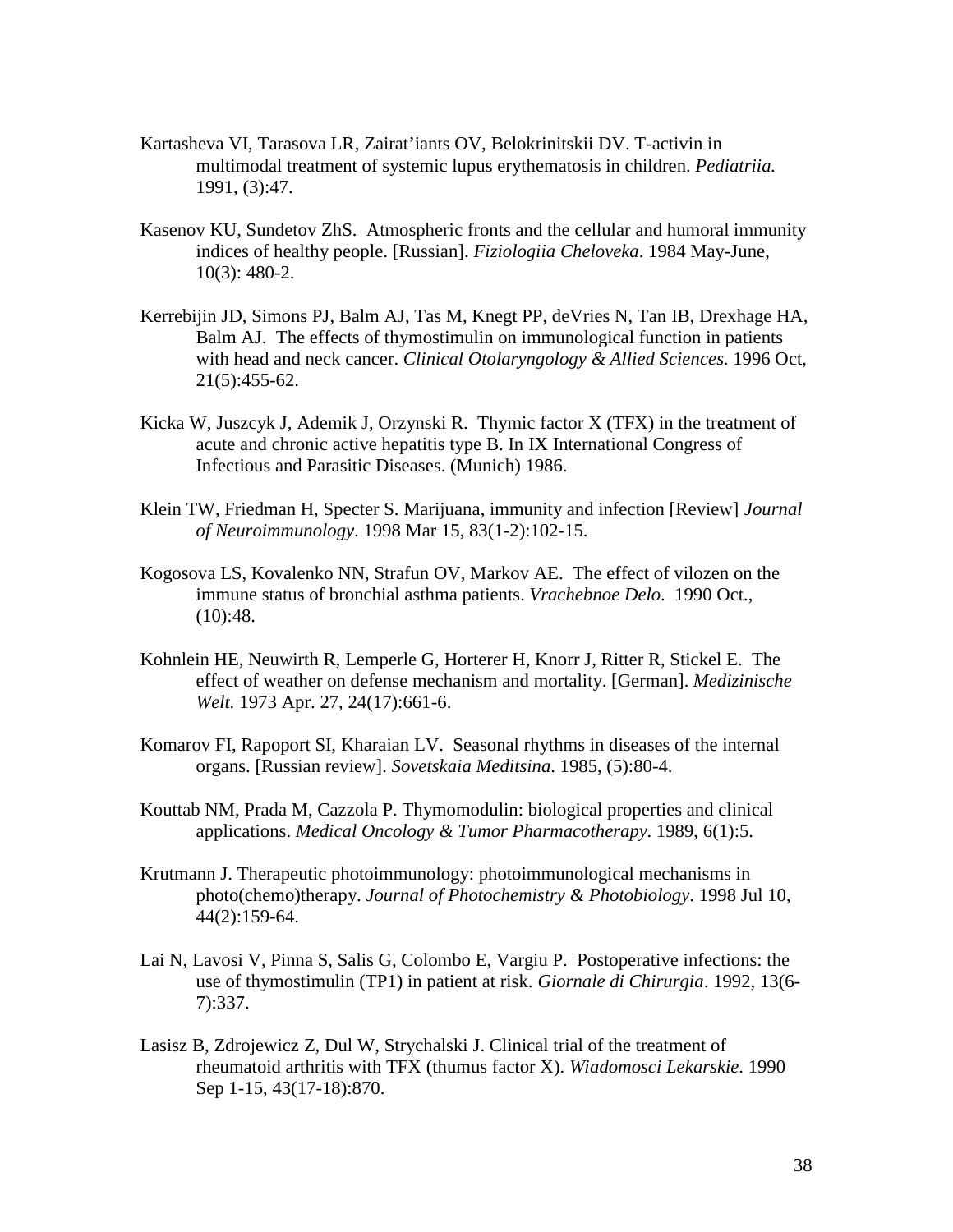Kartasheva VI, Tarasova LR, Zairat'iants OV, Belokrinitskii DV. T-activin in multimodal treatment of systemic lupus erythematosis in children. *Pediatriia.* 1991, (3):47.

Kasenov KU, Sundetov ZhS. Atmospheric fronts and the cellular and humoral immunity indices of healthy people. [Russian]. *Fiziologiia Cheloveka*. 1984 May-June, 10(3): 480-2.

Kerrebijin JD, Simons PJ, Balm AJ, Tas M, Knegt PP, deVries N, Tan IB, Drexhage HA, Balm AJ. The effects of thymostimulin on immunological function in patients with head and neck cancer. *Clinical Otolaryngology & Allied Sciences.* 1996 Oct, 21(5):455-62.

Kicka W, Juszcyk J, Ademik J, Orzynski R. Thymic factor X (TFX) in the treatment of acute and chronic active hepatitis type B. In IX International Congress of Infectious and Parasitic Diseases. (Munich) 1986.

Klein TW, Friedman H, Specter S. Marijuana, immunity and infection [Review] *Journal of Neuroimmunology*. 1998 Mar 15, 83(1-2):102-15.

Kogosova LS, Kovalenko NN, Strafun OV, Markov AE. The effect of vilozen on the immune status of bronchial asthma patients. *Vrachebnoe Delo*. 1990 Oct., (10):48.

Kohnlein HE, Neuwirth R, Lemperle G, Horterer H, Knorr J, Ritter R, Stickel E. The effect of weather on defense mechanism and mortality. [German]. *Medizinische Welt.* 1973 Apr. 27, 24(17):661-6.

Komarov FI, Rapoport SI, Kharaian LV. Seasonal rhythms in diseases of the internal organs. [Russian review]. *Sovetskaia Meditsina*. 1985, (5):80-4.

Kouttab NM, Prada M, Cazzola P. Thymomodulin: biological properties and clinical applications. *Medical Oncology & Tumor Pharmacotherapy.* 1989, 6(1):5.

Krutmann J. Therapeutic photoimmunology: photoimmunological mechanisms in photo(chemo)therapy. *Journal of Photochemistry & Photobiology*. 1998 Jul 10, 44(2):159-64.

Lai N, Lavosi V, Pinna S, Salis G, Colombo E, Vargiu P. Postoperative infections: the use of thymostimulin (TP1) in patient at risk. *Giornale di Chirurgia*. 1992, 13(6-7):337.

Lasisz B, Zdrojewicz Z, Dul W, Strychalski J. Clinical trial of the treatment of rheumatoid arthritis with TFX (thumus factor X). *Wiadomosci Lekarskie*. 1990 Sep 1-15, 43(17-18):870.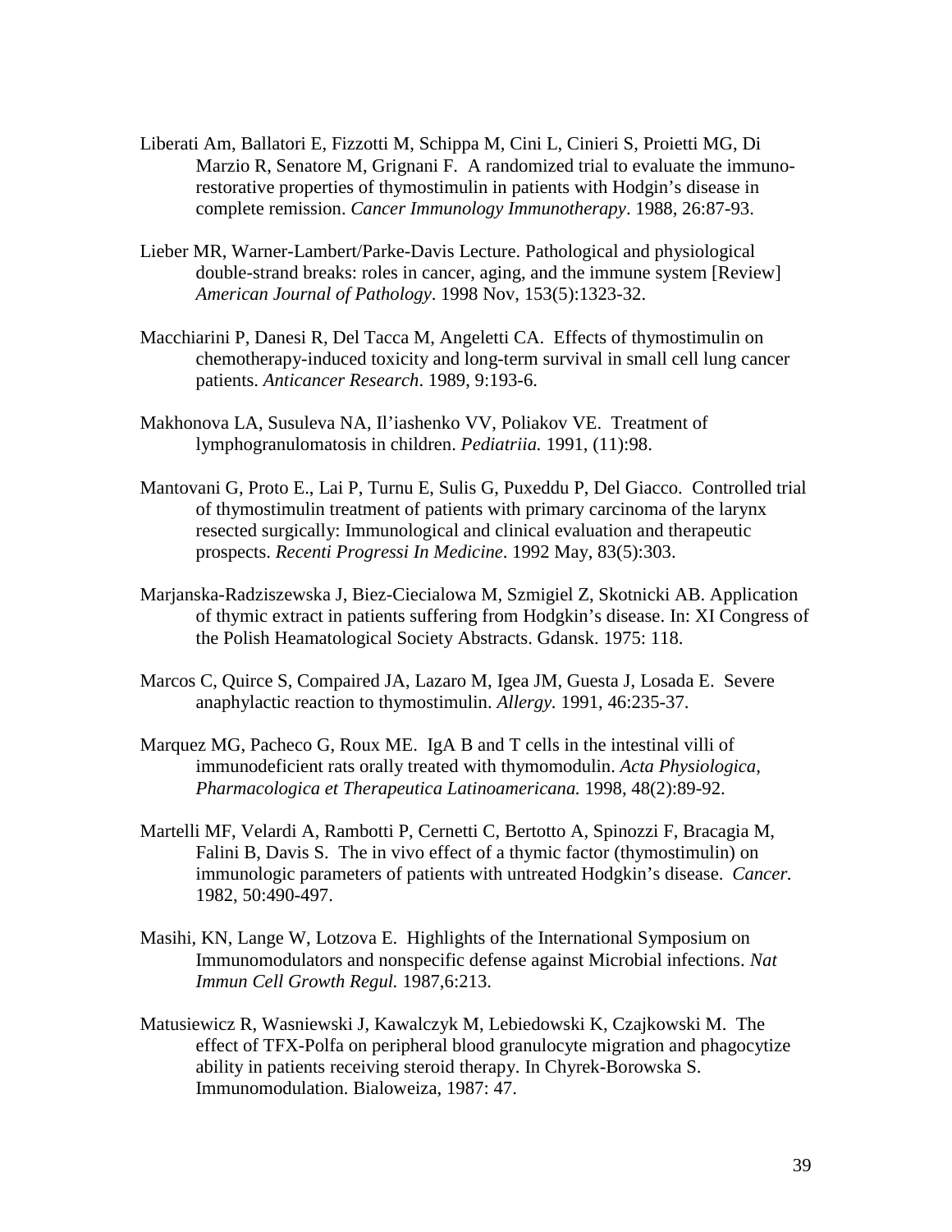Liberati Am, Ballatori E, Fizzotti M, Schippa M, Cini L, Cinieri S, Proietti MG, Di Marzio R, Senatore M, Grignani F. A randomized trial to evaluate the immuno-restorative properties of thymostimulin in patients with Hodgin's disease in complete remission. *Cancer Immunology Immunotherapy*. 1988, 26:87-93.

Lieber MR, Warner-Lambert/Parke-Davis Lecture. Pathological and physiological double-strand breaks: roles in cancer, aging, and the immune system [Review] *American Journal of Pathology*. 1998 Nov, 153(5):1323-32.

Macchiarini P, Danesi R, Del Tacca M, Angeletti CA. Effects of thymostimulin on chemotherapy-induced toxicity and long-term survival in small cell lung cancer patients. *Anticancer Research*. 1989, 9:193-6.

Makhonova LA, Susuleva NA, Il'iashenko VV, Poliakov VE. Treatment of lymphogranulomatosis in children. *Pediatriia.* 1991, (11):98.

Mantovani G, Proto E., Lai P, Turnu E, Sulis G, Puxeddu P, Del Giacco. Controlled trial of thymostimulin treatment of patients with primary carcinoma of the larynx resected surgically: Immunological and clinical evaluation and therapeutic prospects. *Recenti Progressi In Medicine*. 1992 May, 83(5):303.

Marjanska-Radziszewska J, Biez-Ciecialowa M, Szmigiel Z, Skotnicki AB. Application of thymic extract in patients suffering from Hodgkin's disease. In: XI Congress of the Polish Heamatological Society Abstracts. Gdansk. 1975: 118.

Marcos C, Quirce S, Compaired JA, Lazaro M, Igea JM, Guesta J, Losada E. Severe anaphylactic reaction to thymostimulin. *Allergy.* 1991, 46:235-37.

Marquez MG, Pacheco G, Roux ME. IgA B and T cells in the intestinal villi of immunodeficient rats orally treated with thymomodulin. *Acta Physiologica, Pharmacologica et Therapeutica Latinoamericana.* 1998, 48(2):89-92.

Martelli MF, Velardi A, Rambotti P, Cernetti C, Bertotto A, Spinozzi F, Bracagia M, Falini B, Davis S. The in vivo effect of a thymic factor (thymostimulin) on immunologic parameters of patients with untreated Hodgkin's disease. *Cancer.* 1982, 50:490-497.

Masihi, KN, Lange W, Lotzova E. Highlights of the International Symposium on Immunomodulators and nonspecific defense against Microbial infections. *Nat Immun Cell Growth Regul.* 1987,6:213.

Matusiewicz R, Wasniewski J, Kawalczyk M, Lebiedowski K, Czajkowski M. The effect of TFX-Polfa on peripheral blood granulocyte migration and phagocytize ability in patients receiving steroid therapy. In Chyrek-Borowska S. Immunomodulation. Bialoweiza, 1987: 47.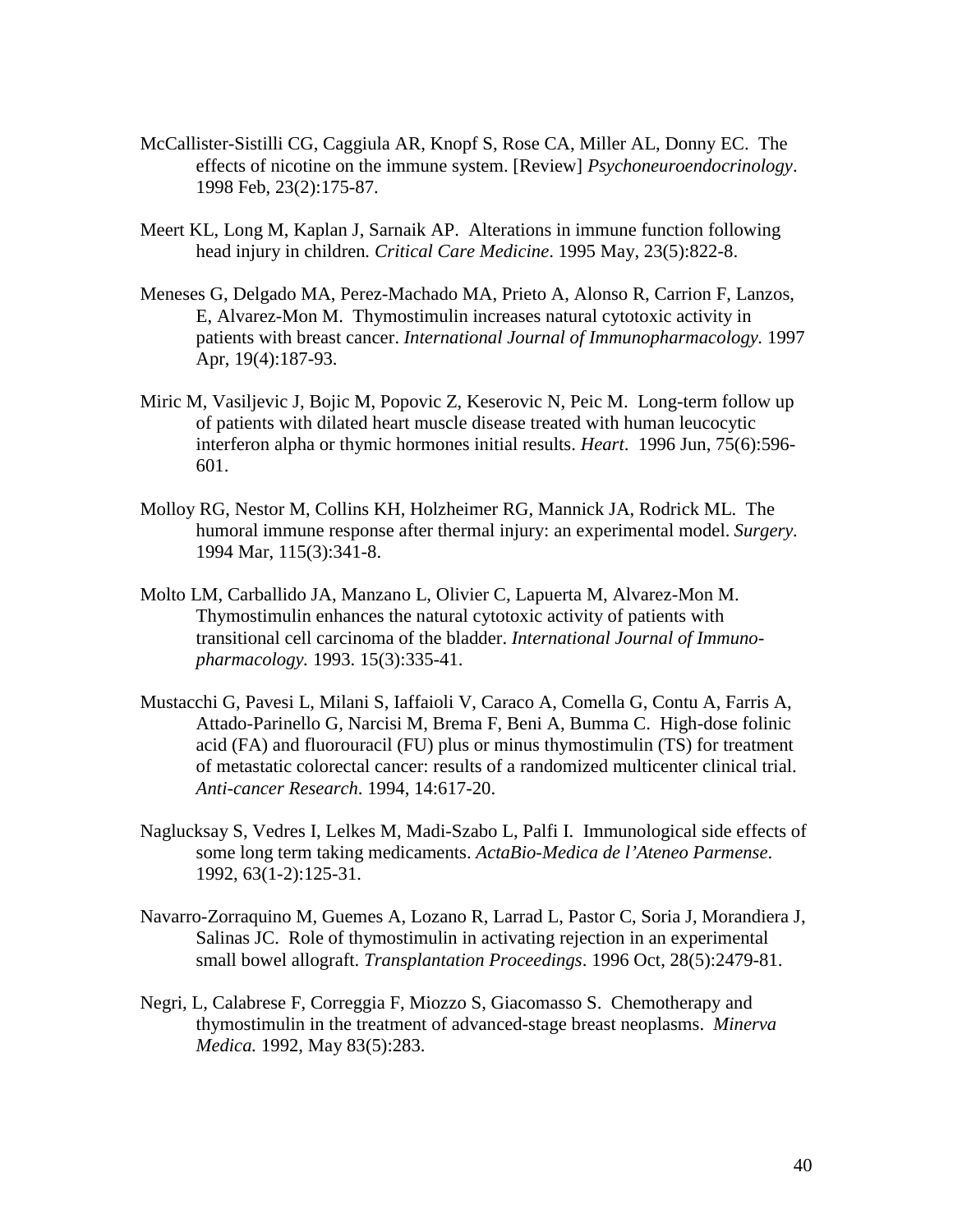McCallister-Sistilli CG, Caggiula AR, Knopf S, Rose CA, Miller AL, Donny EC. The effects of nicotine on the immune system. [Review] *Psychoneuroendocrinology*. 1998 Feb, 23(2):175-87.

Meert KL, Long M, Kaplan J, Sarnaik AP. Alterations in immune function following head injury in children*. Critical Care Medicine*. 1995 May, 23(5):822-8.

Meneses G, Delgado MA, Perez-Machado MA, Prieto A, Alonso R, Carrion F, Lanzos, E, Alvarez-Mon M. Thymostimulin increases natural cytotoxic activity in patients with breast cancer. *International Journal of Immunopharmacology.* 1997 Apr, 19(4):187-93.

Miric M, Vasiljevic J, Bojic M, Popovic Z, Keserovic N, Peic M. Long-term follow up of patients with dilated heart muscle disease treated with human leucocytic interferon alpha or thymic hormones initial results. *Heart*. 1996 Jun, 75(6):596-601.

Molloy RG, Nestor M, Collins KH, Holzheimer RG, Mannick JA, Rodrick ML. The humoral immune response after thermal injury: an experimental model. *Surgery*. 1994 Mar, 115(3):341-8.

Molto LM, Carballido JA, Manzano L, Olivier C, Lapuerta M, Alvarez-Mon M. Thymostimulin enhances the natural cytotoxic activity of patients with transitional cell carcinoma of the bladder. *International Journal of Immuno-pharmacology.* 1993. 15(3):335-41.

Mustacchi G, Pavesi L, Milani S, Iaffaioli V, Caraco A, Comella G, Contu A, Farris A, Attado-Parinello G, Narcisi M, Brema F, Beni A, Bumma C. High-dose folinic acid (FA) and fluorouracil (FU) plus or minus thymostimulin (TS) for treatment of metastatic colorectal cancer: results of a randomized multicenter clinical trial. *Anti-cancer Research*. 1994, 14:617-20.

Naglucksay S, Vedres I, Lelkes M, Madi-Szabo L, Palfi I. Immunological side effects of some long term taking medicaments. *ActaBio-Medica de l'Ateneo Parmense*. 1992, 63(1-2):125-31.

Navarro-Zorraquino M, Guemes A, Lozano R, Larrad L, Pastor C, Soria J, Morandiera J, Salinas JC. Role of thymostimulin in activating rejection in an experimental small bowel allograft. *Transplantation Proceedings*. 1996 Oct, 28(5):2479-81.

Negri, L, Calabrese F, Correggia F, Miozzo S, Giacomasso S. Chemotherapy and thymostimulin in the treatment of advanced-stage breast neoplasms. *Minerva Medica.* 1992, May 83(5):283.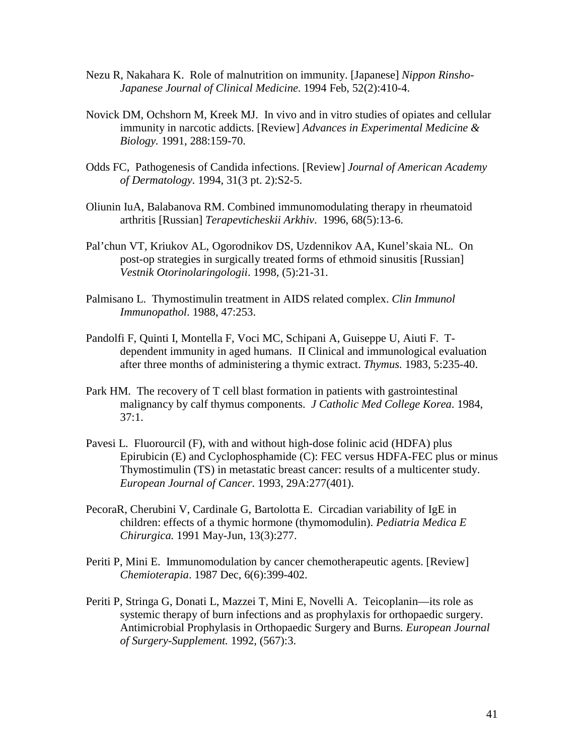Nezu R, Nakahara K. Role of malnutrition on immunity. [Japanese] *Nippon Rinsho-Japanese Journal of Clinical Medicine.* 1994 Feb, 52(2):410-4.

Novick DM, Ochshorn M, Kreek MJ. In vivo and in vitro studies of opiates and cellular immunity in narcotic addicts. [Review] *Advances in Experimental Medicine & Biology.* 1991, 288:159-70.

Odds FC, Pathogenesis of Candida infections. [Review] *Journal of American Academy of Dermatology.* 1994, 31(3 pt. 2):S2-5.

Oliunin IuA, Balabanova RM. Combined immunomodulating therapy in rheumatoid arthritis [Russian] *Terapevticheskii Arkhiv*. 1996, 68(5):13-6.

Pal'chun VT, Kriukov AL, Ogorodnikov DS, Uzdennikov AA, Kunel'skaia NL. On post-op strategies in surgically treated forms of ethmoid sinusitis [Russian] *Vestnik Otorinolaringologii*. 1998, (5):21-31.

Palmisano L. Thymostimulin treatment in AIDS related complex. *Clin Immunol Immunopathol*. 1988, 47:253.

Pandolfi F, Quinti I, Montella F, Voci MC, Schipani A, Guiseppe U, Aiuti F. T-dependent immunity in aged humans. II Clinical and immunological evaluation after three months of administering a thymic extract. *Thymus.* 1983, 5:235-40.

Park HM. The recovery of T cell blast formation in patients with gastrointestinal malignancy by calf thymus components. *J Catholic Med College Korea*. 1984, 37:1.

Pavesi L. Fluorourcil (F), with and without high-dose folinic acid (HDFA) plus Epirubicin (E) and Cyclophosphamide (C): FEC versus HDFA-FEC plus or minus Thymostimulin (TS) in metastatic breast cancer: results of a multicenter study. *European Journal of Cancer*. 1993, 29A:277(401).

PecoraR, Cherubini V, Cardinale G, Bartolotta E. Circadian variability of IgE in children: effects of a thymic hormone (thymomodulin). *Pediatria Medica E Chirurgica.* 1991 May-Jun, 13(3):277.

Periti P, Mini E. Immunomodulation by cancer chemotherapeutic agents. [Review] *Chemioterapia*. 1987 Dec, 6(6):399-402.

Periti P, Stringa G, Donati L, Mazzei T, Mini E, Novelli A. Teicoplanin—its role as systemic therapy of burn infections and as prophylaxis for orthopaedic surgery. Antimicrobial Prophylaxis in Orthopaedic Surgery and Burns*. European Journal of Surgery-Supplement.* 1992, (567):3.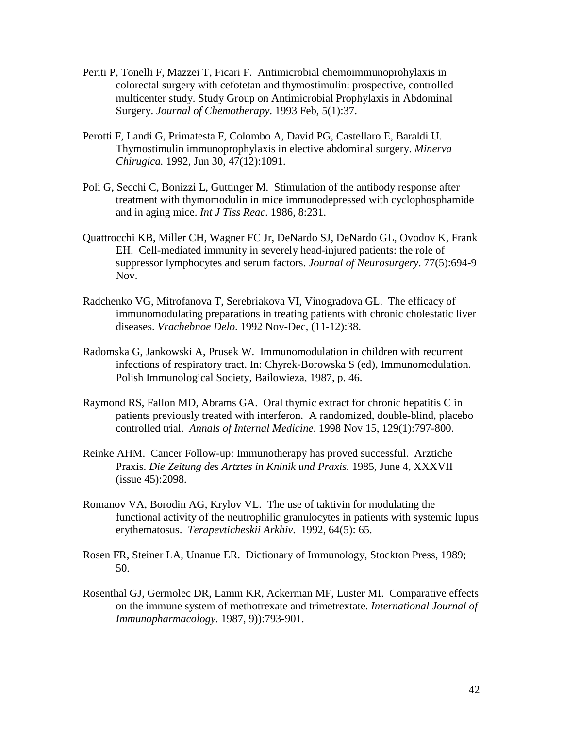Periti P, Tonelli F, Mazzei T, Ficari F. Antimicrobial chemoimmunoprohylaxis in colorectal surgery with cefotetan and thymostimulin: prospective, controlled multicenter study. Study Group on Antimicrobial Prophylaxis in Abdominal Surgery. *Journal of Chemotherapy*. 1993 Feb, 5(1):37.

Perotti F, Landi G, Primatesta F, Colombo A, David PG, Castellaro E, Baraldi U. Thymostimulin immunoprophylaxis in elective abdominal surgery. *Minerva Chirugica.* 1992, Jun 30, 47(12):1091.

Poli G, Secchi C, Bonizzi L, Guttinger M. Stimulation of the antibody response after treatment with thymomodulin in mice immunodepressed with cyclophosphamide and in aging mice. *Int J Tiss Reac*. 1986, 8:231.

Quattrocchi KB, Miller CH, Wagner FC Jr, DeNardo SJ, DeNardo GL, Ovodov K, Frank EH. Cell-mediated immunity in severely head-injured patients: the role of suppressor lymphocytes and serum factors. *Journal of Neurosurgery*. 77(5):694-9 Nov.

Radchenko VG, Mitrofanova T, Serebriakova VI, Vinogradova GL. The efficacy of immunomodulating preparations in treating patients with chronic cholestatic liver diseases. *Vrachebnoe Delo*. 1992 Nov-Dec, (11-12):38.

Radomska G, Jankowski A, Prusek W. Immunomodulation in children with recurrent infections of respiratory tract. In: Chyrek-Borowska S (ed), Immunomodulation. Polish Immunological Society, Bailowieza, 1987, p. 46.

Raymond RS, Fallon MD, Abrams GA. Oral thymic extract for chronic hepatitis C in patients previously treated with interferon. A randomized, double-blind, placebo controlled trial. *Annals of Internal Medicine*. 1998 Nov 15, 129(1):797-800.

Reinke AHM. Cancer Follow-up: Immunotherapy has proved successful. Arztiche Praxis. *Die Zeitung des Artztes in Kninik und Praxis.* 1985, June 4, XXXVII (issue 45):2098.

Romanov VA, Borodin AG, Krylov VL. The use of taktivin for modulating the functional activity of the neutrophilic granulocytes in patients with systemic lupus erythematosus. *Terapevticheskii Arkhiv*. 1992, 64(5): 65.

Rosen FR, Steiner LA, Unanue ER. Dictionary of Immunology, Stockton Press, 1989; 50.

Rosenthal GJ, Germolec DR, Lamm KR, Ackerman MF, Luster MI. Comparative effects on the immune system of methotrexate and trimetrextate. *International Journal of Immunopharmacology.* 1987, 9)):793-901.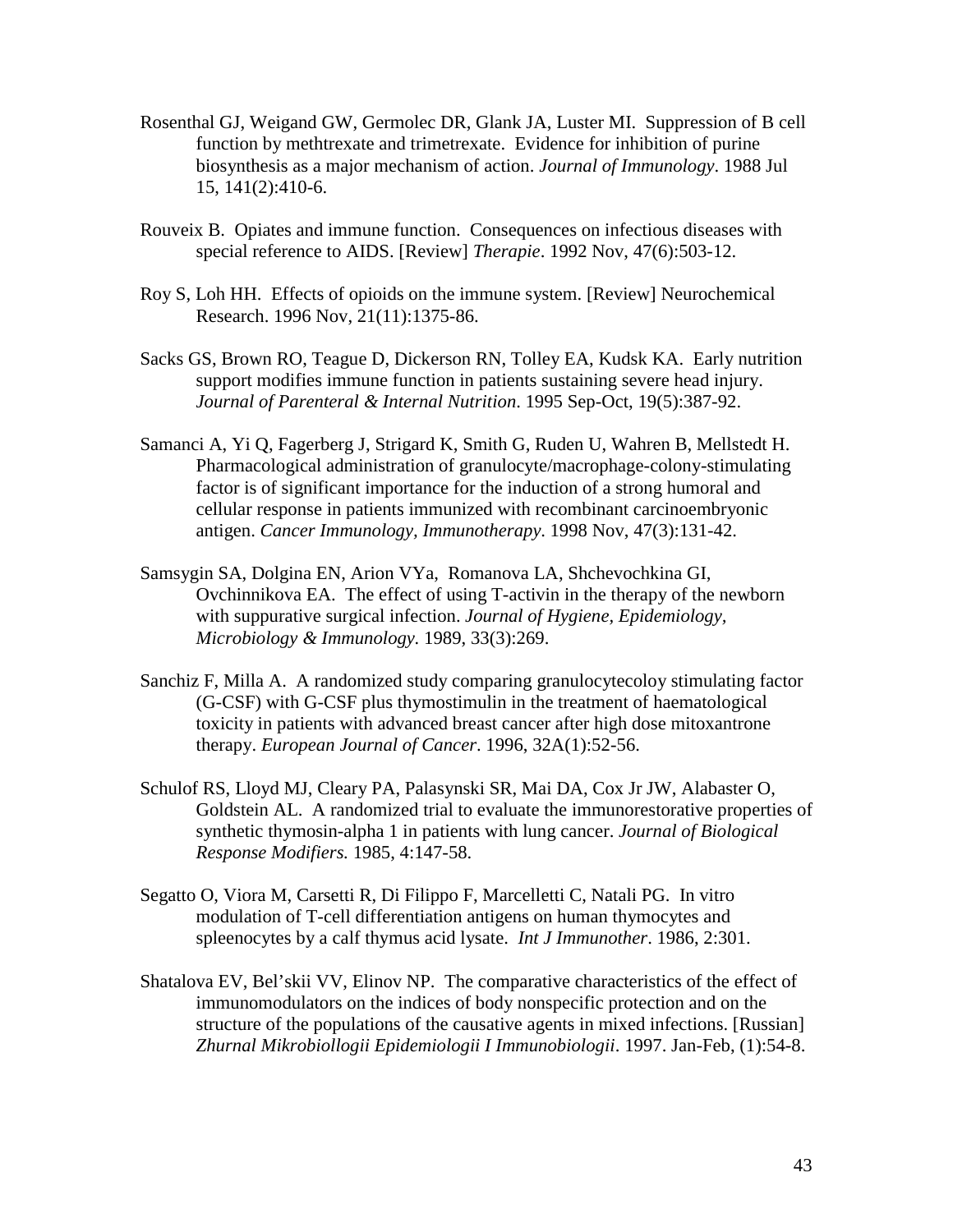Rosenthal GJ, Weigand GW, Germolec DR, Glank JA, Luster MI. Suppression of B cell function by methtrexate and trimetrexate. Evidence for inhibition of purine biosynthesis as a major mechanism of action. *Journal of Immunology*. 1988 Jul 15, 141(2):410-6.

Rouveix B. Opiates and immune function. Consequences on infectious diseases with special reference to AIDS. [Review] *Therapie*. 1992 Nov, 47(6):503-12.

Roy S, Loh HH. Effects of opioids on the immune system. [Review] Neurochemical Research. 1996 Nov, 21(11):1375-86.

Sacks GS, Brown RO, Teague D, Dickerson RN, Tolley EA, Kudsk KA. Early nutrition support modifies immune function in patients sustaining severe head injury. *Journal of Parenteral & Internal Nutrition*. 1995 Sep-Oct, 19(5):387-92.

Samanci A, Yi Q, Fagerberg J, Strigard K, Smith G, Ruden U, Wahren B, Mellstedt H. Pharmacological administration of granulocyte/macrophage-colony-stimulating factor is of significant importance for the induction of a strong humoral and cellular response in patients immunized with recombinant carcinoembryonic antigen. *Cancer Immunology, Immunotherapy*. 1998 Nov, 47(3):131-42.

Samsygin SA, Dolgina EN, Arion VYa, Romanova LA, Shchevochkina GI, Ovchinnikova EA. The effect of using T-activin in the therapy of the newborn with suppurative surgical infection. *Journal of Hygiene, Epidemiology, Microbiology & Immunology.* 1989, 33(3):269.

Sanchiz F, Milla A. A randomized study comparing granulocytecoloy stimulating factor (G-CSF) with G-CSF plus thymostimulin in the treatment of haematological toxicity in patients with advanced breast cancer after high dose mitoxantrone therapy. *European Journal of Cancer*. 1996, 32A(1):52-56.

Schulof RS, Lloyd MJ, Cleary PA, Palasynski SR, Mai DA, Cox Jr JW, Alabaster O, Goldstein AL. A randomized trial to evaluate the immunorestorative properties of synthetic thymosin-alpha 1 in patients with lung cancer. *Journal of Biological Response Modifiers.* 1985, 4:147-58.

Segatto O, Viora M, Carsetti R, Di Filippo F, Marcelletti C, Natali PG. In vitro modulation of T-cell differentiation antigens on human thymocytes and spleenocytes by a calf thymus acid lysate. *Int J Immunother*. 1986, 2:301.

Shatalova EV, Bel'skii VV, Elinov NP. The comparative characteristics of the effect of immunomodulators on the indices of body nonspecific protection and on the structure of the populations of the causative agents in mixed infections. [Russian] *Zhurnal Mikrobiollogii Epidemiologii I Immunobiologii*. 1997. Jan-Feb, (1):54-8.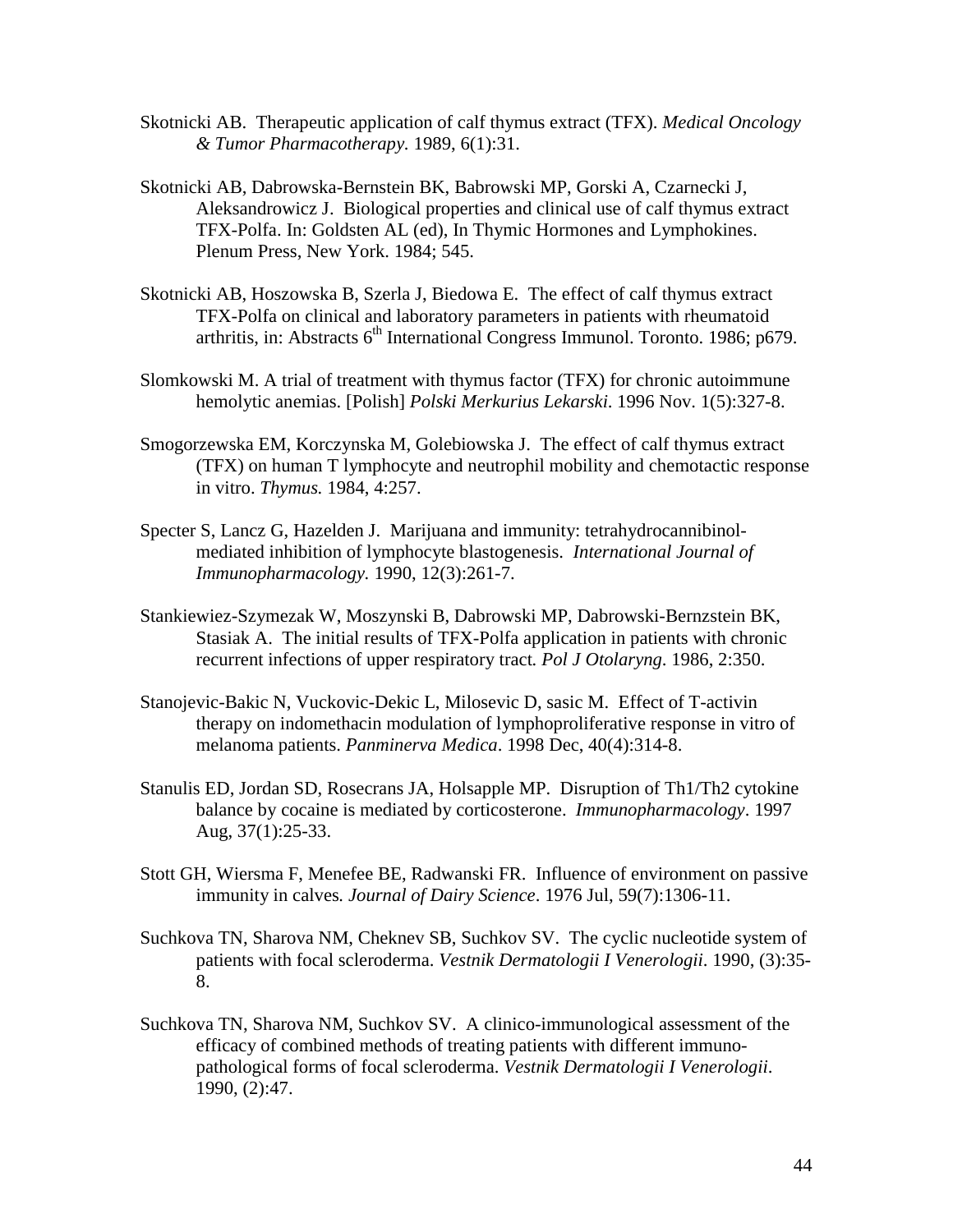Skotnicki AB. Therapeutic application of calf thymus extract (TFX). *Medical Oncology & Tumor Pharmacotherapy*. 1989, 6(1):31.

Skotnicki AB, Dabrowska-Bernstein BK, Babrowski MP, Gorski A, Czarnecki J, Aleksandrowicz J. Biological properties and clinical use of calf thymus extract TFX-Polfa. In: Goldsten AL (ed), In Thymic Hormones and Lymphokines. Plenum Press, New York. 1984; 545.

Skotnicki AB, Hoszowska B, Szerla J, Biedowa E. The effect of calf thymus extract TFX-Polfa on clinical and laboratory parameters in patients with rheumatoid arthritis, in: Abstracts 6th International Congress Immunol. Toronto. 1986; p679.

Slomkowski M. A trial of treatment with thymus factor (TFX) for chronic autoimmune hemolytic anemias. [Polish] *Polski Merkurius Lekarski*. 1996 Nov. 1(5):327-8.

Smogorzewska EM, Korczynska M, Golebiowska J. The effect of calf thymus extract (TFX) on human T lymphocyte and neutrophil mobility and chemotactic response in vitro. *Thymus.* 1984, 4:257.

Specter S, Lancz G, Hazelden J. Marijuana and immunity: tetrahydrocannibinol-mediated inhibition of lymphocyte blastogenesis. *International Journal of Immunopharmacology.* 1990, 12(3):261-7.

Stankiewiez-Szymezak W, Moszynski B, Dabrowski MP, Dabrowski-Bernzstein BK, Stasiak A. The initial results of TFX-Polfa application in patients with chronic recurrent infections of upper respiratory tract. *Pol J Otolaryng*. 1986, 2:350.

Stanojevic-Bakic N, Vuckovic-Dekic L, Milosevic D, sasic M. Effect of T-activin therapy on indomethacin modulation of lymphoproliferative response in vitro of melanoma patients. *Panminerva Medica*. 1998 Dec, 40(4):314-8.

Stanulis ED, Jordan SD, Rosecrans JA, Holsapple MP. Disruption of Th1/Th2 cytokine balance by cocaine is mediated by corticosterone. *Immunopharmacology*. 1997 Aug, 37(1):25-33.

Stott GH, Wiersma F, Menefee BE, Radwanski FR. Influence of environment on passive immunity in calves*. Journal of Dairy Science*. 1976 Jul, 59(7):1306-11.

Suchkova TN, Sharova NM, Cheknev SB, Suchkov SV. The cyclic nucleotide system of patients with focal scleroderma. *Vestnik Dermatologii I Venerologii*. 1990, (3):35-8.

Suchkova TN, Sharova NM, Suchkov SV. A clinico-immunological assessment of the efficacy of combined methods of treating patients with different immuno-pathological forms of focal scleroderma. *Vestnik Dermatologii I Venerologii*. 1990, (2):47.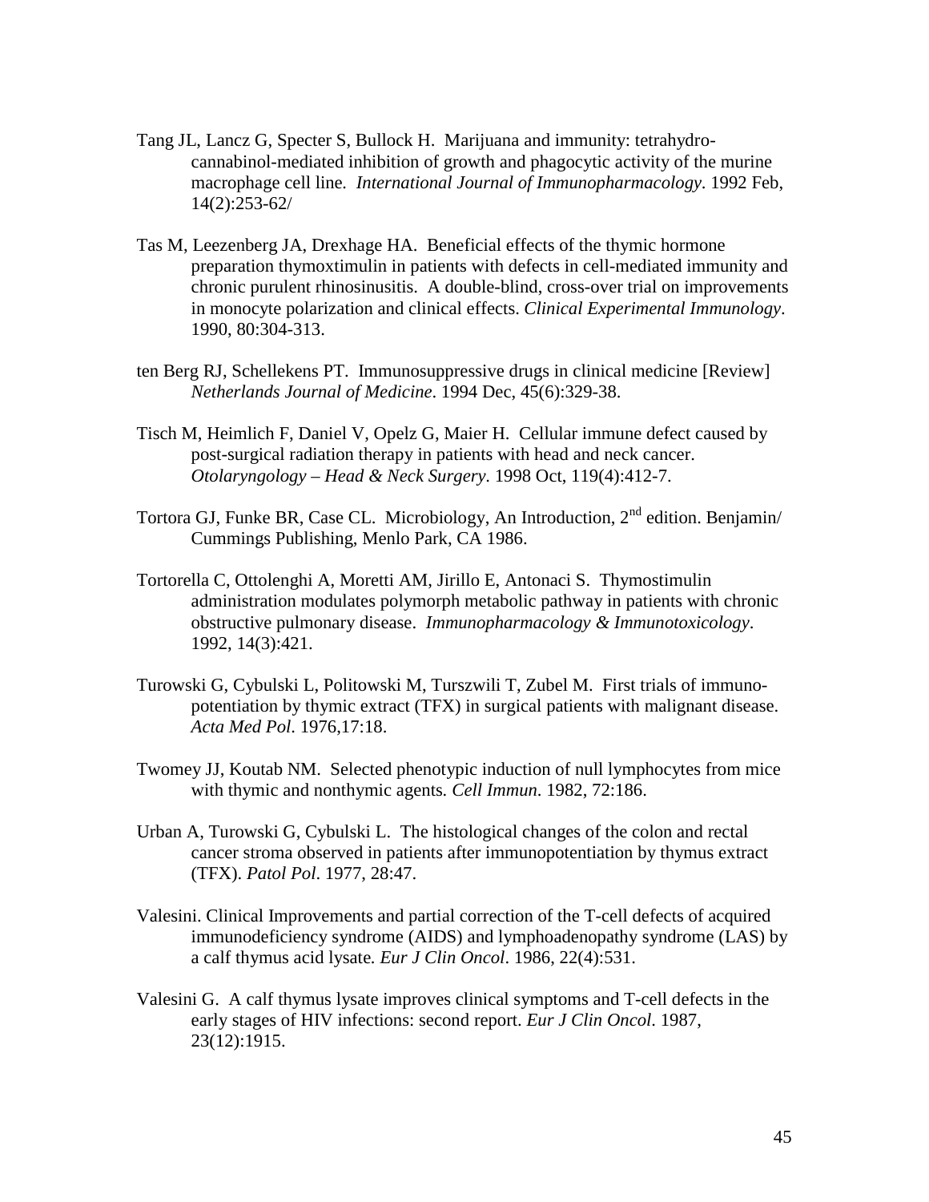Tang JL, Lancz G, Specter S, Bullock H. Marijuana and immunity: tetrahydro-cannabinol-mediated inhibition of growth and phagocytic activity of the murine macrophage cell line. *International Journal of Immunopharmacology*. 1992 Feb, 14(2):253-62/

Tas M, Leezenberg JA, Drexhage HA. Beneficial effects of the thymic hormone preparation thymoxtimulin in patients with defects in cell-mediated immunity and chronic purulent rhinosinusitis. A double-blind, cross-over trial on improvements in monocyte polarization and clinical effects. *Clinical Experimental Immunology*. 1990, 80:304-313.

ten Berg RJ, Schellekens PT. Immunosuppressive drugs in clinical medicine [Review] *Netherlands Journal of Medicine*. 1994 Dec, 45(6):329-38.

Tisch M, Heimlich F, Daniel V, Opelz G, Maier H. Cellular immune defect caused by post-surgical radiation therapy in patients with head and neck cancer. *Otolaryngology – Head & Neck Surgery*. 1998 Oct, 119(4):412-7.

Tortora GJ, Funke BR, Case CL. Microbiology, An Introduction, 2nd edition. Benjamin/ Cummings Publishing, Menlo Park, CA 1986.

Tortorella C, Ottolenghi A, Moretti AM, Jirillo E, Antonaci S. Thymostimulin administration modulates polymorph metabolic pathway in patients with chronic obstructive pulmonary disease. *Immunopharmacology & Immunotoxicology*. 1992, 14(3):421.

Turowski G, Cybulski L, Politowski M, Turszwili T, Zubel M. First trials of immuno-potentiation by thymic extract (TFX) in surgical patients with malignant disease. *Acta Med Pol*. 1976,17:18.

Twomey JJ, Koutab NM. Selected phenotypic induction of null lymphocytes from mice with thymic and nonthymic agents. *Cell Immun*. 1982, 72:186.

Urban A, Turowski G, Cybulski L. The histological changes of the colon and rectal cancer stroma observed in patients after immunopotentiation by thymus extract (TFX). *Patol Pol*. 1977, 28:47.

Valesini. Clinical Improvements and partial correction of the T-cell defects of acquired immunodeficiency syndrome (AIDS) and lymphoadenopathy syndrome (LAS) by a calf thymus acid lysate. *Eur J Clin Oncol*. 1986, 22(4):531.

Valesini G. A calf thymus lysate improves clinical symptoms and T-cell defects in the early stages of HIV infections: second report. *Eur J Clin Oncol*. 1987, 23(12):1915.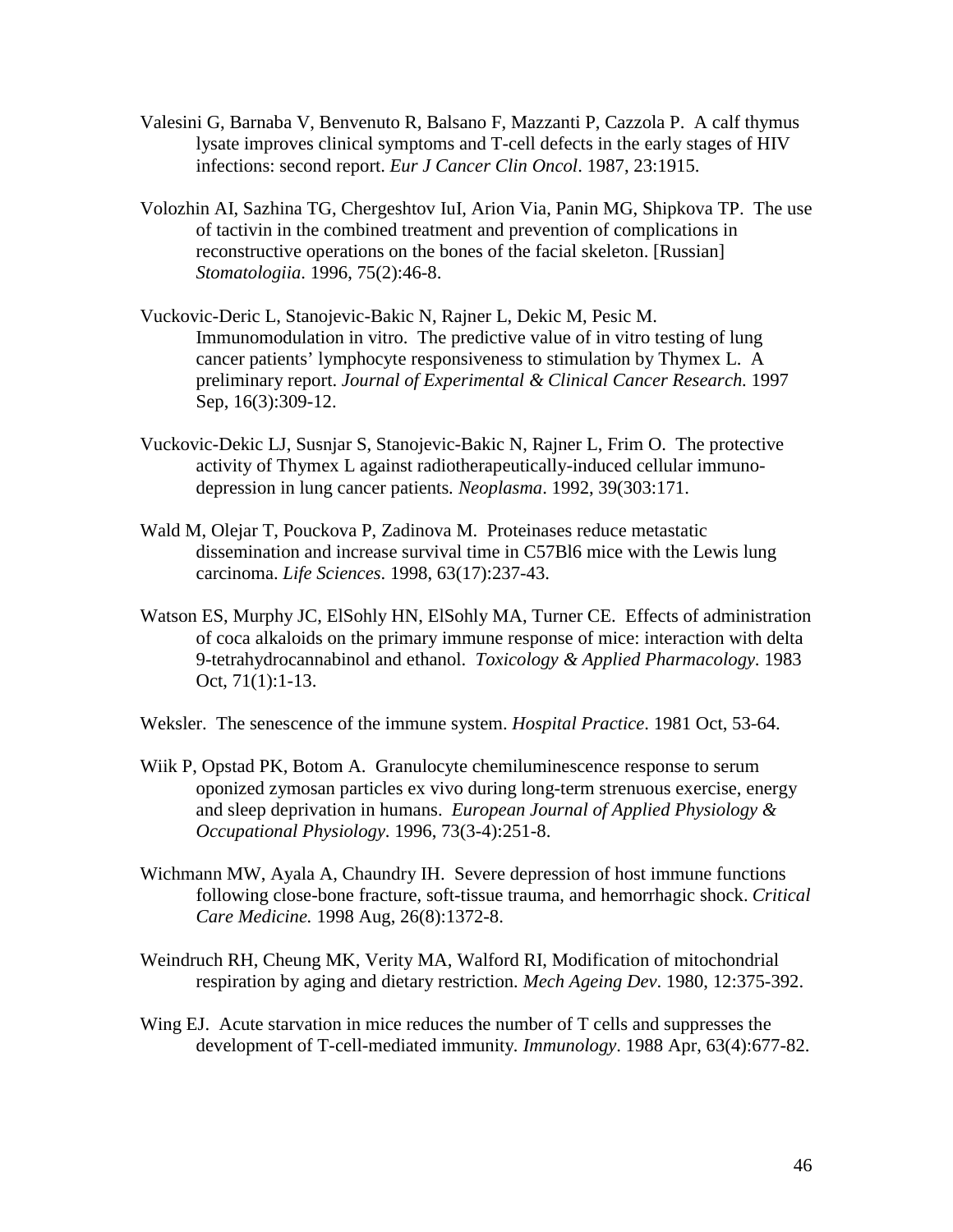Valesini G, Barnaba V, Benvenuto R, Balsano F, Mazzanti P, Cazzola P. A calf thymus lysate improves clinical symptoms and T-cell defects in the early stages of HIV infections: second report. *Eur J Cancer Clin Oncol*. 1987, 23:1915.

Volozhin AI, Sazhina TG, Chergeshtov IuI, Arion Via, Panin MG, Shipkova TP. The use of tactivin in the combined treatment and prevention of complications in reconstructive operations on the bones of the facial skeleton. [Russian] *Stomatologiia*. 1996, 75(2):46-8.

Vuckovic-Deric L, Stanojevic-Bakic N, Rajner L, Dekic M, Pesic M. Immunomodulation in vitro. The predictive value of in vitro testing of lung cancer patients' lymphocyte responsiveness to stimulation by Thymex L. A preliminary report. *Journal of Experimental & Clinical Cancer Research.* 1997 Sep, 16(3):309-12.

Vuckovic-Dekic LJ, Susnjar S, Stanojevic-Bakic N, Rajner L, Frim O. The protective activity of Thymex L against radiotherapeutically-induced cellular immuno-depression in lung cancer patients. *Neoplasma*. 1992, 39(303:171.

Wald M, Olejar T, Pouckova P, Zadinova M. Proteinases reduce metastatic dissemination and increase survival time in C57Bl6 mice with the Lewis lung carcinoma. *Life Sciences*. 1998, 63(17):237-43.

Watson ES, Murphy JC, ElSohly HN, ElSohly MA, Turner CE. Effects of administration of coca alkaloids on the primary immune response of mice: interaction with delta 9-tetrahydrocannabinol and ethanol. *Toxicology & Applied Pharmacology*. 1983 Oct, 71(1):1-13.

Weksler. The senescence of the immune system. *Hospital Practice*. 1981 Oct, 53-64.

Wiik P, Opstad PK, Botom A. Granulocyte chemiluminescence response to serum oponized zymosan particles ex vivo during long-term strenuous exercise, energy and sleep deprivation in humans. *European Journal of Applied Physiology & Occupational Physiology*. 1996, 73(3-4):251-8.

Wichmann MW, Ayala A, Chaundry IH. Severe depression of host immune functions following close-bone fracture, soft-tissue trauma, and hemorrhagic shock. *Critical Care Medicine.* 1998 Aug, 26(8):1372-8.

Weindruch RH, Cheung MK, Verity MA, Walford RI, Modification of mitochondrial respiration by aging and dietary restriction. *Mech Ageing Dev*. 1980, 12:375-392.

Wing EJ. Acute starvation in mice reduces the number of T cells and suppresses the development of T-cell-mediated immunity. *Immunology*. 1988 Apr, 63(4):677-82.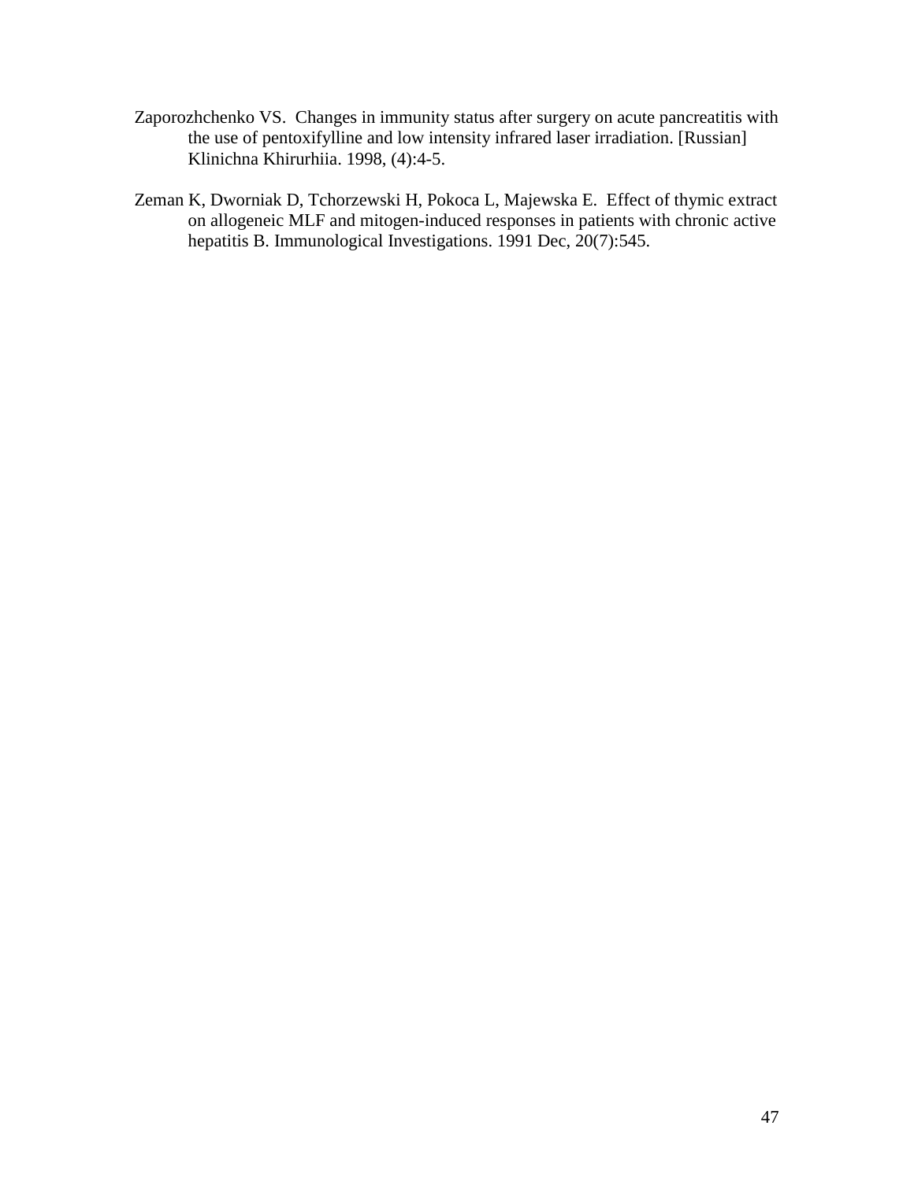Zaporozhchenko VS. Changes in immunity status after surgery on acute pancreatitis with the use of pentoxifylline and low intensity infrared laser irradiation. [Russian] Klinichna Khirurhiia. 1998, (4):4-5.

Zeman K, Dworniak D, Tchorzewski H, Pokoca L, Majewska E. Effect of thymic extract on allogeneic MLF and mitogen-induced responses in patients with chronic active hepatitis B. Immunological Investigations. 1991 Dec, 20(7):545.